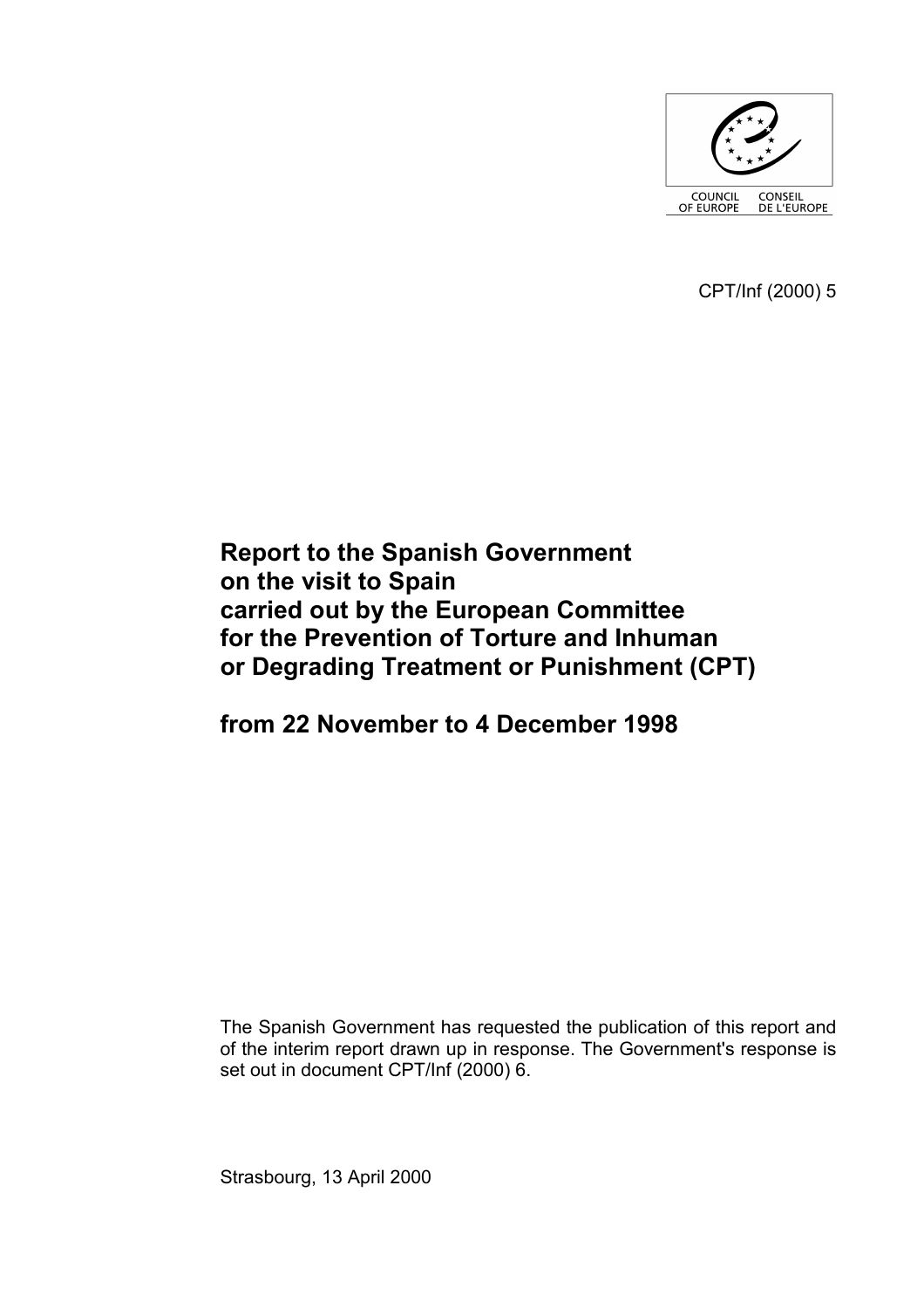COUNCIL OF EUROPE CONSEIL DE L'EUROPE

CPT/Inf (2000) 5

# Report to the Spanish Government on the visit to Spain carried out by the European Committee for the Prevention of Torture and Inhuman or Degrading Treatment or Punishment (CPT)

# from 22 November to 4 December 1998

The Spanish Government has requested the publication of this report and of the interim report drawn up in response. The Government's response is set out in document CPT/Inf (2000) 6.

Strasbourg, 13 April 2000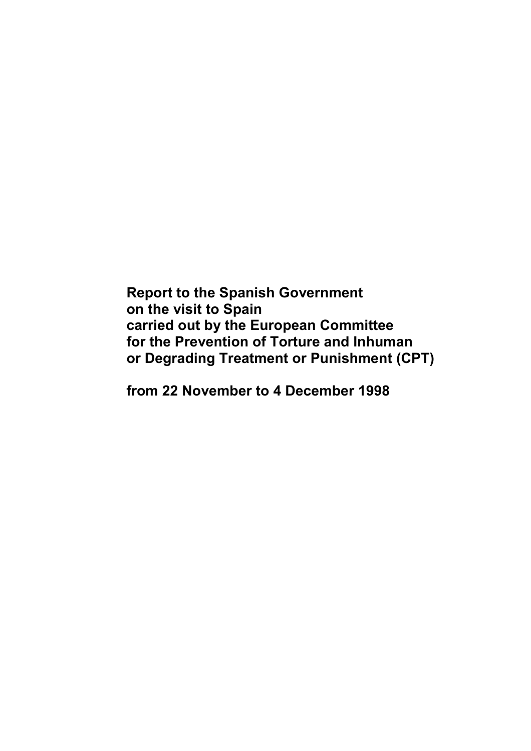**Report to the Spanish Government on the visit to Spain carried out by the European Committee for the Prevention of Torture and Inhuman or Degrading Treatment or Punishment (CPT)**

**from 22 November to 4 December 1998**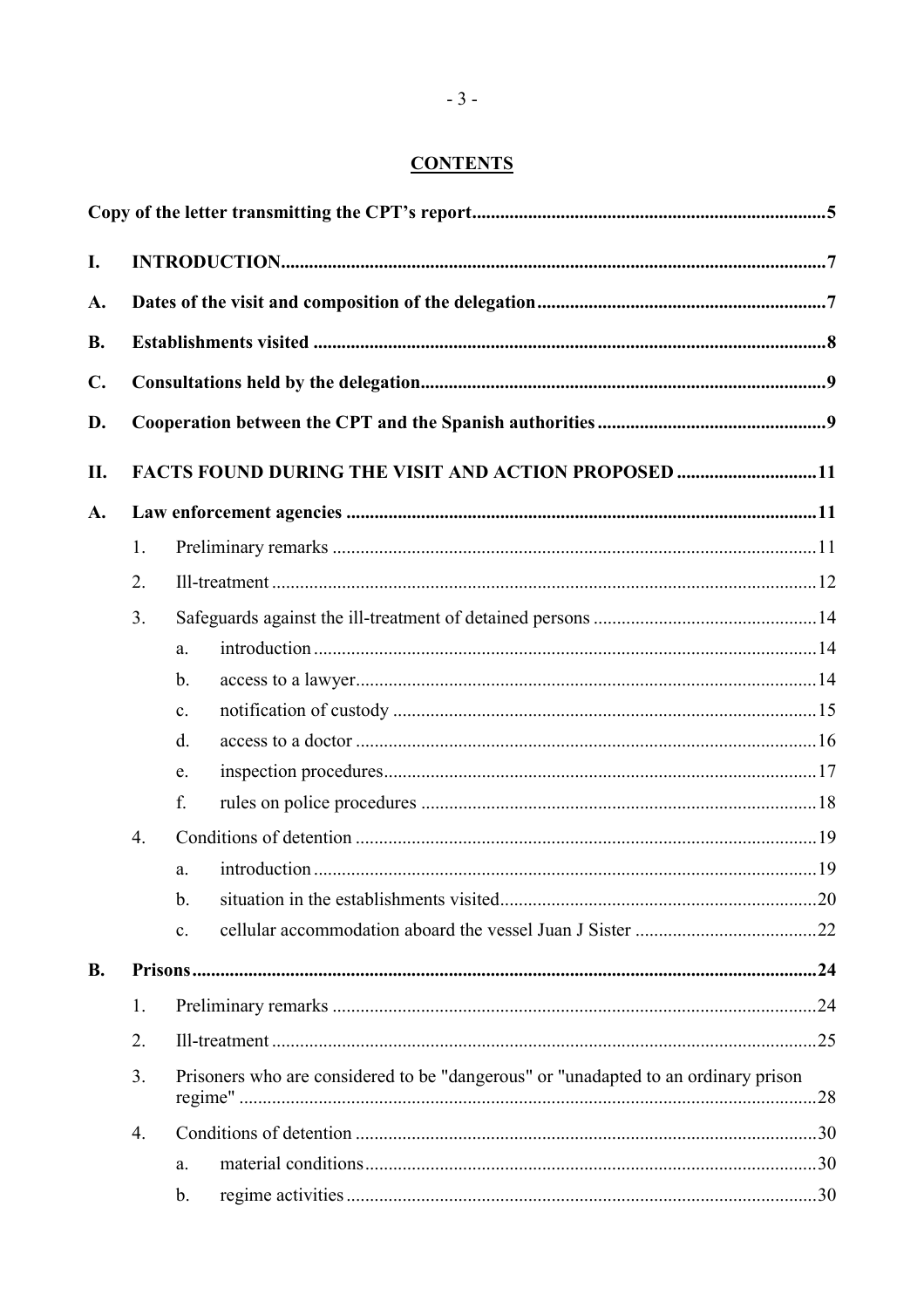## CONTENTS

**Copy of the letter transmitting the CPT's report** .......... 5

**I. INTRODUCTION** .......... 7

**A. Dates of the visit and composition of the delegation** .......... 7

**B. Establishments visited** .......... 8

**C. Consultations held by the delegation** .......... 9

**D. Cooperation between the CPT and the Spanish authorities** .......... 9

**II. FACTS FOUND DURING THE VISIT AND ACTION PROPOSED** .......... 11

**A. Law enforcement agencies** .......... 11

1. Preliminary remarks .......... 11
2. Ill-treatment .......... 12
3. Safeguards against the ill-treatment of detained persons .......... 14
   - a. introduction .......... 14
   - b. access to a lawyer .......... 14
   - c. notification of custody .......... 15
   - d. access to a doctor .......... 16
   - e. inspection procedures .......... 17
   - f. rules on police procedures .......... 18
4. Conditions of detention .......... 19
   - a. introduction .......... 19
   - b. situation in the establishments visited .......... 20
   - c. cellular accommodation aboard the vessel Juan J Sister .......... 22

**B. Prisons** .......... 24

1. Preliminary remarks .......... 24
2. Ill-treatment .......... 25
3. Prisoners who are considered to be "dangerous" or "unadapted to an ordinary prison regime" .......... 28
4. Conditions of detention .......... 30
   - a. material conditions .......... 30
   - b. regime activities .......... 30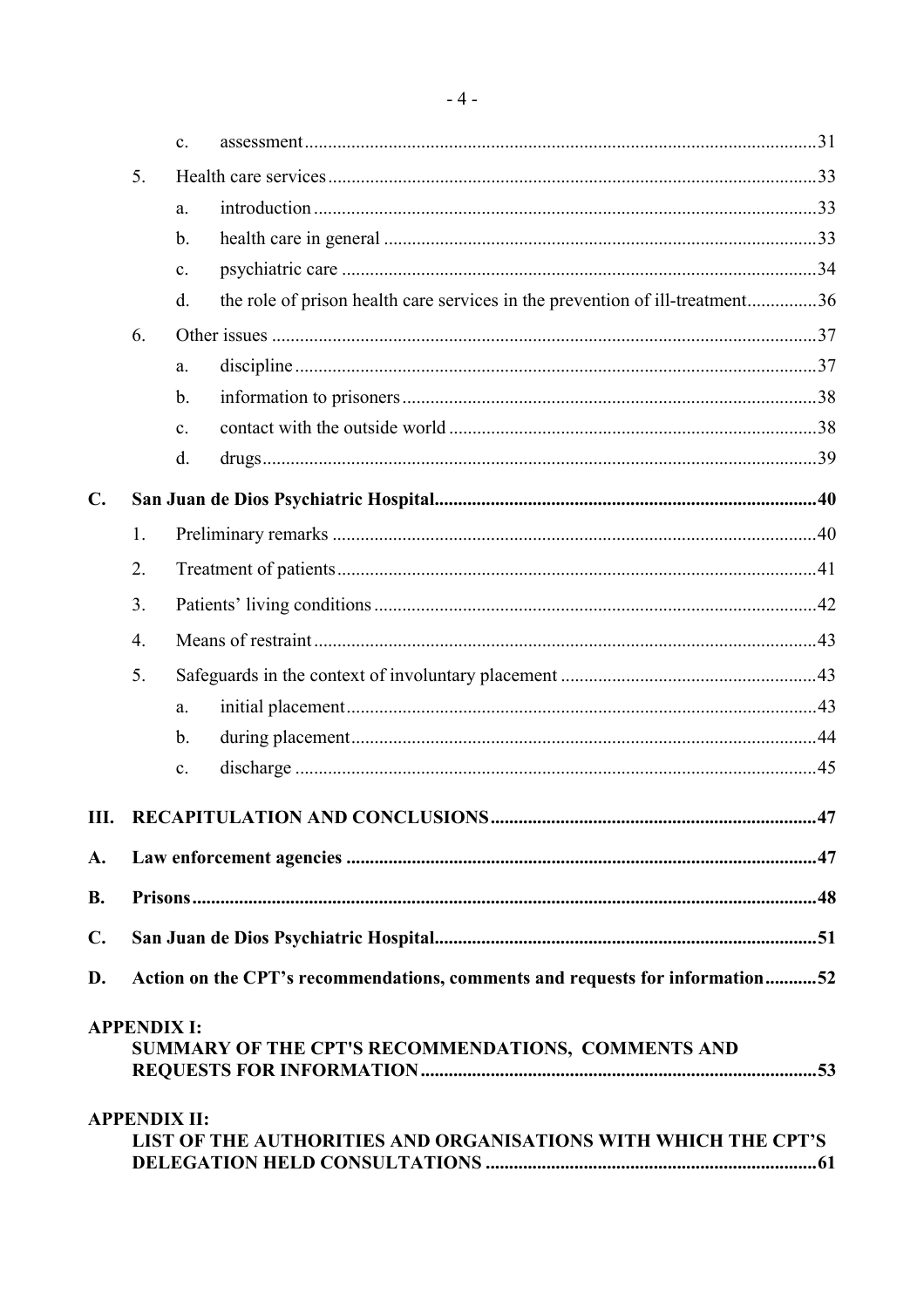c. assessment.....31

5. Health care services.....33

a. introduction.....33

b. health care in general.....33

c. psychiatric care.....34

d. the role of prison health care services in the prevention of ill-treatment.....36

6. Other issues.....37

a. discipline.....37

b. information to prisoners.....38

c. contact with the outside world.....38

d. drugs.....39

**C. San Juan de Dios Psychiatric Hospital.....40**

1. Preliminary remarks.....40

2. Treatment of patients.....41

3. Patients' living conditions.....42

4. Means of restraint.....43

5. Safeguards in the context of involuntary placement.....43

a. initial placement.....43

b. during placement.....44

c. discharge.....45

**III. RECAPITULATION AND CONCLUSIONS.....47**

**A. Law enforcement agencies.....47**

**B. Prisons.....48**

**C. San Juan de Dios Psychiatric Hospital.....51**

**D. Action on the CPT's recommendations, comments and requests for information.....52**

**APPENDIX I:**
**SUMMARY OF THE CPT'S RECOMMENDATIONS, COMMENTS AND REQUESTS FOR INFORMATION.....53**

**APPENDIX II:**
**LIST OF THE AUTHORITIES AND ORGANISATIONS WITH WHICH THE CPT'S DELEGATION HELD CONSULTATIONS.....61**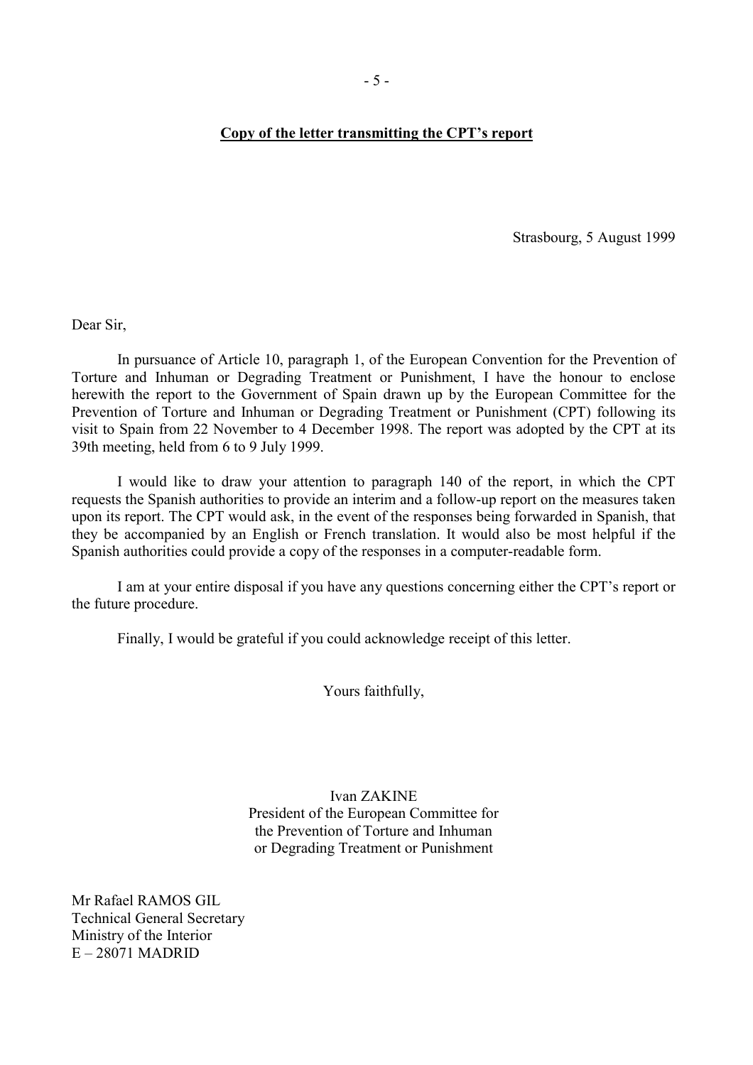**Copy of the letter transmitting the CPT's report**

Strasbourg, 5 August 1999

Dear Sir,

In pursuance of Article 10, paragraph 1, of the European Convention for the Prevention of Torture and Inhuman or Degrading Treatment or Punishment, I have the honour to enclose herewith the report to the Government of Spain drawn up by the European Committee for the Prevention of Torture and Inhuman or Degrading Treatment or Punishment (CPT) following its visit to Spain from 22 November to 4 December 1998. The report was adopted by the CPT at its 39th meeting, held from 6 to 9 July 1999.

I would like to draw your attention to paragraph 140 of the report, in which the CPT requests the Spanish authorities to provide an interim and a follow-up report on the measures taken upon its report. The CPT would ask, in the event of the responses being forwarded in Spanish, that they be accompanied by an English or French translation. It would also be most helpful if the Spanish authorities could provide a copy of the responses in a computer-readable form.

I am at your entire disposal if you have any questions concerning either the CPT's report or the future procedure.

Finally, I would be grateful if you could acknowledge receipt of this letter.

Yours faithfully,

Ivan ZAKINE
President of the European Committee for
the Prevention of Torture and Inhuman
or Degrading Treatment or Punishment

Mr Rafael RAMOS GIL
Technical General Secretary
Ministry of the Interior
E – 28071 MADRID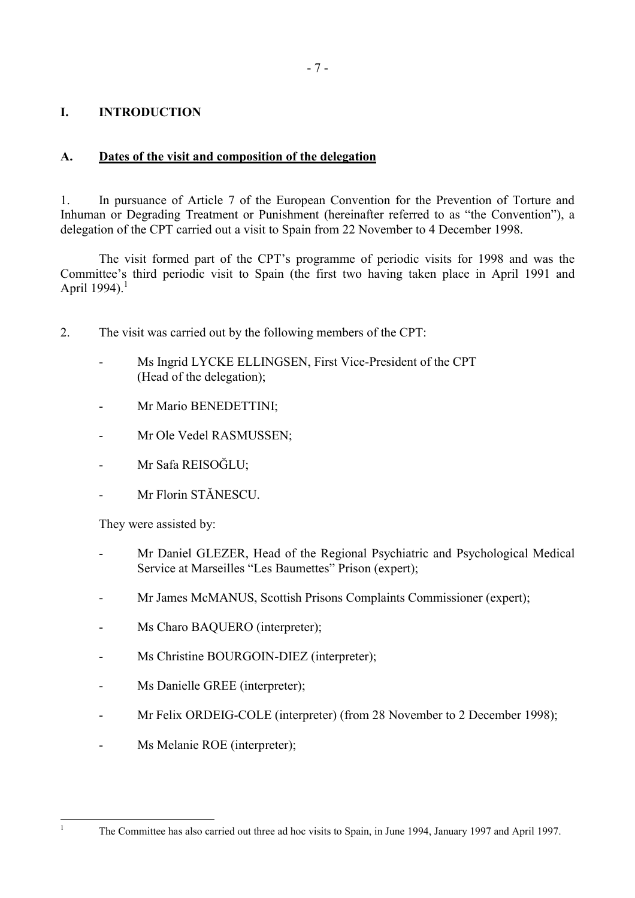# I. INTRODUCTION

## A. Dates of the visit and composition of the delegation

1. In pursuance of Article 7 of the European Convention for the Prevention of Torture and Inhuman or Degrading Treatment or Punishment (hereinafter referred to as "the Convention"), a delegation of the CPT carried out a visit to Spain from 22 November to 4 December 1998.

The visit formed part of the CPT's programme of periodic visits for 1998 and was the Committee's third periodic visit to Spain (the first two having taken place in April 1991 and April 1994).[1]

2. The visit was carried out by the following members of the CPT:

- Ms Ingrid LYCKE ELLINGSEN, First Vice-President of the CPT (Head of the delegation);
- Mr Mario BENEDETTINI;
- Mr Ole Vedel RASMUSSEN;
- Mr Safa REISOĞLU;
- Mr Florin STĂNESCU.

They were assisted by:

- Mr Daniel GLEZER, Head of the Regional Psychiatric and Psychological Medical Service at Marseilles "Les Baumettes" Prison (expert);
- Mr James McMANUS, Scottish Prisons Complaints Commissioner (expert);
- Ms Charo BAQUERO (interpreter);
- Ms Christine BOURGOIN-DIEZ (interpreter);
- Ms Danielle GREE (interpreter);
- Mr Felix ORDEIG-COLE (interpreter) (from 28 November to 2 December 1998);
- Ms Melanie ROE (interpreter);

---

[1] The Committee has also carried out three ad hoc visits to Spain, in June 1994, January 1997 and April 1997.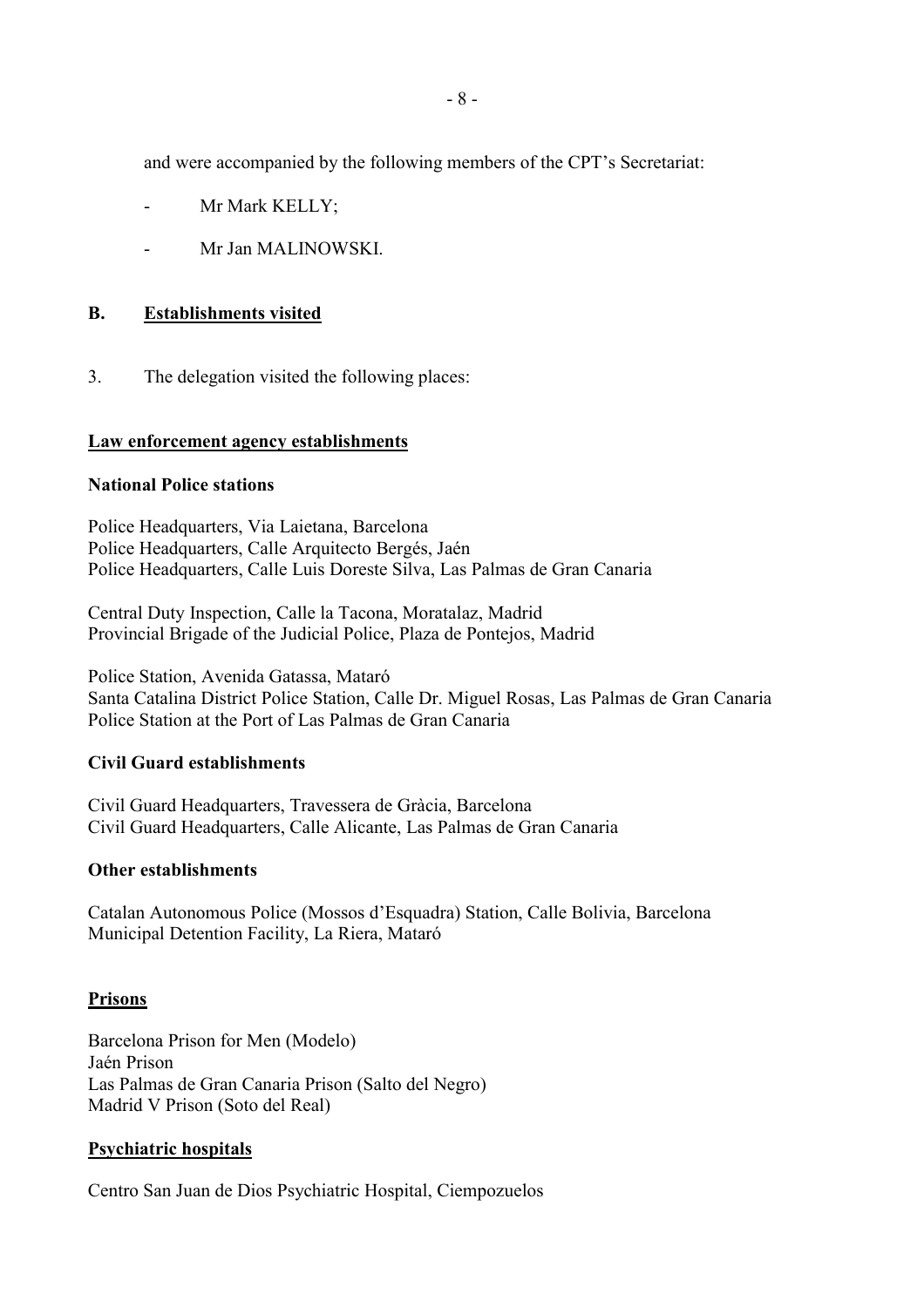and were accompanied by the following members of the CPT's Secretariat:

- Mr Mark KELLY;
- Mr Jan MALINOWSKI.

## B. Establishments visited

3. The delegation visited the following places:

**Law enforcement agency establishments**

**National Police stations**

Police Headquarters, Via Laietana, Barcelona
Police Headquarters, Calle Arquitecto Bergés, Jaén
Police Headquarters, Calle Luis Doreste Silva, Las Palmas de Gran Canaria

Central Duty Inspection, Calle la Tacona, Moratalaz, Madrid
Provincial Brigade of the Judicial Police, Plaza de Pontejos, Madrid

Police Station, Avenida Gatassa, Mataró
Santa Catalina District Police Station, Calle Dr. Miguel Rosas, Las Palmas de Gran Canaria
Police Station at the Port of Las Palmas de Gran Canaria

**Civil Guard establishments**

Civil Guard Headquarters, Travessera de Gràcia, Barcelona
Civil Guard Headquarters, Calle Alicante, Las Palmas de Gran Canaria

**Other establishments**

Catalan Autonomous Police (Mossos d'Esquadra) Station, Calle Bolivia, Barcelona
Municipal Detention Facility, La Riera, Mataró

**Prisons**

Barcelona Prison for Men (Modelo)
Jaén Prison
Las Palmas de Gran Canaria Prison (Salto del Negro)
Madrid V Prison (Soto del Real)

**Psychiatric hospitals**

Centro San Juan de Dios Psychiatric Hospital, Ciempozuelos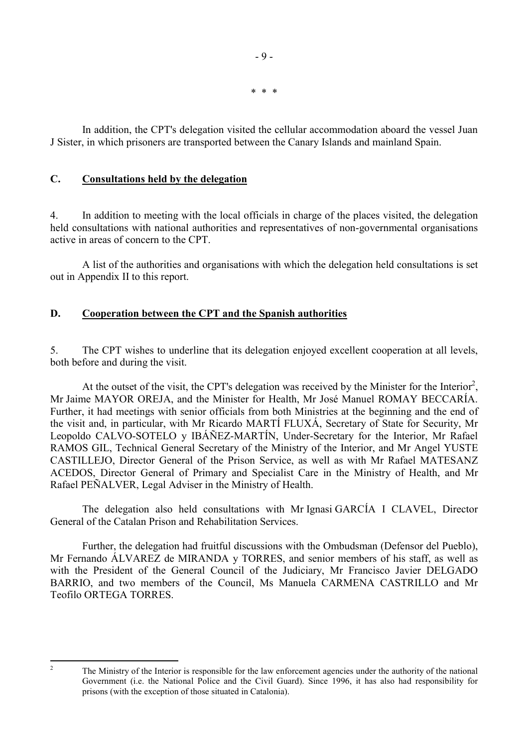\* \* \*

In addition, the CPT's delegation visited the cellular accommodation aboard the vessel Juan J Sister, in which prisoners are transported between the Canary Islands and mainland Spain.

## C. Consultations held by the delegation

4. In addition to meeting with the local officials in charge of the places visited, the delegation held consultations with national authorities and representatives of non-governmental organisations active in areas of concern to the CPT.

A list of the authorities and organisations with which the delegation held consultations is set out in Appendix II to this report.

## D. Cooperation between the CPT and the Spanish authorities

5. The CPT wishes to underline that its delegation enjoyed excellent cooperation at all levels, both before and during the visit.

At the outset of the visit, the CPT's delegation was received by the Minister for the Interior[2], Mr Jaime MAYOR OREJA, and the Minister for Health, Mr José Manuel ROMAY BECCARÍA. Further, it had meetings with senior officials from both Ministries at the beginning and the end of the visit and, in particular, with Mr Ricardo MARTÍ FLUXÁ, Secretary of State for Security, Mr Leopoldo CALVO-SOTELO y IBÁÑEZ-MARTÍN, Under-Secretary for the Interior, Mr Rafael RAMOS GIL, Technical General Secretary of the Ministry of the Interior, and Mr Angel YUSTE CASTILLEJO, Director General of the Prison Service, as well as with Mr Rafael MATESANZ ACEDOS, Director General of Primary and Specialist Care in the Ministry of Health, and Mr Rafael PEÑALVER, Legal Adviser in the Ministry of Health.

The delegation also held consultations with Mr Ignasi GARCÍA I CLAVEL, Director General of the Catalan Prison and Rehabilitation Services.

Further, the delegation had fruitful discussions with the Ombudsman (Defensor del Pueblo), Mr Fernando ÁLVAREZ de MIRANDA y TORRES, and senior members of his staff, as well as with the President of the General Council of the Judiciary, Mr Francisco Javier DELGADO BARRIO, and two members of the Council, Ms Manuela CARMENA CASTRILLO and Mr Teofilo ORTEGA TORRES.

---

[2] The Ministry of the Interior is responsible for the law enforcement agencies under the authority of the national Government (i.e. the National Police and the Civil Guard). Since 1996, it has also had responsibility for prisons (with the exception of those situated in Catalonia).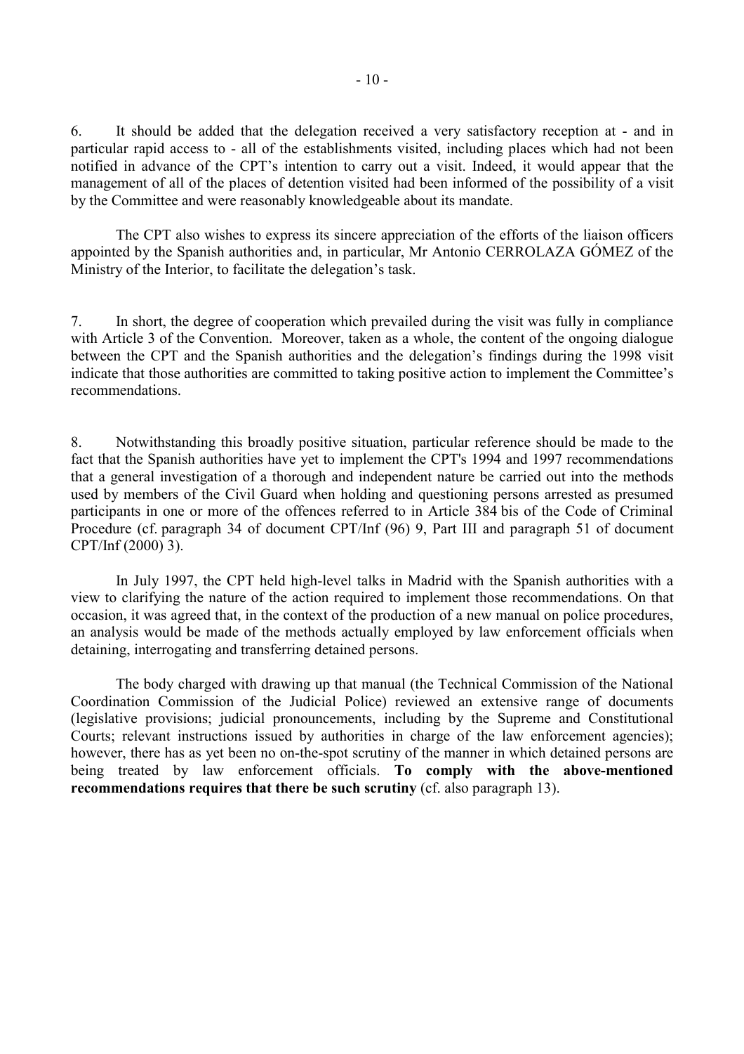6. It should be added that the delegation received a very satisfactory reception at - and in particular rapid access to - all of the establishments visited, including places which had not been notified in advance of the CPT's intention to carry out a visit. Indeed, it would appear that the management of all of the places of detention visited had been informed of the possibility of a visit by the Committee and were reasonably knowledgeable about its mandate.

The CPT also wishes to express its sincere appreciation of the efforts of the liaison officers appointed by the Spanish authorities and, in particular, Mr Antonio CERROLAZA GÓMEZ of the Ministry of the Interior, to facilitate the delegation's task.

7. In short, the degree of cooperation which prevailed during the visit was fully in compliance with Article 3 of the Convention. Moreover, taken as a whole, the content of the ongoing dialogue between the CPT and the Spanish authorities and the delegation's findings during the 1998 visit indicate that those authorities are committed to taking positive action to implement the Committee's recommendations.

8. Notwithstanding this broadly positive situation, particular reference should be made to the fact that the Spanish authorities have yet to implement the CPT's 1994 and 1997 recommendations that a general investigation of a thorough and independent nature be carried out into the methods used by members of the Civil Guard when holding and questioning persons arrested as presumed participants in one or more of the offences referred to in Article 384 bis of the Code of Criminal Procedure (cf. paragraph 34 of document CPT/Inf (96) 9, Part III and paragraph 51 of document CPT/Inf (2000) 3).

In July 1997, the CPT held high-level talks in Madrid with the Spanish authorities with a view to clarifying the nature of the action required to implement those recommendations. On that occasion, it was agreed that, in the context of the production of a new manual on police procedures, an analysis would be made of the methods actually employed by law enforcement officials when detaining, interrogating and transferring detained persons.

The body charged with drawing up that manual (the Technical Commission of the National Coordination Commission of the Judicial Police) reviewed an extensive range of documents (legislative provisions; judicial pronouncements, including by the Supreme and Constitutional Courts; relevant instructions issued by authorities in charge of the law enforcement agencies); however, there has as yet been no on-the-spot scrutiny of the manner in which detained persons are being treated by law enforcement officials. **To comply with the above-mentioned recommendations requires that there be such scrutiny** (cf. also paragraph 13).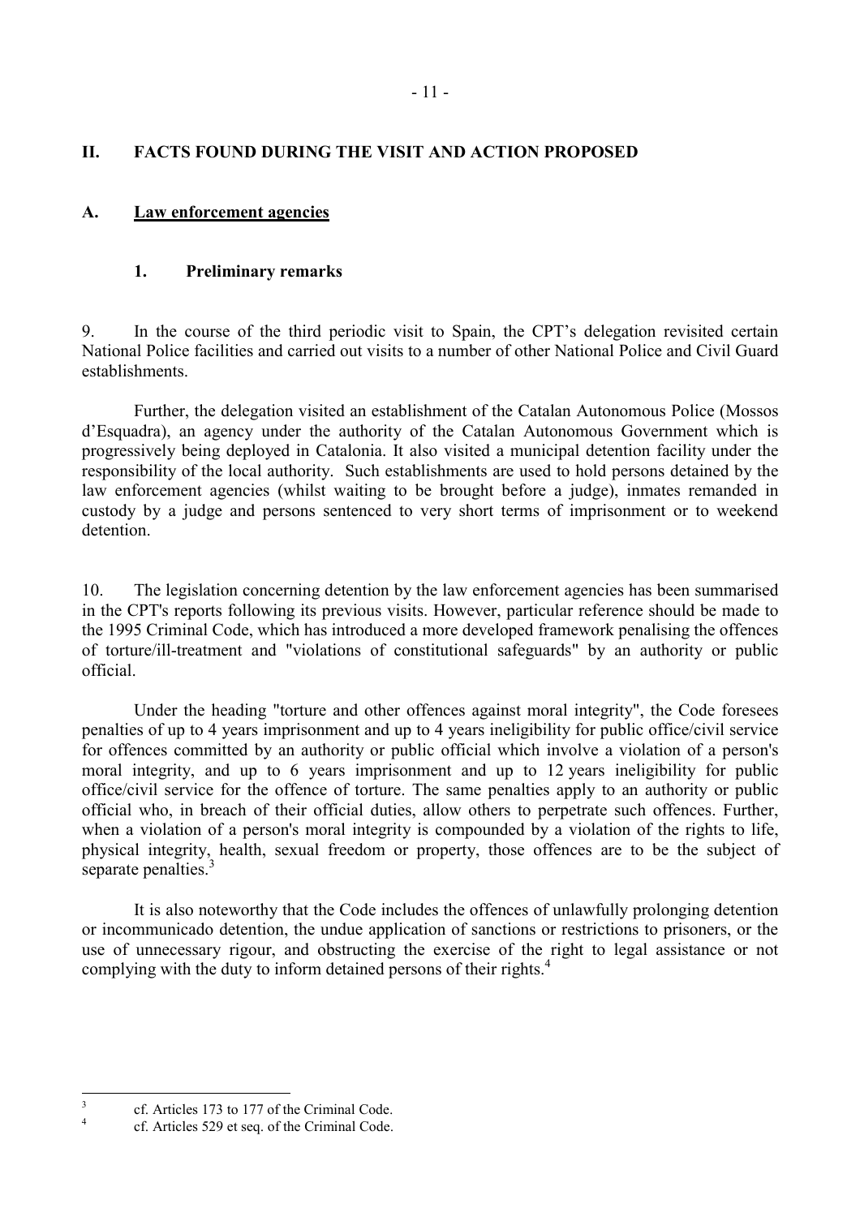## II. FACTS FOUND DURING THE VISIT AND ACTION PROPOSED

### A. Law enforcement agencies

#### 1. Preliminary remarks

9. In the course of the third periodic visit to Spain, the CPT's delegation revisited certain National Police facilities and carried out visits to a number of other National Police and Civil Guard establishments.

Further, the delegation visited an establishment of the Catalan Autonomous Police (Mossos d'Esquadra), an agency under the authority of the Catalan Autonomous Government which is progressively being deployed in Catalonia. It also visited a municipal detention facility under the responsibility of the local authority. Such establishments are used to hold persons detained by the law enforcement agencies (whilst waiting to be brought before a judge), inmates remanded in custody by a judge and persons sentenced to very short terms of imprisonment or to weekend detention.

10. The legislation concerning detention by the law enforcement agencies has been summarised in the CPT's reports following its previous visits. However, particular reference should be made to the 1995 Criminal Code, which has introduced a more developed framework penalising the offences of torture/ill-treatment and "violations of constitutional safeguards" by an authority or public official.

Under the heading "torture and other offences against moral integrity", the Code foresees penalties of up to 4 years imprisonment and up to 4 years ineligibility for public office/civil service for offences committed by an authority or public official which involve a violation of a person's moral integrity, and up to 6 years imprisonment and up to 12 years ineligibility for public office/civil service for the offence of torture. The same penalties apply to an authority or public official who, in breach of their official duties, allow others to perpetrate such offences. Further, when a violation of a person's moral integrity is compounded by a violation of the rights to life, physical integrity, health, sexual freedom or property, those offences are to be the subject of separate penalties.[3]

It is also noteworthy that the Code includes the offences of unlawfully prolonging detention or incommunicado detention, the undue application of sanctions or restrictions to prisoners, or the use of unnecessary rigour, and obstructing the exercise of the right to legal assistance or not complying with the duty to inform detained persons of their rights.[4]

---

[3] cf. Articles 173 to 177 of the Criminal Code.

[4] cf. Articles 529 et seq. of the Criminal Code.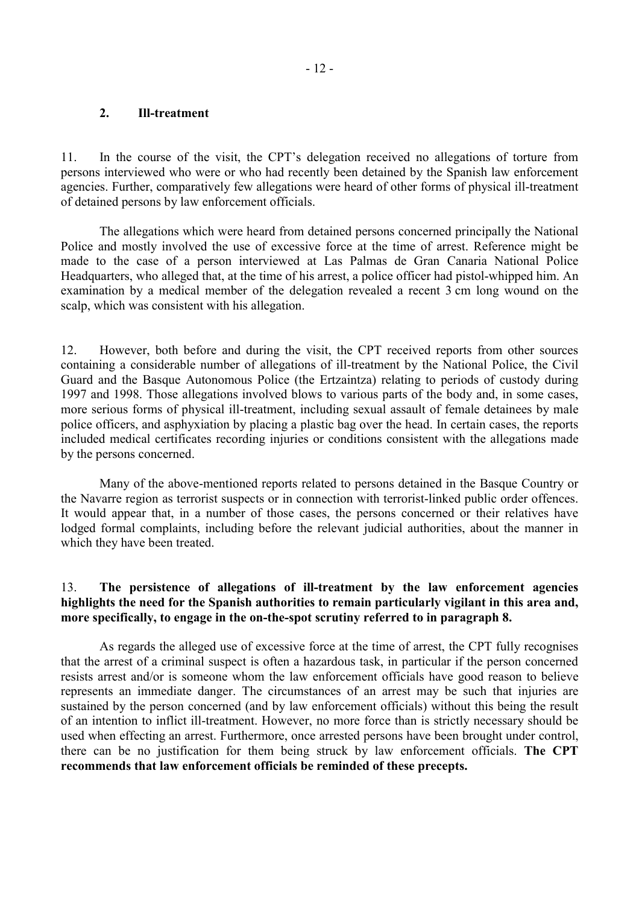### 2. Ill-treatment

11. In the course of the visit, the CPT's delegation received no allegations of torture from persons interviewed who were or who had recently been detained by the Spanish law enforcement agencies. Further, comparatively few allegations were heard of other forms of physical ill-treatment of detained persons by law enforcement officials.

The allegations which were heard from detained persons concerned principally the National Police and mostly involved the use of excessive force at the time of arrest. Reference might be made to the case of a person interviewed at Las Palmas de Gran Canaria National Police Headquarters, who alleged that, at the time of his arrest, a police officer had pistol-whipped him. An examination by a medical member of the delegation revealed a recent 3 cm long wound on the scalp, which was consistent with his allegation.

12. However, both before and during the visit, the CPT received reports from other sources containing a considerable number of allegations of ill-treatment by the National Police, the Civil Guard and the Basque Autonomous Police (the Ertzaintza) relating to periods of custody during 1997 and 1998. Those allegations involved blows to various parts of the body and, in some cases, more serious forms of physical ill-treatment, including sexual assault of female detainees by male police officers, and asphyxiation by placing a plastic bag over the head. In certain cases, the reports included medical certificates recording injuries or conditions consistent with the allegations made by the persons concerned.

Many of the above-mentioned reports related to persons detained in the Basque Country or the Navarre region as terrorist suspects or in connection with terrorist-linked public order offences. It would appear that, in a number of those cases, the persons concerned or their relatives have lodged formal complaints, including before the relevant judicial authorities, about the manner in which they have been treated.

13. **The persistence of allegations of ill-treatment by the law enforcement agencies highlights the need for the Spanish authorities to remain particularly vigilant in this area and, more specifically, to engage in the on-the-spot scrutiny referred to in paragraph 8.**

As regards the alleged use of excessive force at the time of arrest, the CPT fully recognises that the arrest of a criminal suspect is often a hazardous task, in particular if the person concerned resists arrest and/or is someone whom the law enforcement officials have good reason to believe represents an immediate danger. The circumstances of an arrest may be such that injuries are sustained by the person concerned (and by law enforcement officials) without this being the result of an intention to inflict ill-treatment. However, no more force than is strictly necessary should be used when effecting an arrest. Furthermore, once arrested persons have been brought under control, there can be no justification for them being struck by law enforcement officials. **The CPT recommends that law enforcement officials be reminded of these precepts.**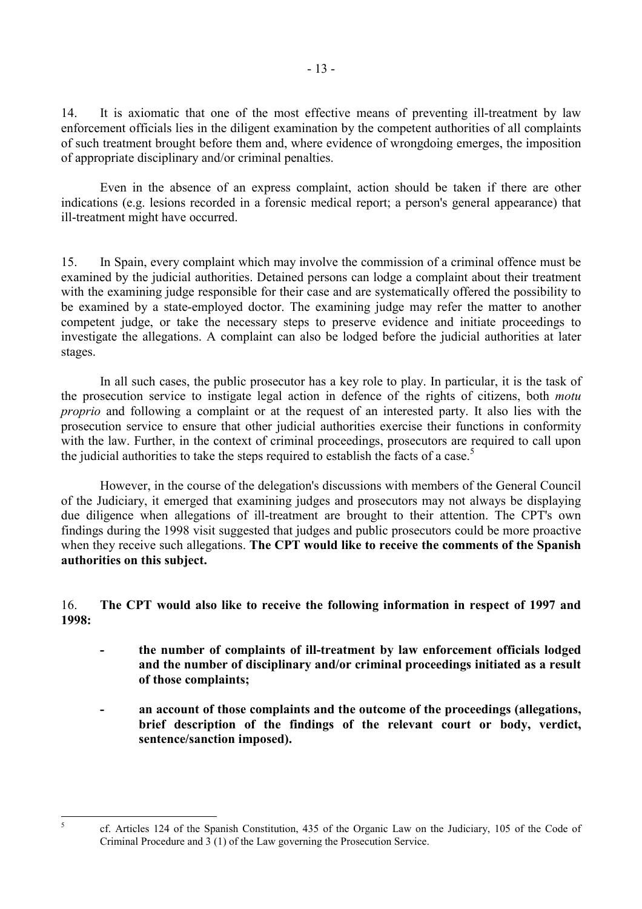14. It is axiomatic that one of the most effective means of preventing ill-treatment by law enforcement officials lies in the diligent examination by the competent authorities of all complaints of such treatment brought before them and, where evidence of wrongdoing emerges, the imposition of appropriate disciplinary and/or criminal penalties.

Even in the absence of an express complaint, action should be taken if there are other indications (e.g. lesions recorded in a forensic medical report; a person's general appearance) that ill-treatment might have occurred.

15. In Spain, every complaint which may involve the commission of a criminal offence must be examined by the judicial authorities. Detained persons can lodge a complaint about their treatment with the examining judge responsible for their case and are systematically offered the possibility to be examined by a state-employed doctor. The examining judge may refer the matter to another competent judge, or take the necessary steps to preserve evidence and initiate proceedings to investigate the allegations. A complaint can also be lodged before the judicial authorities at later stages.

In all such cases, the public prosecutor has a key role to play. In particular, it is the task of the prosecution service to instigate legal action in defence of the rights of citizens, both *motu proprio* and following a complaint or at the request of an interested party. It also lies with the prosecution service to ensure that other judicial authorities exercise their functions in conformity with the law. Further, in the context of criminal proceedings, prosecutors are required to call upon the judicial authorities to take the steps required to establish the facts of a case.[5]

However, in the course of the delegation's discussions with members of the General Council of the Judiciary, it emerged that examining judges and prosecutors may not always be displaying due diligence when allegations of ill-treatment are brought to their attention. The CPT's own findings during the 1998 visit suggested that judges and public prosecutors could be more proactive when they receive such allegations. **The CPT would like to receive the comments of the Spanish authorities on this subject.**

16. **The CPT would also like to receive the following information in respect of 1997 and 1998:**

- **the number of complaints of ill-treatment by law enforcement officials lodged and the number of disciplinary and/or criminal proceedings initiated as a result of those complaints;**

- **an account of those complaints and the outcome of the proceedings (allegations, brief description of the findings of the relevant court or body, verdict, sentence/sanction imposed).**

---

[5] cf. Articles 124 of the Spanish Constitution, 435 of the Organic Law on the Judiciary, 105 of the Code of Criminal Procedure and 3 (1) of the Law governing the Prosecution Service.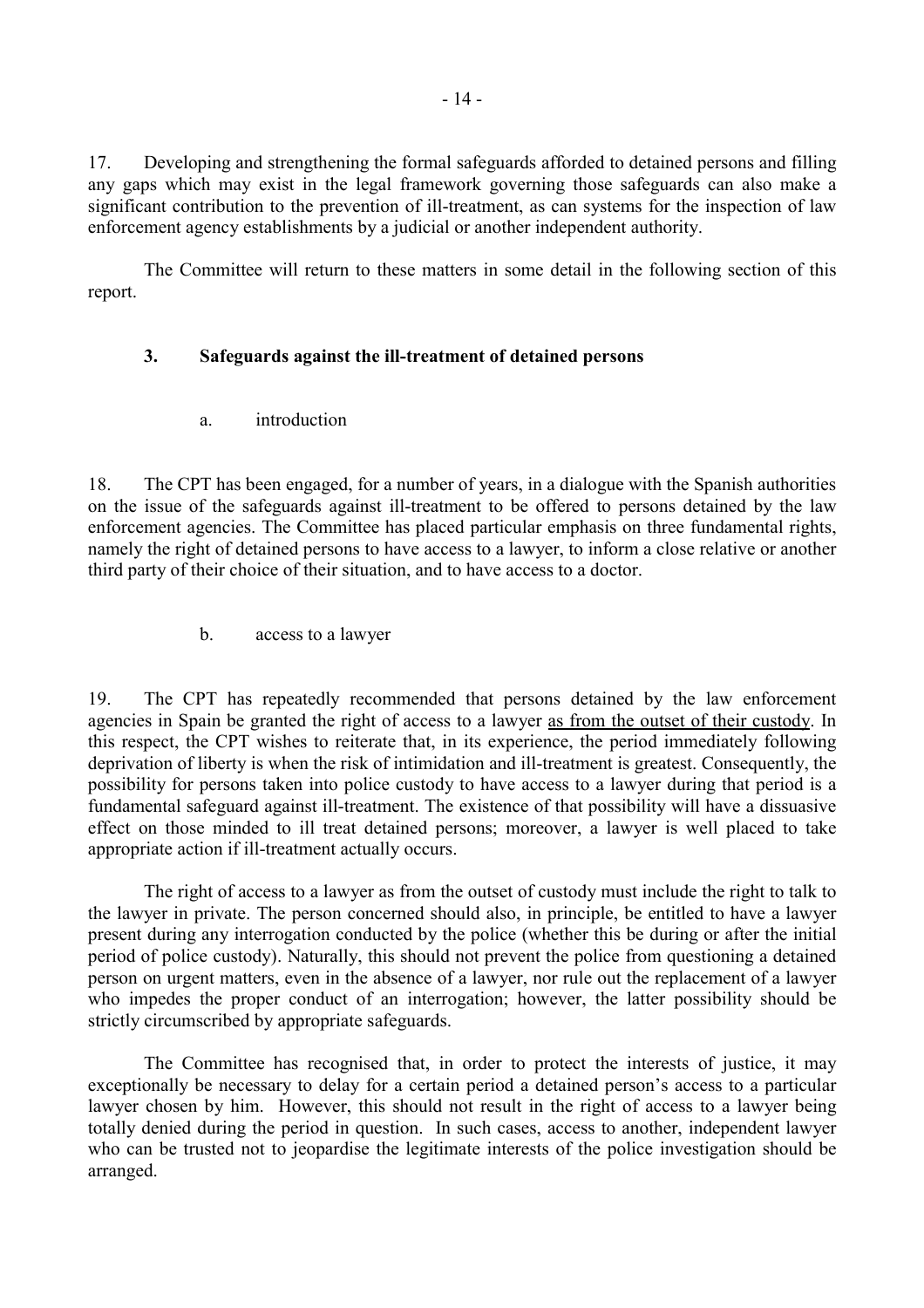17. Developing and strengthening the formal safeguards afforded to detained persons and filling any gaps which may exist in the legal framework governing those safeguards can also make a significant contribution to the prevention of ill-treatment, as can systems for the inspection of law enforcement agency establishments by a judicial or another independent authority.

The Committee will return to these matters in some detail in the following section of this report.

### 3. Safeguards against the ill-treatment of detained persons

#### a. introduction

18. The CPT has been engaged, for a number of years, in a dialogue with the Spanish authorities on the issue of the safeguards against ill-treatment to be offered to persons detained by the law enforcement agencies. The Committee has placed particular emphasis on three fundamental rights, namely the right of detained persons to have access to a lawyer, to inform a close relative or another third party of their choice of their situation, and to have access to a doctor.

#### b. access to a lawyer

19. The CPT has repeatedly recommended that persons detained by the law enforcement agencies in Spain be granted the right of access to a lawyer as from the outset of their custody. In this respect, the CPT wishes to reiterate that, in its experience, the period immediately following deprivation of liberty is when the risk of intimidation and ill-treatment is greatest. Consequently, the possibility for persons taken into police custody to have access to a lawyer during that period is a fundamental safeguard against ill-treatment. The existence of that possibility will have a dissuasive effect on those minded to ill treat detained persons; moreover, a lawyer is well placed to take appropriate action if ill-treatment actually occurs.

The right of access to a lawyer as from the outset of custody must include the right to talk to the lawyer in private. The person concerned should also, in principle, be entitled to have a lawyer present during any interrogation conducted by the police (whether this be during or after the initial period of police custody). Naturally, this should not prevent the police from questioning a detained person on urgent matters, even in the absence of a lawyer, nor rule out the replacement of a lawyer who impedes the proper conduct of an interrogation; however, the latter possibility should be strictly circumscribed by appropriate safeguards.

The Committee has recognised that, in order to protect the interests of justice, it may exceptionally be necessary to delay for a certain period a detained person's access to a particular lawyer chosen by him. However, this should not result in the right of access to a lawyer being totally denied during the period in question. In such cases, access to another, independent lawyer who can be trusted not to jeopardise the legitimate interests of the police investigation should be arranged.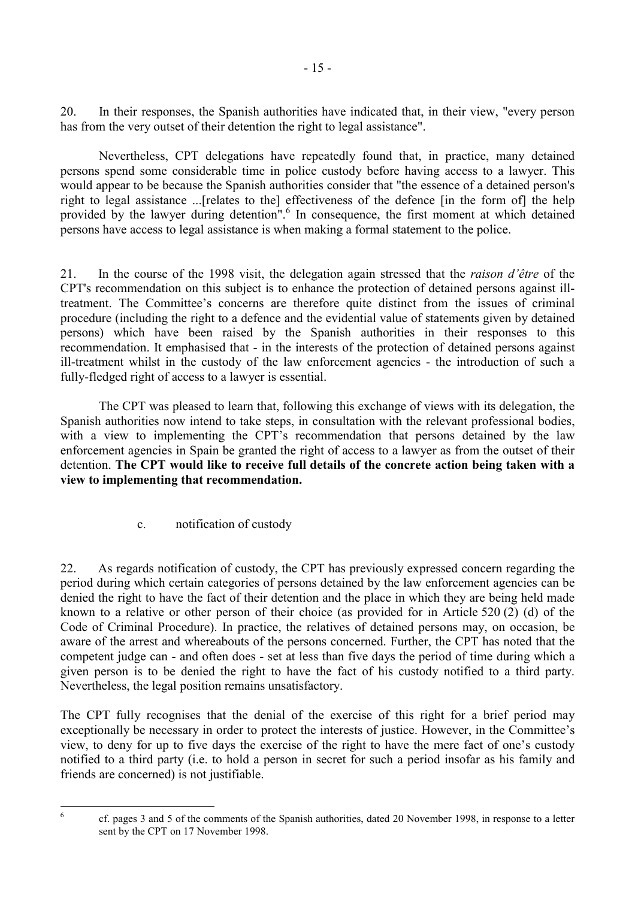20. In their responses, the Spanish authorities have indicated that, in their view, "every person has from the very outset of their detention the right to legal assistance".

Nevertheless, CPT delegations have repeatedly found that, in practice, many detained persons spend some considerable time in police custody before having access to a lawyer. This would appear to be because the Spanish authorities consider that "the essence of a detained person's right to legal assistance ...[relates to the] effectiveness of the defence [in the form of] the help provided by the lawyer during detention".[6] In consequence, the first moment at which detained persons have access to legal assistance is when making a formal statement to the police.

21. In the course of the 1998 visit, the delegation again stressed that the *raison d'être* of the CPT's recommendation on this subject is to enhance the protection of detained persons against ill-treatment. The Committee's concerns are therefore quite distinct from the issues of criminal procedure (including the right to a defence and the evidential value of statements given by detained persons) which have been raised by the Spanish authorities in their responses to this recommendation. It emphasised that - in the interests of the protection of detained persons against ill-treatment whilst in the custody of the law enforcement agencies - the introduction of such a fully-fledged right of access to a lawyer is essential.

The CPT was pleased to learn that, following this exchange of views with its delegation, the Spanish authorities now intend to take steps, in consultation with the relevant professional bodies, with a view to implementing the CPT's recommendation that persons detained by the law enforcement agencies in Spain be granted the right of access to a lawyer as from the outset of their detention. **The CPT would like to receive full details of the concrete action being taken with a view to implementing that recommendation.**

### c. notification of custody

22. As regards notification of custody, the CPT has previously expressed concern regarding the period during which certain categories of persons detained by the law enforcement agencies can be denied the right to have the fact of their detention and the place in which they are being held made known to a relative or other person of their choice (as provided for in Article 520 (2) (d) of the Code of Criminal Procedure). In practice, the relatives of detained persons may, on occasion, be aware of the arrest and whereabouts of the persons concerned. Further, the CPT has noted that the competent judge can - and often does - set at less than five days the period of time during which a given person is to be denied the right to have the fact of his custody notified to a third party. Nevertheless, the legal position remains unsatisfactory.

The CPT fully recognises that the denial of the exercise of this right for a brief period may exceptionally be necessary in order to protect the interests of justice. However, in the Committee's view, to deny for up to five days the exercise of the right to have the mere fact of one's custody notified to a third party (i.e. to hold a person in secret for such a period insofar as his family and friends are concerned) is not justifiable.

---

[6] cf. pages 3 and 5 of the comments of the Spanish authorities, dated 20 November 1998, in response to a letter sent by the CPT on 17 November 1998.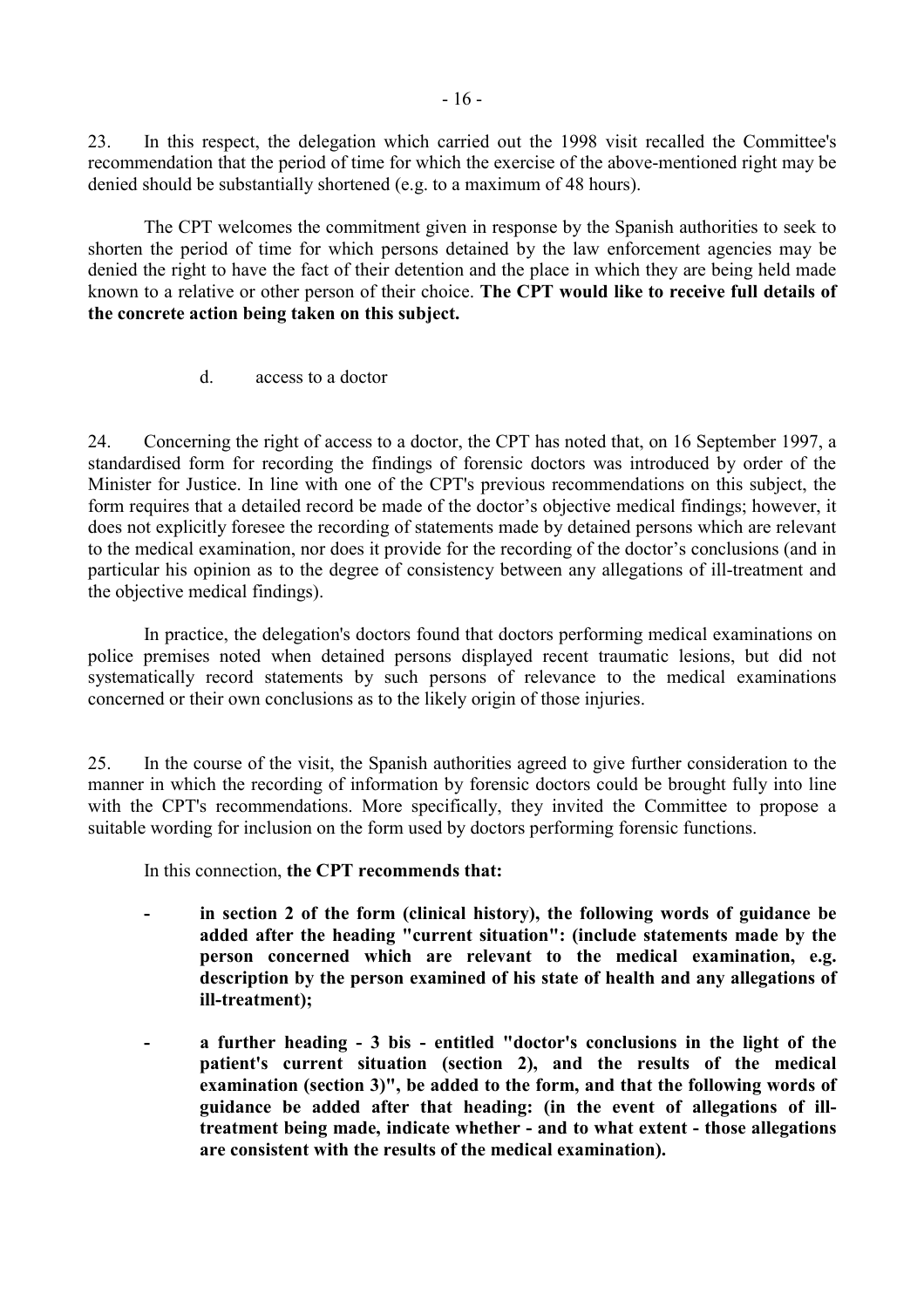23. In this respect, the delegation which carried out the 1998 visit recalled the Committee's recommendation that the period of time for which the exercise of the above-mentioned right may be denied should be substantially shortened (e.g. to a maximum of 48 hours).

The CPT welcomes the commitment given in response by the Spanish authorities to seek to shorten the period of time for which persons detained by the law enforcement agencies may be denied the right to have the fact of their detention and the place in which they are being held made known to a relative or other person of their choice. **The CPT would like to receive full details of the concrete action being taken on this subject.**

d. access to a doctor

24. Concerning the right of access to a doctor, the CPT has noted that, on 16 September 1997, a standardised form for recording the findings of forensic doctors was introduced by order of the Minister for Justice. In line with one of the CPT's previous recommendations on this subject, the form requires that a detailed record be made of the doctor's objective medical findings; however, it does not explicitly foresee the recording of statements made by detained persons which are relevant to the medical examination, nor does it provide for the recording of the doctor's conclusions (and in particular his opinion as to the degree of consistency between any allegations of ill-treatment and the objective medical findings).

In practice, the delegation's doctors found that doctors performing medical examinations on police premises noted when detained persons displayed recent traumatic lesions, but did not systematically record statements by such persons of relevance to the medical examinations concerned or their own conclusions as to the likely origin of those injuries.

25. In the course of the visit, the Spanish authorities agreed to give further consideration to the manner in which the recording of information by forensic doctors could be brought fully into line with the CPT's recommendations. More specifically, they invited the Committee to propose a suitable wording for inclusion on the form used by doctors performing forensic functions.

In this connection, **the CPT recommends that:**

- **in section 2 of the form (clinical history), the following words of guidance be added after the heading "current situation": (include statements made by the person concerned which are relevant to the medical examination, e.g. description by the person examined of his state of health and any allegations of ill-treatment);**

- **a further heading - 3 bis - entitled "doctor's conclusions in the light of the patient's current situation (section 2), and the results of the medical examination (section 3)", be added to the form, and that the following words of guidance be added after that heading: (in the event of allegations of ill-treatment being made, indicate whether - and to what extent - those allegations are consistent with the results of the medical examination).**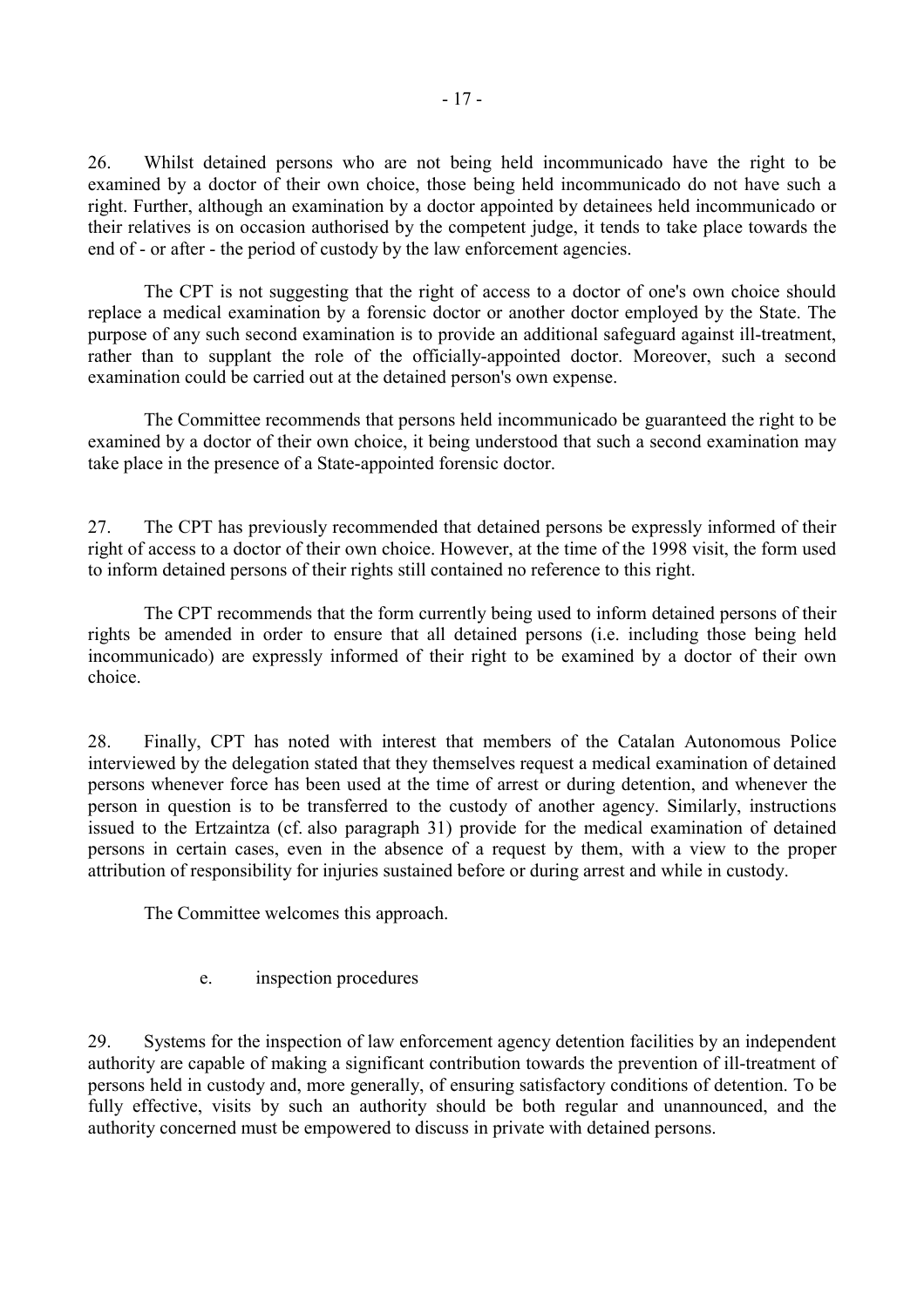26. Whilst detained persons who are not being held incommunicado have the right to be examined by a doctor of their own choice, those being held incommunicado do not have such a right. Further, although an examination by a doctor appointed by detainees held incommunicado or their relatives is on occasion authorised by the competent judge, it tends to take place towards the end of - or after - the period of custody by the law enforcement agencies.

The CPT is not suggesting that the right of access to a doctor of one's own choice should replace a medical examination by a forensic doctor or another doctor employed by the State. The purpose of any such second examination is to provide an additional safeguard against ill-treatment, rather than to supplant the role of the officially-appointed doctor. Moreover, such a second examination could be carried out at the detained person's own expense.

The Committee recommends that persons held incommunicado be guaranteed the right to be examined by a doctor of their own choice, it being understood that such a second examination may take place in the presence of a State-appointed forensic doctor.

27. The CPT has previously recommended that detained persons be expressly informed of their right of access to a doctor of their own choice. However, at the time of the 1998 visit, the form used to inform detained persons of their rights still contained no reference to this right.

The CPT recommends that the form currently being used to inform detained persons of their rights be amended in order to ensure that all detained persons (i.e. including those being held incommunicado) are expressly informed of their right to be examined by a doctor of their own choice.

28. Finally, CPT has noted with interest that members of the Catalan Autonomous Police interviewed by the delegation stated that they themselves request a medical examination of detained persons whenever force has been used at the time of arrest or during detention, and whenever the person in question is to be transferred to the custody of another agency. Similarly, instructions issued to the Ertzaintza (cf. also paragraph 31) provide for the medical examination of detained persons in certain cases, even in the absence of a request by them, with a view to the proper attribution of responsibility for injuries sustained before or during arrest and while in custody.

The Committee welcomes this approach.

### e. inspection procedures

29. Systems for the inspection of law enforcement agency detention facilities by an independent authority are capable of making a significant contribution towards the prevention of ill-treatment of persons held in custody and, more generally, of ensuring satisfactory conditions of detention. To be fully effective, visits by such an authority should be both regular and unannounced, and the authority concerned must be empowered to discuss in private with detained persons.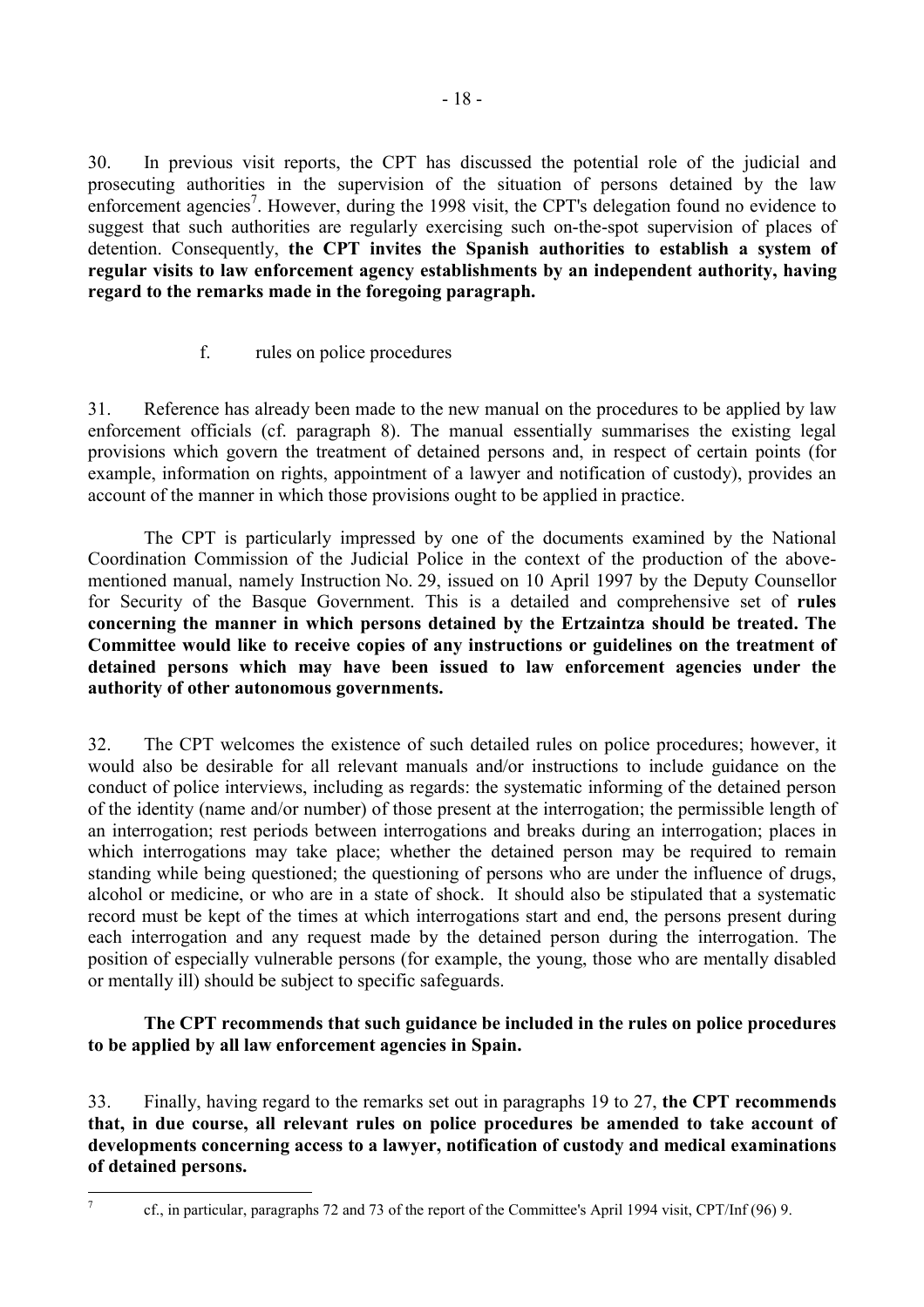30. In previous visit reports, the CPT has discussed the potential role of the judicial and prosecuting authorities in the supervision of the situation of persons detained by the law enforcement agencies[7]. However, during the 1998 visit, the CPT's delegation found no evidence to suggest that such authorities are regularly exercising such on-the-spot supervision of places of detention. Consequently, **the CPT invites the Spanish authorities to establish a system of regular visits to law enforcement agency establishments by an independent authority, having regard to the remarks made in the foregoing paragraph.**

### f. rules on police procedures

31. Reference has already been made to the new manual on the procedures to be applied by law enforcement officials (cf. paragraph 8). The manual essentially summarises the existing legal provisions which govern the treatment of detained persons and, in respect of certain points (for example, information on rights, appointment of a lawyer and notification of custody), provides an account of the manner in which those provisions ought to be applied in practice.

The CPT is particularly impressed by one of the documents examined by the National Coordination Commission of the Judicial Police in the context of the production of the above-mentioned manual, namely Instruction No. 29, issued on 10 April 1997 by the Deputy Counsellor for Security of the Basque Government. This is a detailed and comprehensive set of **rules concerning the manner in which persons detained by the Ertzaintza should be treated. The Committee would like to receive copies of any instructions or guidelines on the treatment of detained persons which may have been issued to law enforcement agencies under the authority of other autonomous governments.**

32. The CPT welcomes the existence of such detailed rules on police procedures; however, it would also be desirable for all relevant manuals and/or instructions to include guidance on the conduct of police interviews, including as regards: the systematic informing of the detained person of the identity (name and/or number) of those present at the interrogation; the permissible length of an interrogation; rest periods between interrogations and breaks during an interrogation; places in which interrogations may take place; whether the detained person may be required to remain standing while being questioned; the questioning of persons who are under the influence of drugs, alcohol or medicine, or who are in a state of shock. It should also be stipulated that a systematic record must be kept of the times at which interrogations start and end, the persons present during each interrogation and any request made by the detained person during the interrogation. The position of especially vulnerable persons (for example, the young, those who are mentally disabled or mentally ill) should be subject to specific safeguards.

**The CPT recommends that such guidance be included in the rules on police procedures to be applied by all law enforcement agencies in Spain.**

33. Finally, having regard to the remarks set out in paragraphs 19 to 27, **the CPT recommends that, in due course, all relevant rules on police procedures be amended to take account of developments concerning access to a lawyer, notification of custody and medical examinations of detained persons.**

---

[7] cf., in particular, paragraphs 72 and 73 of the report of the Committee's April 1994 visit, CPT/Inf (96) 9.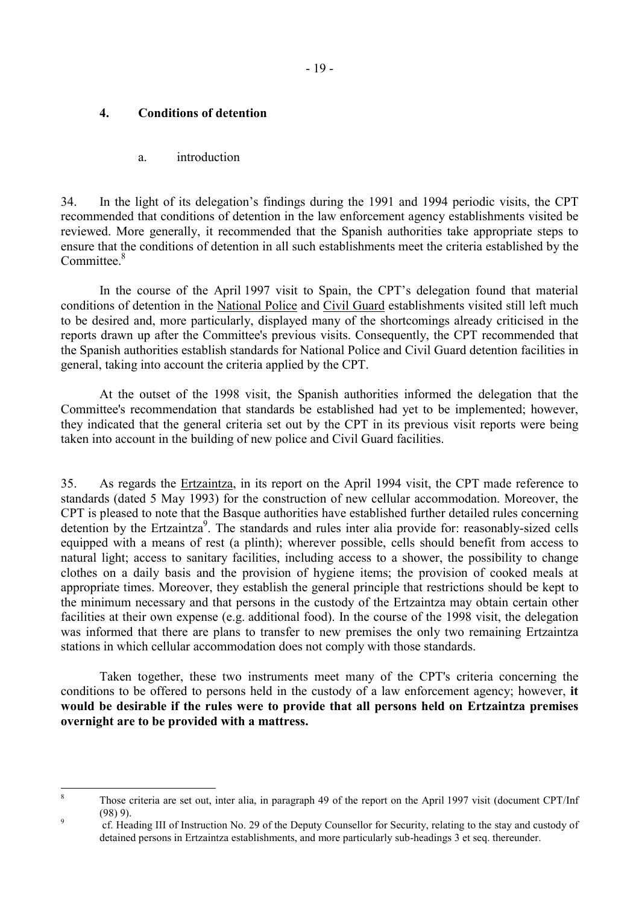## 4. Conditions of detention

a. introduction

34. In the light of its delegation's findings during the 1991 and 1994 periodic visits, the CPT recommended that conditions of detention in the law enforcement agency establishments visited be reviewed. More generally, it recommended that the Spanish authorities take appropriate steps to ensure that the conditions of detention in all such establishments meet the criteria established by the Committee.[8]

In the course of the April 1997 visit to Spain, the CPT's delegation found that material conditions of detention in the National Police and Civil Guard establishments visited still left much to be desired and, more particularly, displayed many of the shortcomings already criticised in the reports drawn up after the Committee's previous visits. Consequently, the CPT recommended that the Spanish authorities establish standards for National Police and Civil Guard detention facilities in general, taking into account the criteria applied by the CPT.

At the outset of the 1998 visit, the Spanish authorities informed the delegation that the Committee's recommendation that standards be established had yet to be implemented; however, they indicated that the general criteria set out by the CPT in its previous visit reports were being taken into account in the building of new police and Civil Guard facilities.

35. As regards the Ertzaintza, in its report on the April 1994 visit, the CPT made reference to standards (dated 5 May 1993) for the construction of new cellular accommodation. Moreover, the CPT is pleased to note that the Basque authorities have established further detailed rules concerning detention by the Ertzaintza[9]. The standards and rules inter alia provide for: reasonably-sized cells equipped with a means of rest (a plinth); wherever possible, cells should benefit from access to natural light; access to sanitary facilities, including access to a shower, the possibility to change clothes on a daily basis and the provision of hygiene items; the provision of cooked meals at appropriate times. Moreover, they establish the general principle that restrictions should be kept to the minimum necessary and that persons in the custody of the Ertzaintza may obtain certain other facilities at their own expense (e.g. additional food). In the course of the 1998 visit, the delegation was informed that there are plans to transfer to new premises the only two remaining Ertzaintza stations in which cellular accommodation does not comply with those standards.

Taken together, these two instruments meet many of the CPT's criteria concerning the conditions to be offered to persons held in the custody of a law enforcement agency; however, **it would be desirable if the rules were to provide that all persons held on Ertzaintza premises overnight are to be provided with a mattress.**

---

[8] Those criteria are set out, inter alia, in paragraph 49 of the report on the April 1997 visit (document CPT/Inf (98) 9).

[9] cf. Heading III of Instruction No. 29 of the Deputy Counsellor for Security, relating to the stay and custody of detained persons in Ertzaintza establishments, and more particularly sub-headings 3 et seq. thereunder.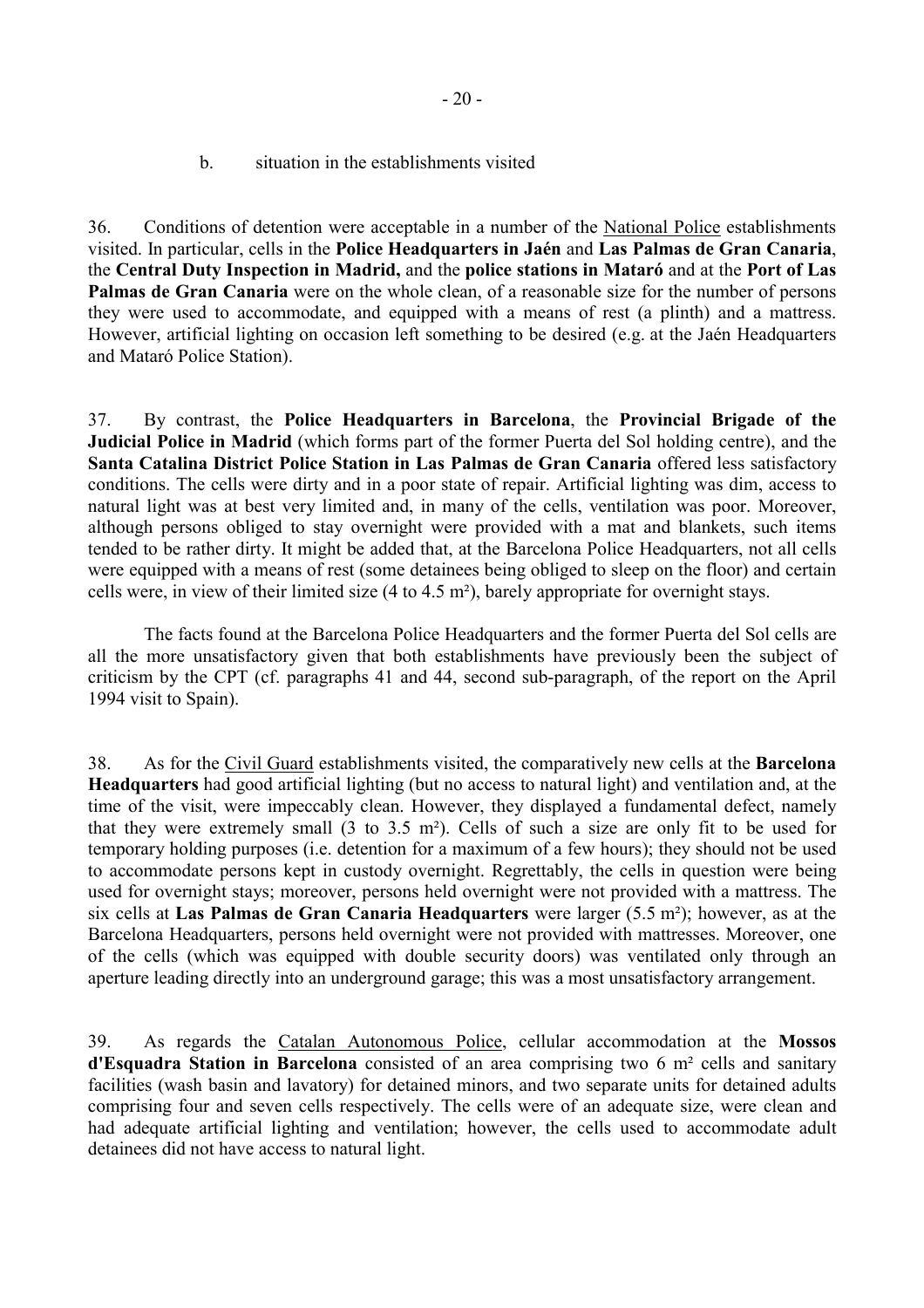b. situation in the establishments visited

36. Conditions of detention were acceptable in a number of the National Police establishments visited. In particular, cells in the **Police Headquarters in Jaén** and **Las Palmas de Gran Canaria**, the **Central Duty Inspection in Madrid,** and the **police stations in Mataró** and at the **Port of Las Palmas de Gran Canaria** were on the whole clean, of a reasonable size for the number of persons they were used to accommodate, and equipped with a means of rest (a plinth) and a mattress. However, artificial lighting on occasion left something to be desired (e.g. at the Jaén Headquarters and Mataró Police Station).

37. By contrast, the **Police Headquarters in Barcelona**, the **Provincial Brigade of the Judicial Police in Madrid** (which forms part of the former Puerta del Sol holding centre), and the **Santa Catalina District Police Station in Las Palmas de Gran Canaria** offered less satisfactory conditions. The cells were dirty and in a poor state of repair. Artificial lighting was dim, access to natural light was at best very limited and, in many of the cells, ventilation was poor. Moreover, although persons obliged to stay overnight were provided with a mat and blankets, such items tended to be rather dirty. It might be added that, at the Barcelona Police Headquarters, not all cells were equipped with a means of rest (some detainees being obliged to sleep on the floor) and certain cells were, in view of their limited size (4 to 4.5 m²), barely appropriate for overnight stays.

The facts found at the Barcelona Police Headquarters and the former Puerta del Sol cells are all the more unsatisfactory given that both establishments have previously been the subject of criticism by the CPT (cf. paragraphs 41 and 44, second sub-paragraph, of the report on the April 1994 visit to Spain).

38. As for the Civil Guard establishments visited, the comparatively new cells at the **Barcelona Headquarters** had good artificial lighting (but no access to natural light) and ventilation and, at the time of the visit, were impeccably clean. However, they displayed a fundamental defect, namely that they were extremely small (3 to 3.5 m²). Cells of such a size are only fit to be used for temporary holding purposes (i.e. detention for a maximum of a few hours); they should not be used to accommodate persons kept in custody overnight. Regrettably, the cells in question were being used for overnight stays; moreover, persons held overnight were not provided with a mattress. The six cells at **Las Palmas de Gran Canaria Headquarters** were larger (5.5 m²); however, as at the Barcelona Headquarters, persons held overnight were not provided with mattresses. Moreover, one of the cells (which was equipped with double security doors) was ventilated only through an aperture leading directly into an underground garage; this was a most unsatisfactory arrangement.

39. As regards the Catalan Autonomous Police, cellular accommodation at the **Mossos d'Esquadra Station in Barcelona** consisted of an area comprising two 6 m² cells and sanitary facilities (wash basin and lavatory) for detained minors, and two separate units for detained adults comprising four and seven cells respectively. The cells were of an adequate size, were clean and had adequate artificial lighting and ventilation; however, the cells used to accommodate adult detainees did not have access to natural light.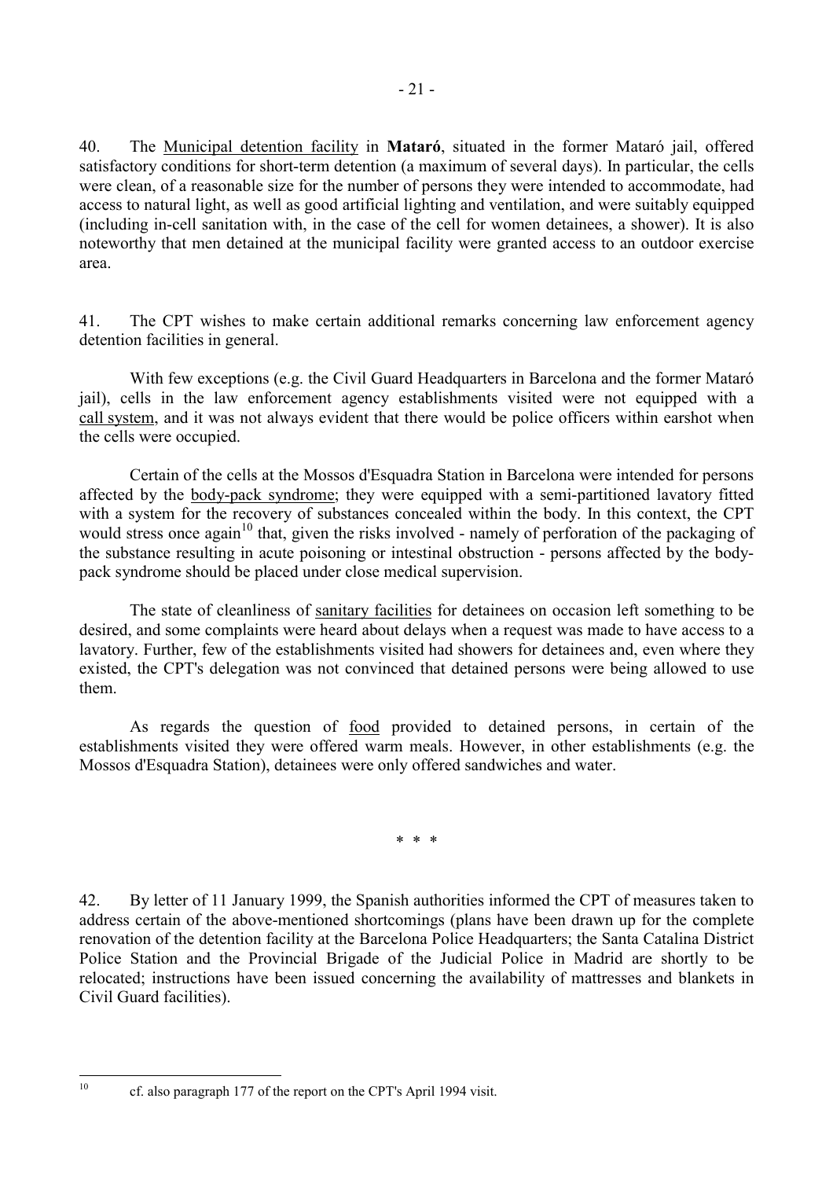40. The Municipal detention facility in **Mataró**, situated in the former Mataró jail, offered satisfactory conditions for short-term detention (a maximum of several days). In particular, the cells were clean, of a reasonable size for the number of persons they were intended to accommodate, had access to natural light, as well as good artificial lighting and ventilation, and were suitably equipped (including in-cell sanitation with, in the case of the cell for women detainees, a shower). It is also noteworthy that men detained at the municipal facility were granted access to an outdoor exercise area.

41. The CPT wishes to make certain additional remarks concerning law enforcement agency detention facilities in general.

With few exceptions (e.g. the Civil Guard Headquarters in Barcelona and the former Mataró jail), cells in the law enforcement agency establishments visited were not equipped with a call system, and it was not always evident that there would be police officers within earshot when the cells were occupied.

Certain of the cells at the Mossos d'Esquadra Station in Barcelona were intended for persons affected by the body-pack syndrome; they were equipped with a semi-partitioned lavatory fitted with a system for the recovery of substances concealed within the body. In this context, the CPT would stress once again[10] that, given the risks involved - namely of perforation of the packaging of the substance resulting in acute poisoning or intestinal obstruction - persons affected by the body-pack syndrome should be placed under close medical supervision.

The state of cleanliness of sanitary facilities for detainees on occasion left something to be desired, and some complaints were heard about delays when a request was made to have access to a lavatory. Further, few of the establishments visited had showers for detainees and, even where they existed, the CPT's delegation was not convinced that detained persons were being allowed to use them.

As regards the question of food provided to detained persons, in certain of the establishments visited they were offered warm meals. However, in other establishments (e.g. the Mossos d'Esquadra Station), detainees were only offered sandwiches and water.

\* \* \*

42. By letter of 11 January 1999, the Spanish authorities informed the CPT of measures taken to address certain of the above-mentioned shortcomings (plans have been drawn up for the complete renovation of the detention facility at the Barcelona Police Headquarters; the Santa Catalina District Police Station and the Provincial Brigade of the Judicial Police in Madrid are shortly to be relocated; instructions have been issued concerning the availability of mattresses and blankets in Civil Guard facilities).

---

[10] cf. also paragraph 177 of the report on the CPT's April 1994 visit.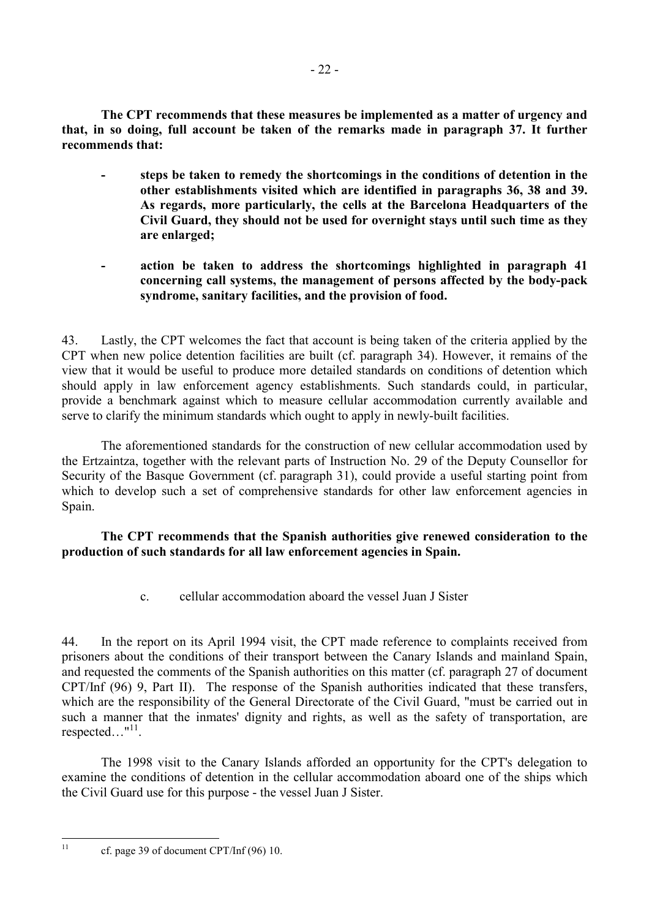**The CPT recommends that these measures be implemented as a matter of urgency and that, in so doing, full account be taken of the remarks made in paragraph 37. It further recommends that:**

- **steps be taken to remedy the shortcomings in the conditions of detention in the other establishments visited which are identified in paragraphs 36, 38 and 39. As regards, more particularly, the cells at the Barcelona Headquarters of the Civil Guard, they should not be used for overnight stays until such time as they are enlarged;**

- **action be taken to address the shortcomings highlighted in paragraph 41 concerning call systems, the management of persons affected by the body-pack syndrome, sanitary facilities, and the provision of food.**

43. Lastly, the CPT welcomes the fact that account is being taken of the criteria applied by the CPT when new police detention facilities are built (cf. paragraph 34). However, it remains of the view that it would be useful to produce more detailed standards on conditions of detention which should apply in law enforcement agency establishments. Such standards could, in particular, provide a benchmark against which to measure cellular accommodation currently available and serve to clarify the minimum standards which ought to apply in newly-built facilities.

The aforementioned standards for the construction of new cellular accommodation used by the Ertzaintza, together with the relevant parts of Instruction No. 29 of the Deputy Counsellor for Security of the Basque Government (cf. paragraph 31), could provide a useful starting point from which to develop such a set of comprehensive standards for other law enforcement agencies in Spain.

**The CPT recommends that the Spanish authorities give renewed consideration to the production of such standards for all law enforcement agencies in Spain.**

c. cellular accommodation aboard the vessel Juan J Sister

44. In the report on its April 1994 visit, the CPT made reference to complaints received from prisoners about the conditions of their transport between the Canary Islands and mainland Spain, and requested the comments of the Spanish authorities on this matter (cf. paragraph 27 of document CPT/Inf (96) 9, Part II). The response of the Spanish authorities indicated that these transfers, which are the responsibility of the General Directorate of the Civil Guard, "must be carried out in such a manner that the inmates' dignity and rights, as well as the safety of transportation, are respected…"[11].

The 1998 visit to the Canary Islands afforded an opportunity for the CPT's delegation to examine the conditions of detention in the cellular accommodation aboard one of the ships which the Civil Guard use for this purpose - the vessel Juan J Sister.

---

[11] cf. page 39 of document CPT/Inf (96) 10.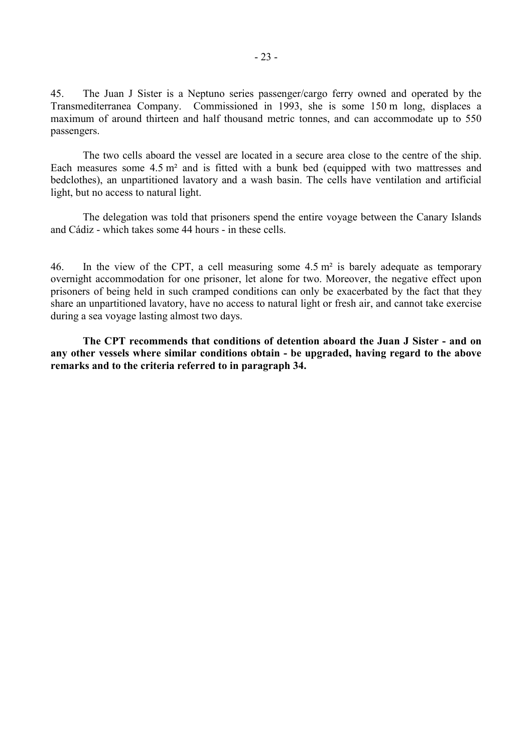45. The Juan J Sister is a Neptuno series passenger/cargo ferry owned and operated by the Transmediterranea Company. Commissioned in 1993, she is some 150 m long, displaces a maximum of around thirteen and half thousand metric tonnes, and can accommodate up to 550 passengers.

The two cells aboard the vessel are located in a secure area close to the centre of the ship. Each measures some 4.5 m² and is fitted with a bunk bed (equipped with two mattresses and bedclothes), an unpartitioned lavatory and a wash basin. The cells have ventilation and artificial light, but no access to natural light.

The delegation was told that prisoners spend the entire voyage between the Canary Islands and Cádiz - which takes some 44 hours - in these cells.

46. In the view of the CPT, a cell measuring some 4.5 m² is barely adequate as temporary overnight accommodation for one prisoner, let alone for two. Moreover, the negative effect upon prisoners of being held in such cramped conditions can only be exacerbated by the fact that they share an unpartitioned lavatory, have no access to natural light or fresh air, and cannot take exercise during a sea voyage lasting almost two days.

**The CPT recommends that conditions of detention aboard the Juan J Sister - and on any other vessels where similar conditions obtain - be upgraded, having regard to the above remarks and to the criteria referred to in paragraph 34.**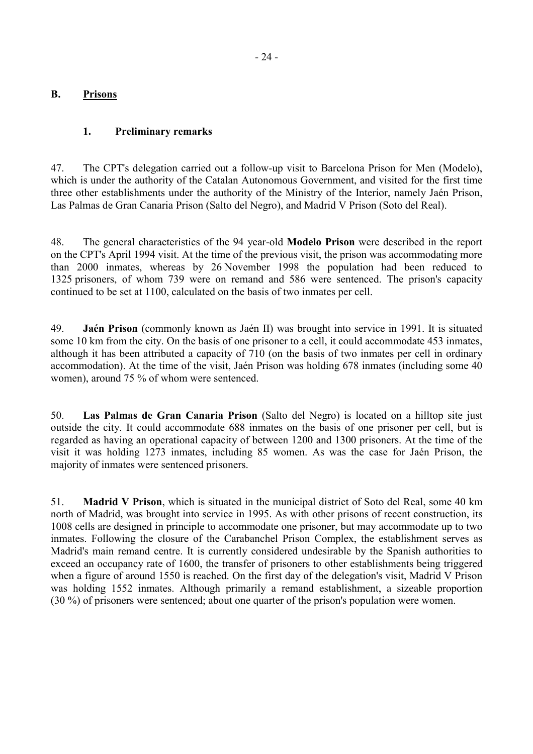## B. Prisons

### 1. Preliminary remarks

47. The CPT's delegation carried out a follow-up visit to Barcelona Prison for Men (Modelo), which is under the authority of the Catalan Autonomous Government, and visited for the first time three other establishments under the authority of the Ministry of the Interior, namely Jaén Prison, Las Palmas de Gran Canaria Prison (Salto del Negro), and Madrid V Prison (Soto del Real).

48. The general characteristics of the 94 year-old **Modelo Prison** were described in the report on the CPT's April 1994 visit. At the time of the previous visit, the prison was accommodating more than 2000 inmates, whereas by 26 November 1998 the population had been reduced to 1325 prisoners, of whom 739 were on remand and 586 were sentenced. The prison's capacity continued to be set at 1100, calculated on the basis of two inmates per cell.

49. **Jaén Prison** (commonly known as Jaén II) was brought into service in 1991. It is situated some 10 km from the city. On the basis of one prisoner to a cell, it could accommodate 453 inmates, although it has been attributed a capacity of 710 (on the basis of two inmates per cell in ordinary accommodation). At the time of the visit, Jaén Prison was holding 678 inmates (including some 40 women), around 75 % of whom were sentenced.

50. **Las Palmas de Gran Canaria Prison** (Salto del Negro) is located on a hilltop site just outside the city. It could accommodate 688 inmates on the basis of one prisoner per cell, but is regarded as having an operational capacity of between 1200 and 1300 prisoners. At the time of the visit it was holding 1273 inmates, including 85 women. As was the case for Jaén Prison, the majority of inmates were sentenced prisoners.

51. **Madrid V Prison**, which is situated in the municipal district of Soto del Real, some 40 km north of Madrid, was brought into service in 1995. As with other prisons of recent construction, its 1008 cells are designed in principle to accommodate one prisoner, but may accommodate up to two inmates. Following the closure of the Carabanchel Prison Complex, the establishment serves as Madrid's main remand centre. It is currently considered undesirable by the Spanish authorities to exceed an occupancy rate of 1600, the transfer of prisoners to other establishments being triggered when a figure of around 1550 is reached. On the first day of the delegation's visit, Madrid V Prison was holding 1552 inmates. Although primarily a remand establishment, a sizeable proportion (30 %) of prisoners were sentenced; about one quarter of the prison's population were women.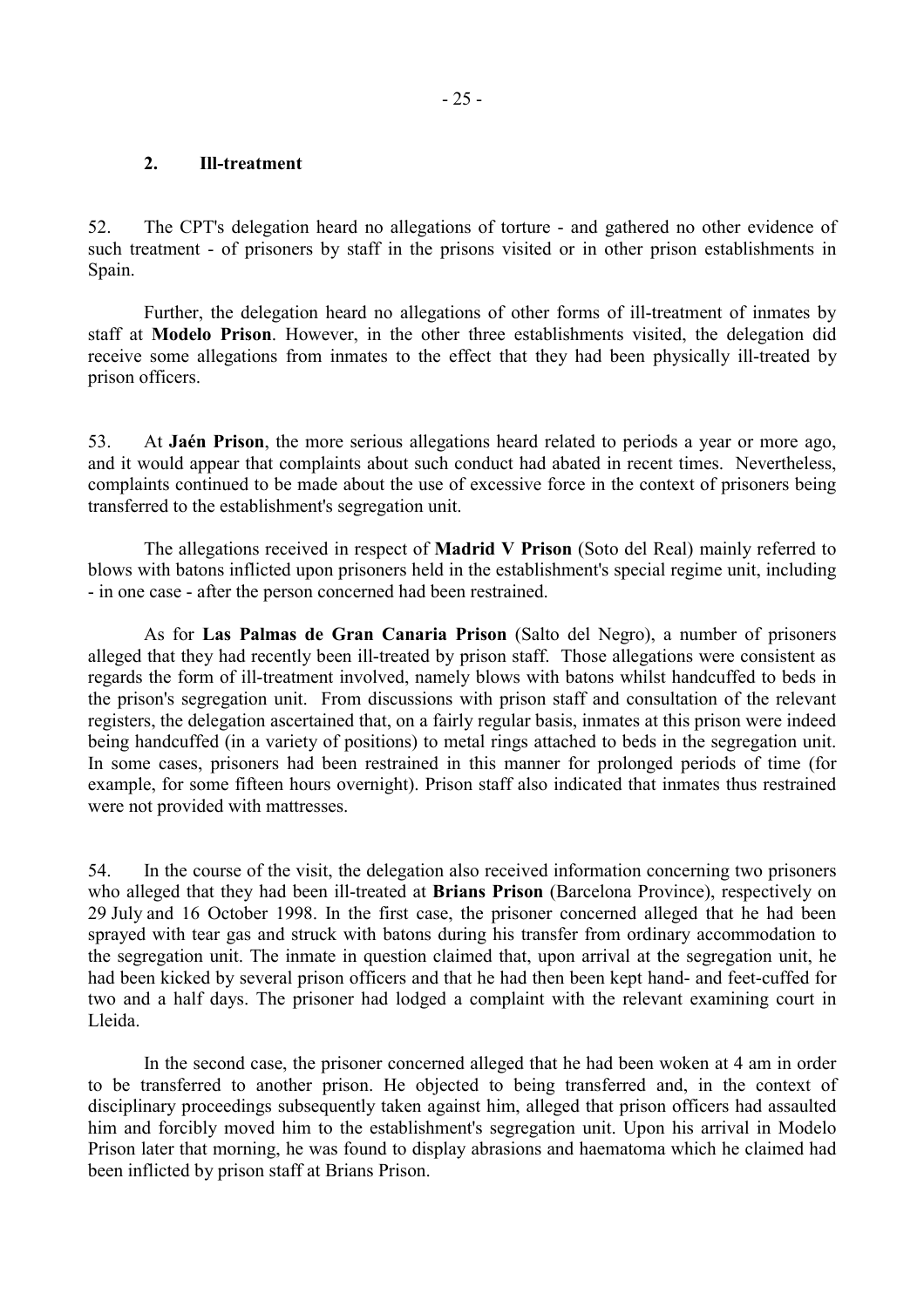### 2. Ill-treatment

52. The CPT's delegation heard no allegations of torture - and gathered no other evidence of such treatment - of prisoners by staff in the prisons visited or in other prison establishments in Spain.

Further, the delegation heard no allegations of other forms of ill-treatment of inmates by staff at **Modelo Prison**. However, in the other three establishments visited, the delegation did receive some allegations from inmates to the effect that they had been physically ill-treated by prison officers.

53. At **Jaén Prison**, the more serious allegations heard related to periods a year or more ago, and it would appear that complaints about such conduct had abated in recent times. Nevertheless, complaints continued to be made about the use of excessive force in the context of prisoners being transferred to the establishment's segregation unit.

The allegations received in respect of **Madrid V Prison** (Soto del Real) mainly referred to blows with batons inflicted upon prisoners held in the establishment's special regime unit, including - in one case - after the person concerned had been restrained.

As for **Las Palmas de Gran Canaria Prison** (Salto del Negro), a number of prisoners alleged that they had recently been ill-treated by prison staff. Those allegations were consistent as regards the form of ill-treatment involved, namely blows with batons whilst handcuffed to beds in the prison's segregation unit. From discussions with prison staff and consultation of the relevant registers, the delegation ascertained that, on a fairly regular basis, inmates at this prison were indeed being handcuffed (in a variety of positions) to metal rings attached to beds in the segregation unit. In some cases, prisoners had been restrained in this manner for prolonged periods of time (for example, for some fifteen hours overnight). Prison staff also indicated that inmates thus restrained were not provided with mattresses.

54. In the course of the visit, the delegation also received information concerning two prisoners who alleged that they had been ill-treated at **Brians Prison** (Barcelona Province), respectively on 29 July and 16 October 1998. In the first case, the prisoner concerned alleged that he had been sprayed with tear gas and struck with batons during his transfer from ordinary accommodation to the segregation unit. The inmate in question claimed that, upon arrival at the segregation unit, he had been kicked by several prison officers and that he had then been kept hand- and feet-cuffed for two and a half days. The prisoner had lodged a complaint with the relevant examining court in Lleida.

In the second case, the prisoner concerned alleged that he had been woken at 4 am in order to be transferred to another prison. He objected to being transferred and, in the context of disciplinary proceedings subsequently taken against him, alleged that prison officers had assaulted him and forcibly moved him to the establishment's segregation unit. Upon his arrival in Modelo Prison later that morning, he was found to display abrasions and haematoma which he claimed had been inflicted by prison staff at Brians Prison.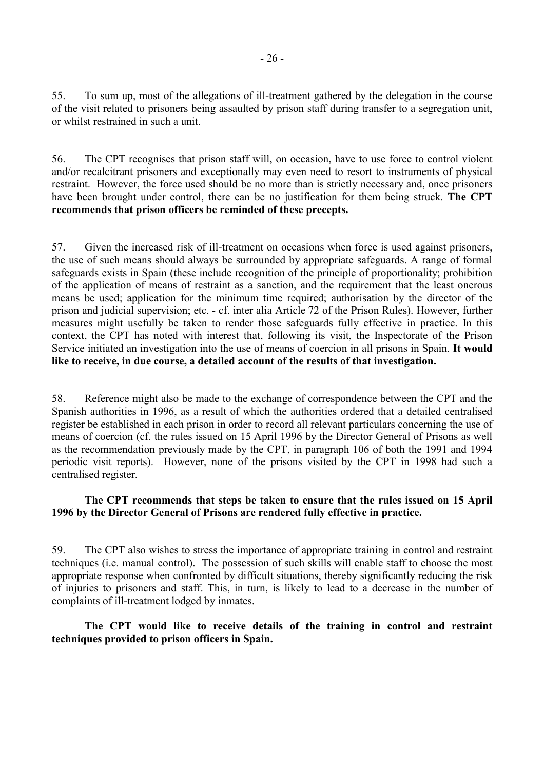55. To sum up, most of the allegations of ill-treatment gathered by the delegation in the course of the visit related to prisoners being assaulted by prison staff during transfer to a segregation unit, or whilst restrained in such a unit.

56. The CPT recognises that prison staff will, on occasion, have to use force to control violent and/or recalcitrant prisoners and exceptionally may even need to resort to instruments of physical restraint. However, the force used should be no more than is strictly necessary and, once prisoners have been brought under control, there can be no justification for them being struck. **The CPT recommends that prison officers be reminded of these precepts.**

57. Given the increased risk of ill-treatment on occasions when force is used against prisoners, the use of such means should always be surrounded by appropriate safeguards. A range of formal safeguards exists in Spain (these include recognition of the principle of proportionality; prohibition of the application of means of restraint as a sanction, and the requirement that the least onerous means be used; application for the minimum time required; authorisation by the director of the prison and judicial supervision; etc. - cf. inter alia Article 72 of the Prison Rules). However, further measures might usefully be taken to render those safeguards fully effective in practice. In this context, the CPT has noted with interest that, following its visit, the Inspectorate of the Prison Service initiated an investigation into the use of means of coercion in all prisons in Spain. **It would like to receive, in due course, a detailed account of the results of that investigation.**

58. Reference might also be made to the exchange of correspondence between the CPT and the Spanish authorities in 1996, as a result of which the authorities ordered that a detailed centralised register be established in each prison in order to record all relevant particulars concerning the use of means of coercion (cf. the rules issued on 15 April 1996 by the Director General of Prisons as well as the recommendation previously made by the CPT, in paragraph 106 of both the 1991 and 1994 periodic visit reports). However, none of the prisons visited by the CPT in 1998 had such a centralised register.

**The CPT recommends that steps be taken to ensure that the rules issued on 15 April 1996 by the Director General of Prisons are rendered fully effective in practice.**

59. The CPT also wishes to stress the importance of appropriate training in control and restraint techniques (i.e. manual control). The possession of such skills will enable staff to choose the most appropriate response when confronted by difficult situations, thereby significantly reducing the risk of injuries to prisoners and staff. This, in turn, is likely to lead to a decrease in the number of complaints of ill-treatment lodged by inmates.

**The CPT would like to receive details of the training in control and restraint techniques provided to prison officers in Spain.**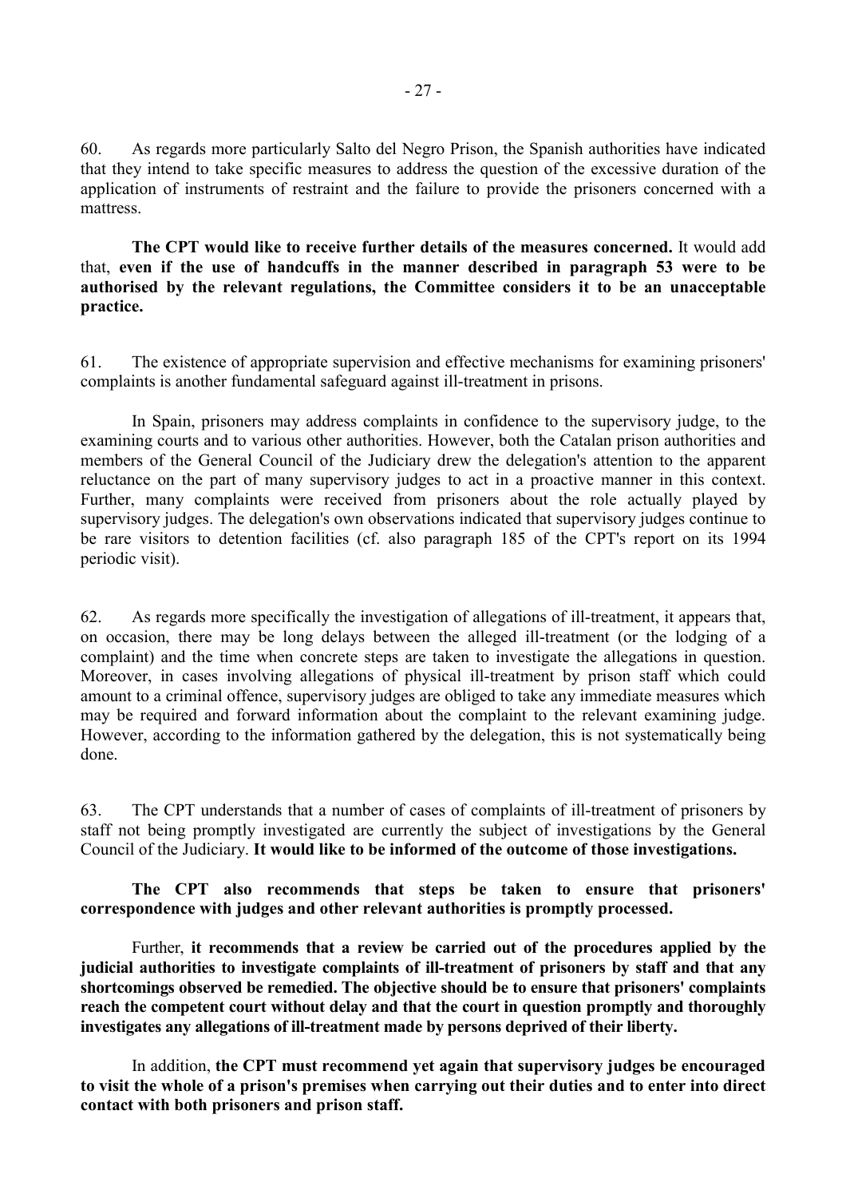60. As regards more particularly Salto del Negro Prison, the Spanish authorities have indicated that they intend to take specific measures to address the question of the excessive duration of the application of instruments of restraint and the failure to provide the prisoners concerned with a mattress.

**The CPT would like to receive further details of the measures concerned.** It would add that, **even if the use of handcuffs in the manner described in paragraph 53 were to be authorised by the relevant regulations, the Committee considers it to be an unacceptable practice.**

61. The existence of appropriate supervision and effective mechanisms for examining prisoners' complaints is another fundamental safeguard against ill-treatment in prisons.

In Spain, prisoners may address complaints in confidence to the supervisory judge, to the examining courts and to various other authorities. However, both the Catalan prison authorities and members of the General Council of the Judiciary drew the delegation's attention to the apparent reluctance on the part of many supervisory judges to act in a proactive manner in this context. Further, many complaints were received from prisoners about the role actually played by supervisory judges. The delegation's own observations indicated that supervisory judges continue to be rare visitors to detention facilities (cf. also paragraph 185 of the CPT's report on its 1994 periodic visit).

62. As regards more specifically the investigation of allegations of ill-treatment, it appears that, on occasion, there may be long delays between the alleged ill-treatment (or the lodging of a complaint) and the time when concrete steps are taken to investigate the allegations in question. Moreover, in cases involving allegations of physical ill-treatment by prison staff which could amount to a criminal offence, supervisory judges are obliged to take any immediate measures which may be required and forward information about the complaint to the relevant examining judge. However, according to the information gathered by the delegation, this is not systematically being done.

63. The CPT understands that a number of cases of complaints of ill-treatment of prisoners by staff not being promptly investigated are currently the subject of investigations by the General Council of the Judiciary. **It would like to be informed of the outcome of those investigations.**

**The CPT also recommends that steps be taken to ensure that prisoners' correspondence with judges and other relevant authorities is promptly processed.**

Further, **it recommends that a review be carried out of the procedures applied by the judicial authorities to investigate complaints of ill-treatment of prisoners by staff and that any shortcomings observed be remedied. The objective should be to ensure that prisoners' complaints reach the competent court without delay and that the court in question promptly and thoroughly investigates any allegations of ill-treatment made by persons deprived of their liberty.**

In addition, **the CPT must recommend yet again that supervisory judges be encouraged to visit the whole of a prison's premises when carrying out their duties and to enter into direct contact with both prisoners and prison staff.**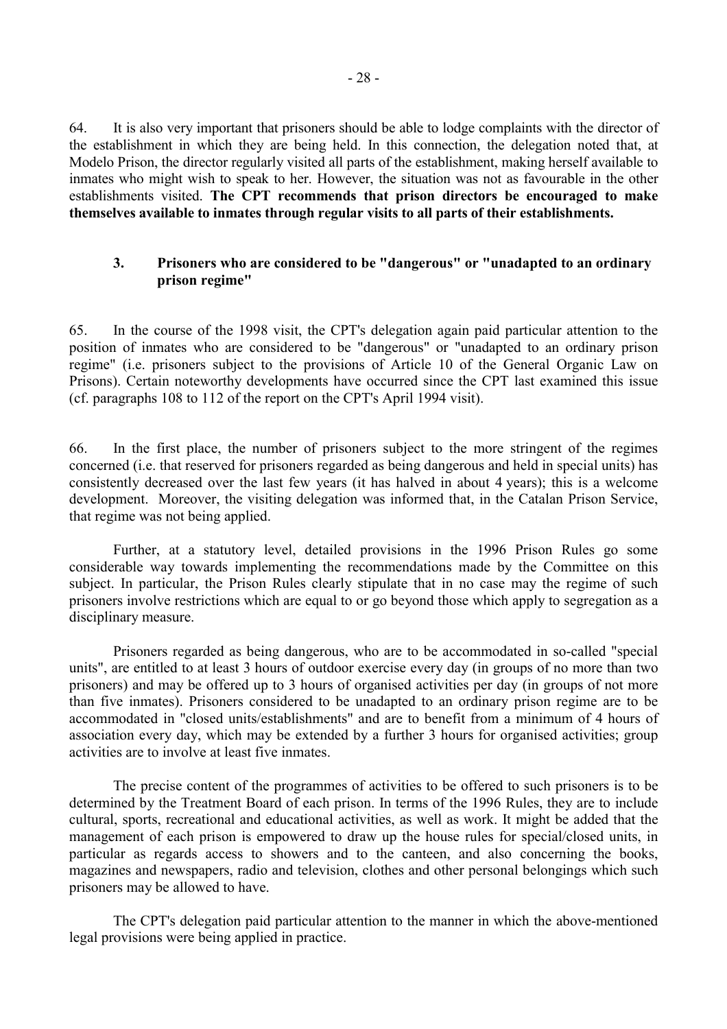64. It is also very important that prisoners should be able to lodge complaints with the director of the establishment in which they are being held. In this connection, the delegation noted that, at Modelo Prison, the director regularly visited all parts of the establishment, making herself available to inmates who might wish to speak to her. However, the situation was not as favourable in the other establishments visited. **The CPT recommends that prison directors be encouraged to make themselves available to inmates through regular visits to all parts of their establishments.**

### 3. Prisoners who are considered to be "dangerous" or "unadapted to an ordinary prison regime"

65. In the course of the 1998 visit, the CPT's delegation again paid particular attention to the position of inmates who are considered to be "dangerous" or "unadapted to an ordinary prison regime" (i.e. prisoners subject to the provisions of Article 10 of the General Organic Law on Prisons). Certain noteworthy developments have occurred since the CPT last examined this issue (cf. paragraphs 108 to 112 of the report on the CPT's April 1994 visit).

66. In the first place, the number of prisoners subject to the more stringent of the regimes concerned (i.e. that reserved for prisoners regarded as being dangerous and held in special units) has consistently decreased over the last few years (it has halved in about 4 years); this is a welcome development. Moreover, the visiting delegation was informed that, in the Catalan Prison Service, that regime was not being applied.

Further, at a statutory level, detailed provisions in the 1996 Prison Rules go some considerable way towards implementing the recommendations made by the Committee on this subject. In particular, the Prison Rules clearly stipulate that in no case may the regime of such prisoners involve restrictions which are equal to or go beyond those which apply to segregation as a disciplinary measure.

Prisoners regarded as being dangerous, who are to be accommodated in so-called "special units", are entitled to at least 3 hours of outdoor exercise every day (in groups of no more than two prisoners) and may be offered up to 3 hours of organised activities per day (in groups of not more than five inmates). Prisoners considered to be unadapted to an ordinary prison regime are to be accommodated in "closed units/establishments" and are to benefit from a minimum of 4 hours of association every day, which may be extended by a further 3 hours for organised activities; group activities are to involve at least five inmates.

The precise content of the programmes of activities to be offered to such prisoners is to be determined by the Treatment Board of each prison. In terms of the 1996 Rules, they are to include cultural, sports, recreational and educational activities, as well as work. It might be added that the management of each prison is empowered to draw up the house rules for special/closed units, in particular as regards access to showers and to the canteen, and also concerning the books, magazines and newspapers, radio and television, clothes and other personal belongings which such prisoners may be allowed to have.

The CPT's delegation paid particular attention to the manner in which the above-mentioned legal provisions were being applied in practice.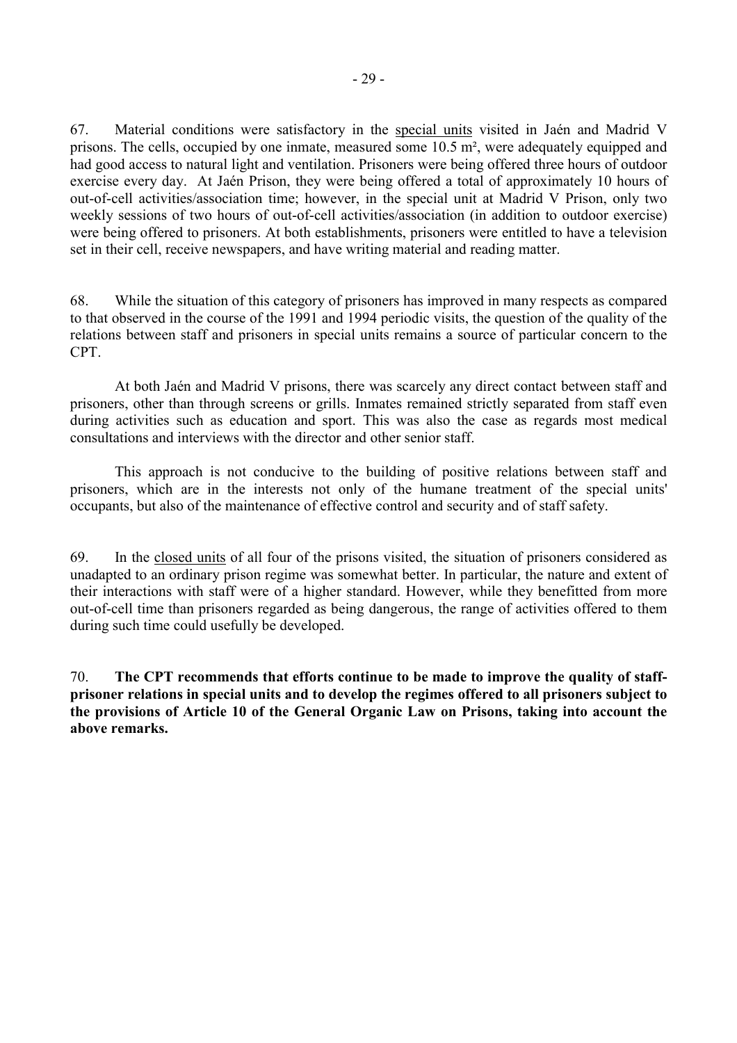67. Material conditions were satisfactory in the special units visited in Jaén and Madrid V prisons. The cells, occupied by one inmate, measured some 10.5 m², were adequately equipped and had good access to natural light and ventilation. Prisoners were being offered three hours of outdoor exercise every day. At Jaén Prison, they were being offered a total of approximately 10 hours of out-of-cell activities/association time; however, in the special unit at Madrid V Prison, only two weekly sessions of two hours of out-of-cell activities/association (in addition to outdoor exercise) were being offered to prisoners. At both establishments, prisoners were entitled to have a television set in their cell, receive newspapers, and have writing material and reading matter.

68. While the situation of this category of prisoners has improved in many respects as compared to that observed in the course of the 1991 and 1994 periodic visits, the question of the quality of the relations between staff and prisoners in special units remains a source of particular concern to the CPT.

At both Jaén and Madrid V prisons, there was scarcely any direct contact between staff and prisoners, other than through screens or grills. Inmates remained strictly separated from staff even during activities such as education and sport. This was also the case as regards most medical consultations and interviews with the director and other senior staff.

This approach is not conducive to the building of positive relations between staff and prisoners, which are in the interests not only of the humane treatment of the special units' occupants, but also of the maintenance of effective control and security and of staff safety.

69. In the closed units of all four of the prisons visited, the situation of prisoners considered as unadapted to an ordinary prison regime was somewhat better. In particular, the nature and extent of their interactions with staff were of a higher standard. However, while they benefitted from more out-of-cell time than prisoners regarded as being dangerous, the range of activities offered to them during such time could usefully be developed.

70. **The CPT recommends that efforts continue to be made to improve the quality of staff-prisoner relations in special units and to develop the regimes offered to all prisoners subject to the provisions of Article 10 of the General Organic Law on Prisons, taking into account the above remarks.**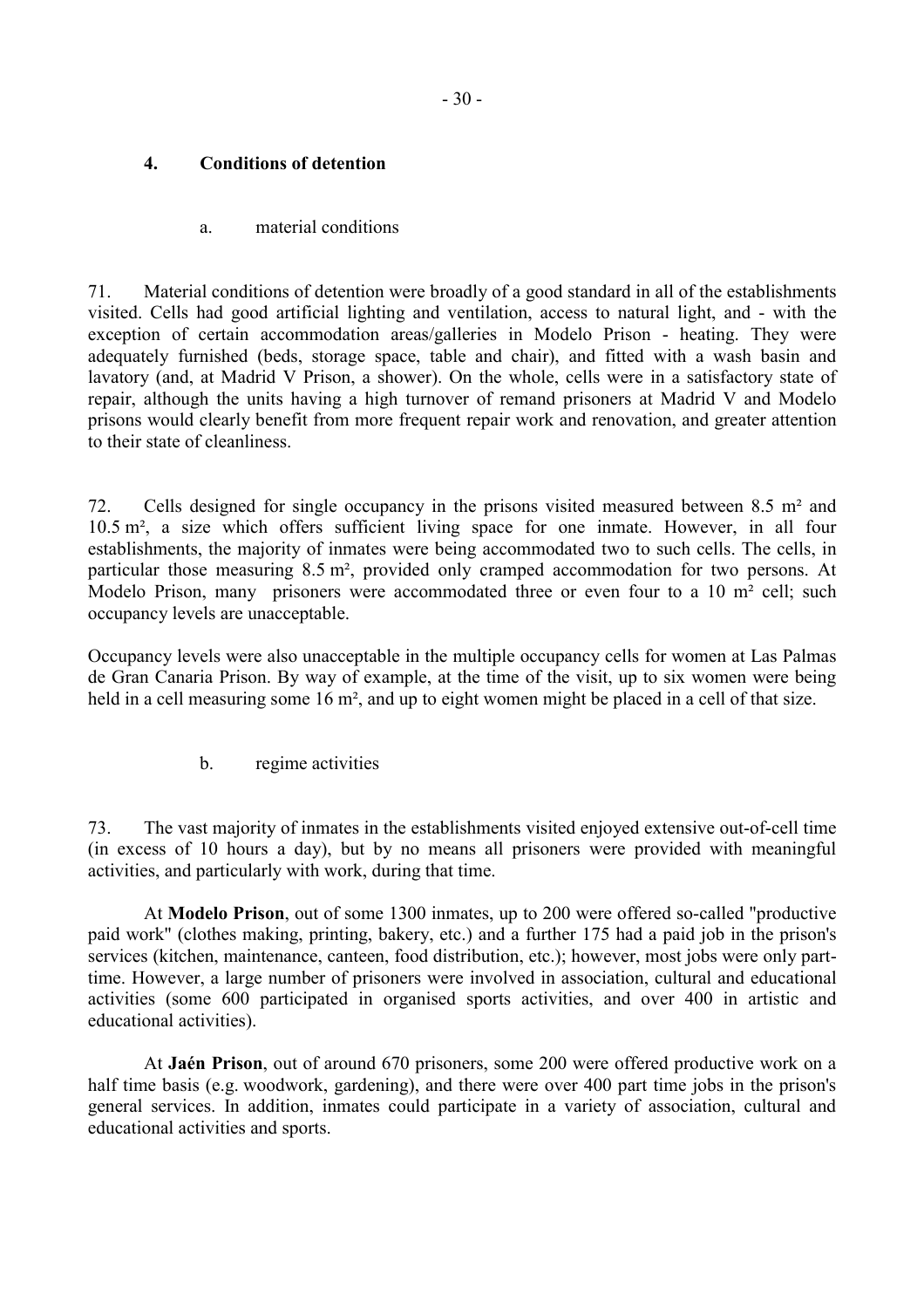## 4. Conditions of detention

### a. material conditions

71. Material conditions of detention were broadly of a good standard in all of the establishments visited. Cells had good artificial lighting and ventilation, access to natural light, and - with the exception of certain accommodation areas/galleries in Modelo Prison - heating. They were adequately furnished (beds, storage space, table and chair), and fitted with a wash basin and lavatory (and, at Madrid V Prison, a shower). On the whole, cells were in a satisfactory state of repair, although the units having a high turnover of remand prisoners at Madrid V and Modelo prisons would clearly benefit from more frequent repair work and renovation, and greater attention to their state of cleanliness.

72. Cells designed for single occupancy in the prisons visited measured between 8.5 m² and 10.5 m², a size which offers sufficient living space for one inmate. However, in all four establishments, the majority of inmates were being accommodated two to such cells. The cells, in particular those measuring 8.5 m², provided only cramped accommodation for two persons. At Modelo Prison, many prisoners were accommodated three or even four to a 10 m² cell; such occupancy levels are unacceptable.

Occupancy levels were also unacceptable in the multiple occupancy cells for women at Las Palmas de Gran Canaria Prison. By way of example, at the time of the visit, up to six women were being held in a cell measuring some 16 m², and up to eight women might be placed in a cell of that size.

### b. regime activities

73. The vast majority of inmates in the establishments visited enjoyed extensive out-of-cell time (in excess of 10 hours a day), but by no means all prisoners were provided with meaningful activities, and particularly with work, during that time.

At **Modelo Prison**, out of some 1300 inmates, up to 200 were offered so-called "productive paid work" (clothes making, printing, bakery, etc.) and a further 175 had a paid job in the prison's services (kitchen, maintenance, canteen, food distribution, etc.); however, most jobs were only part-time. However, a large number of prisoners were involved in association, cultural and educational activities (some 600 participated in organised sports activities, and over 400 in artistic and educational activities).

At **Jaén Prison**, out of around 670 prisoners, some 200 were offered productive work on a half time basis (e.g. woodwork, gardening), and there were over 400 part time jobs in the prison's general services. In addition, inmates could participate in a variety of association, cultural and educational activities and sports.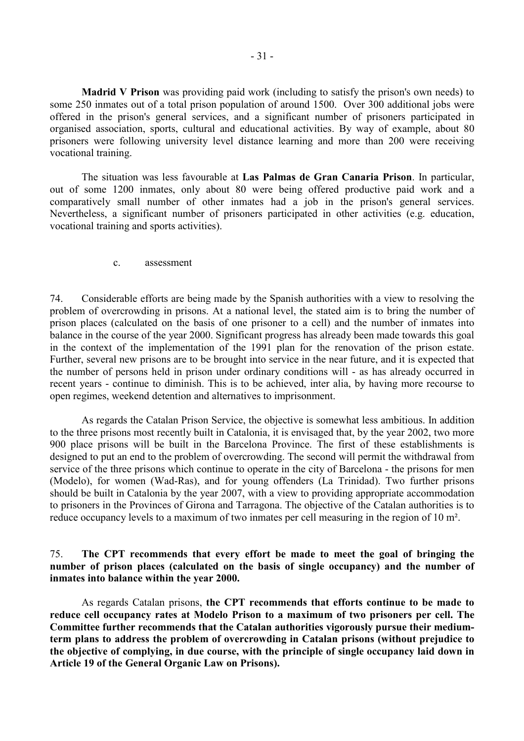**Madrid V Prison** was providing paid work (including to satisfy the prison's own needs) to some 250 inmates out of a total prison population of around 1500. Over 300 additional jobs were offered in the prison's general services, and a significant number of prisoners participated in organised association, sports, cultural and educational activities. By way of example, about 80 prisoners were following university level distance learning and more than 200 were receiving vocational training.

The situation was less favourable at **Las Palmas de Gran Canaria Prison**. In particular, out of some 1200 inmates, only about 80 were being offered productive paid work and a comparatively small number of other inmates had a job in the prison's general services. Nevertheless, a significant number of prisoners participated in other activities (e.g. education, vocational training and sports activities).

c. assessment

74. Considerable efforts are being made by the Spanish authorities with a view to resolving the problem of overcrowding in prisons. At a national level, the stated aim is to bring the number of prison places (calculated on the basis of one prisoner to a cell) and the number of inmates into balance in the course of the year 2000. Significant progress has already been made towards this goal in the context of the implementation of the 1991 plan for the renovation of the prison estate. Further, several new prisons are to be brought into service in the near future, and it is expected that the number of persons held in prison under ordinary conditions will - as has already occurred in recent years - continue to diminish. This is to be achieved, inter alia, by having more recourse to open regimes, weekend detention and alternatives to imprisonment.

As regards the Catalan Prison Service, the objective is somewhat less ambitious. In addition to the three prisons most recently built in Catalonia, it is envisaged that, by the year 2002, two more 900 place prisons will be built in the Barcelona Province. The first of these establishments is designed to put an end to the problem of overcrowding. The second will permit the withdrawal from service of the three prisons which continue to operate in the city of Barcelona - the prisons for men (Modelo), for women (Wad-Ras), and for young offenders (La Trinidad). Two further prisons should be built in Catalonia by the year 2007, with a view to providing appropriate accommodation to prisoners in the Provinces of Girona and Tarragona. The objective of the Catalan authorities is to reduce occupancy levels to a maximum of two inmates per cell measuring in the region of 10 m².

75. **The CPT recommends that every effort be made to meet the goal of bringing the number of prison places (calculated on the basis of single occupancy) and the number of inmates into balance within the year 2000.**

As regards Catalan prisons, **the CPT recommends that efforts continue to be made to reduce cell occupancy rates at Modelo Prison to a maximum of two prisoners per cell. The Committee further recommends that the Catalan authorities vigorously pursue their medium-term plans to address the problem of overcrowding in Catalan prisons (without prejudice to the objective of complying, in due course, with the principle of single occupancy laid down in Article 19 of the General Organic Law on Prisons).**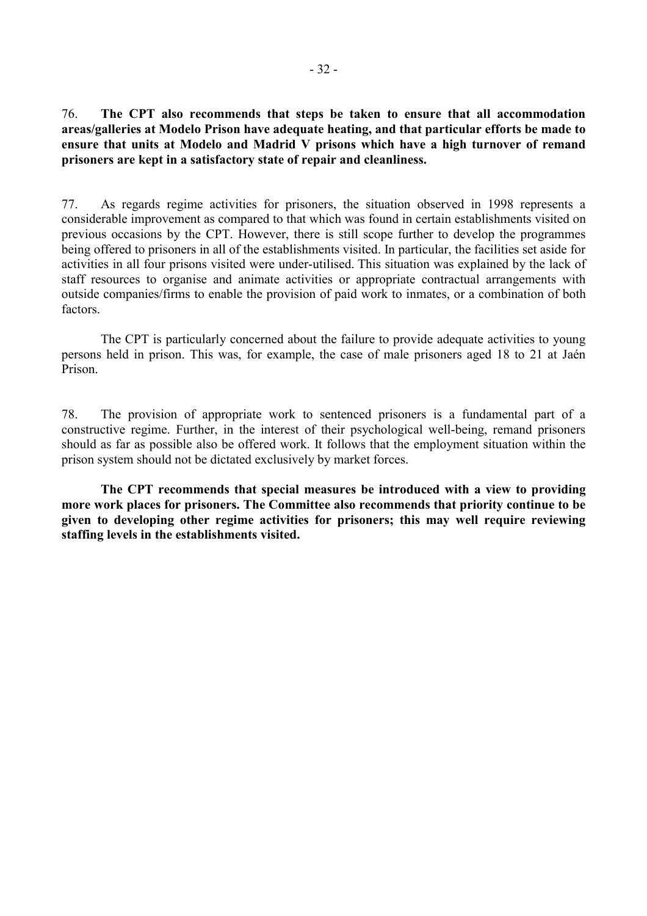76. **The CPT also recommends that steps be taken to ensure that all accommodation areas/galleries at Modelo Prison have adequate heating, and that particular efforts be made to ensure that units at Modelo and Madrid V prisons which have a high turnover of remand prisoners are kept in a satisfactory state of repair and cleanliness.**

77. As regards regime activities for prisoners, the situation observed in 1998 represents a considerable improvement as compared to that which was found in certain establishments visited on previous occasions by the CPT. However, there is still scope further to develop the programmes being offered to prisoners in all of the establishments visited. In particular, the facilities set aside for activities in all four prisons visited were under-utilised. This situation was explained by the lack of staff resources to organise and animate activities or appropriate contractual arrangements with outside companies/firms to enable the provision of paid work to inmates, or a combination of both factors.

The CPT is particularly concerned about the failure to provide adequate activities to young persons held in prison. This was, for example, the case of male prisoners aged 18 to 21 at Jaén Prison.

78. The provision of appropriate work to sentenced prisoners is a fundamental part of a constructive regime. Further, in the interest of their psychological well-being, remand prisoners should as far as possible also be offered work. It follows that the employment situation within the prison system should not be dictated exclusively by market forces.

**The CPT recommends that special measures be introduced with a view to providing more work places for prisoners. The Committee also recommends that priority continue to be given to developing other regime activities for prisoners; this may well require reviewing staffing levels in the establishments visited.**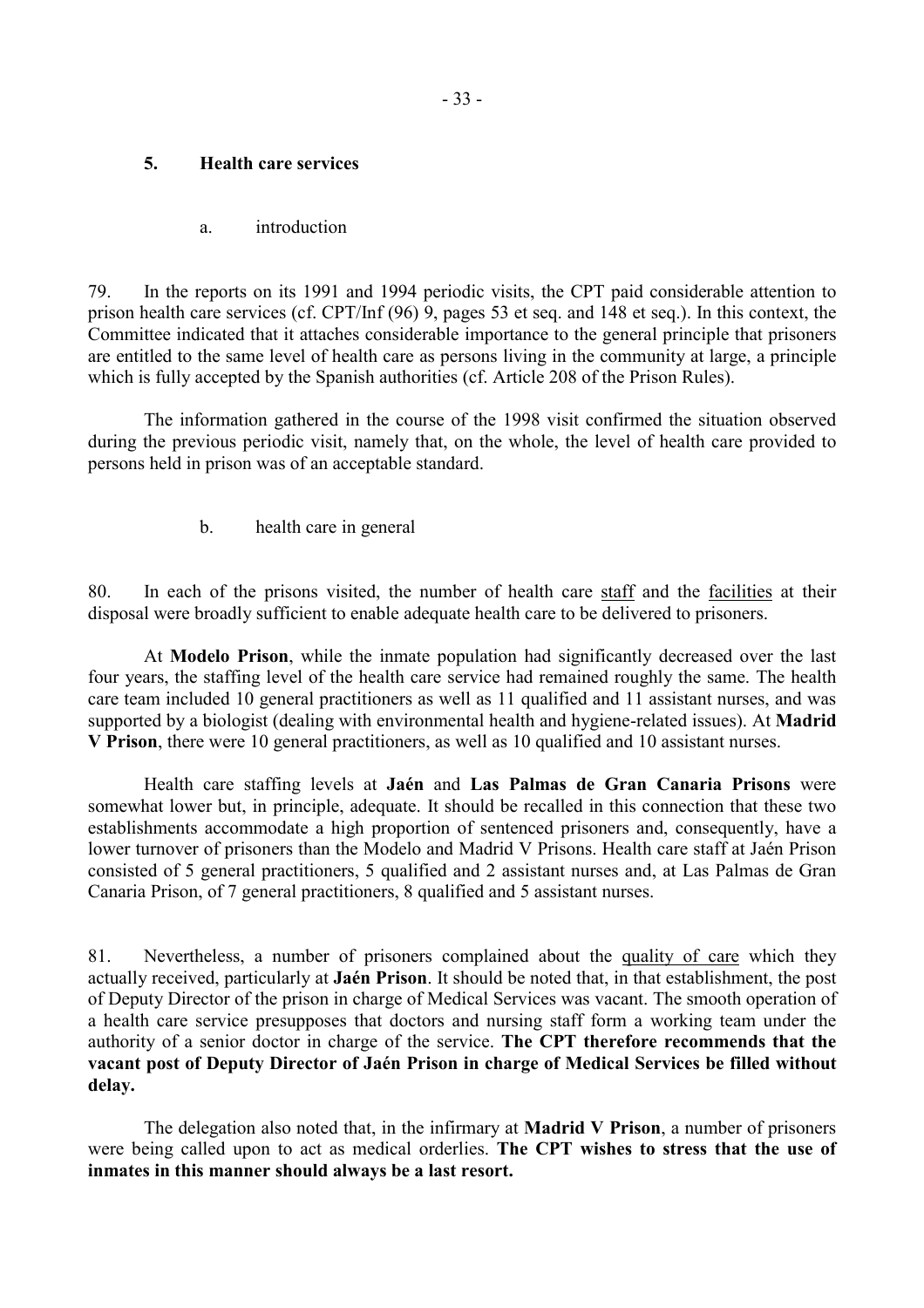## 5. Health care services

### a. introduction

79. In the reports on its 1991 and 1994 periodic visits, the CPT paid considerable attention to prison health care services (cf. CPT/Inf (96) 9, pages 53 et seq. and 148 et seq.). In this context, the Committee indicated that it attaches considerable importance to the general principle that prisoners are entitled to the same level of health care as persons living in the community at large, a principle which is fully accepted by the Spanish authorities (cf. Article 208 of the Prison Rules).

The information gathered in the course of the 1998 visit confirmed the situation observed during the previous periodic visit, namely that, on the whole, the level of health care provided to persons held in prison was of an acceptable standard.

### b. health care in general

80. In each of the prisons visited, the number of health care staff and the facilities at their disposal were broadly sufficient to enable adequate health care to be delivered to prisoners.

At **Modelo Prison**, while the inmate population had significantly decreased over the last four years, the staffing level of the health care service had remained roughly the same. The health care team included 10 general practitioners as well as 11 qualified and 11 assistant nurses, and was supported by a biologist (dealing with environmental health and hygiene-related issues). At **Madrid V Prison**, there were 10 general practitioners, as well as 10 qualified and 10 assistant nurses.

Health care staffing levels at **Jaén** and **Las Palmas de Gran Canaria Prisons** were somewhat lower but, in principle, adequate. It should be recalled in this connection that these two establishments accommodate a high proportion of sentenced prisoners and, consequently, have a lower turnover of prisoners than the Modelo and Madrid V Prisons. Health care staff at Jaén Prison consisted of 5 general practitioners, 5 qualified and 2 assistant nurses and, at Las Palmas de Gran Canaria Prison, of 7 general practitioners, 8 qualified and 5 assistant nurses.

81. Nevertheless, a number of prisoners complained about the quality of care which they actually received, particularly at **Jaén Prison**. It should be noted that, in that establishment, the post of Deputy Director of the prison in charge of Medical Services was vacant. The smooth operation of a health care service presupposes that doctors and nursing staff form a working team under the authority of a senior doctor in charge of the service. **The CPT therefore recommends that the vacant post of Deputy Director of Jaén Prison in charge of Medical Services be filled without delay.**

The delegation also noted that, in the infirmary at **Madrid V Prison**, a number of prisoners were being called upon to act as medical orderlies. **The CPT wishes to stress that the use of inmates in this manner should always be a last resort.**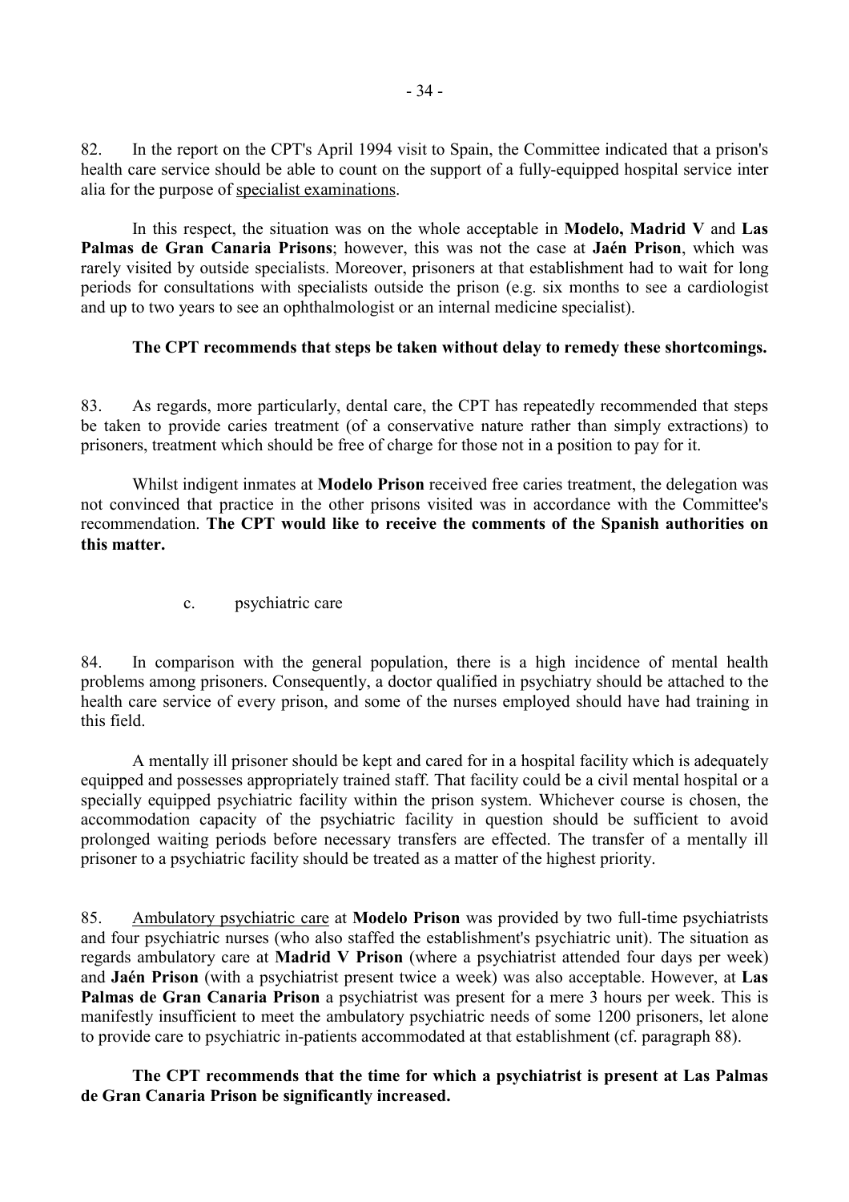82. In the report on the CPT's April 1994 visit to Spain, the Committee indicated that a prison's health care service should be able to count on the support of a fully-equipped hospital service inter alia for the purpose of specialist examinations.

In this respect, the situation was on the whole acceptable in **Modelo, Madrid V** and **Las Palmas de Gran Canaria Prisons**; however, this was not the case at **Jaén Prison**, which was rarely visited by outside specialists. Moreover, prisoners at that establishment had to wait for long periods for consultations with specialists outside the prison (e.g. six months to see a cardiologist and up to two years to see an ophthalmologist or an internal medicine specialist).

**The CPT recommends that steps be taken without delay to remedy these shortcomings.**

83. As regards, more particularly, dental care, the CPT has repeatedly recommended that steps be taken to provide caries treatment (of a conservative nature rather than simply extractions) to prisoners, treatment which should be free of charge for those not in a position to pay for it.

Whilst indigent inmates at **Modelo Prison** received free caries treatment, the delegation was not convinced that practice in the other prisons visited was in accordance with the Committee's recommendation. **The CPT would like to receive the comments of the Spanish authorities on this matter.**

c. psychiatric care

84. In comparison with the general population, there is a high incidence of mental health problems among prisoners. Consequently, a doctor qualified in psychiatry should be attached to the health care service of every prison, and some of the nurses employed should have had training in this field.

A mentally ill prisoner should be kept and cared for in a hospital facility which is adequately equipped and possesses appropriately trained staff. That facility could be a civil mental hospital or a specially equipped psychiatric facility within the prison system. Whichever course is chosen, the accommodation capacity of the psychiatric facility in question should be sufficient to avoid prolonged waiting periods before necessary transfers are effected. The transfer of a mentally ill prisoner to a psychiatric facility should be treated as a matter of the highest priority.

85. Ambulatory psychiatric care at **Modelo Prison** was provided by two full-time psychiatrists and four psychiatric nurses (who also staffed the establishment's psychiatric unit). The situation as regards ambulatory care at **Madrid V Prison** (where a psychiatrist attended four days per week) and **Jaén Prison** (with a psychiatrist present twice a week) was also acceptable. However, at **Las Palmas de Gran Canaria Prison** a psychiatrist was present for a mere 3 hours per week. This is manifestly insufficient to meet the ambulatory psychiatric needs of some 1200 prisoners, let alone to provide care to psychiatric in-patients accommodated at that establishment (cf. paragraph 88).

**The CPT recommends that the time for which a psychiatrist is present at Las Palmas de Gran Canaria Prison be significantly increased.**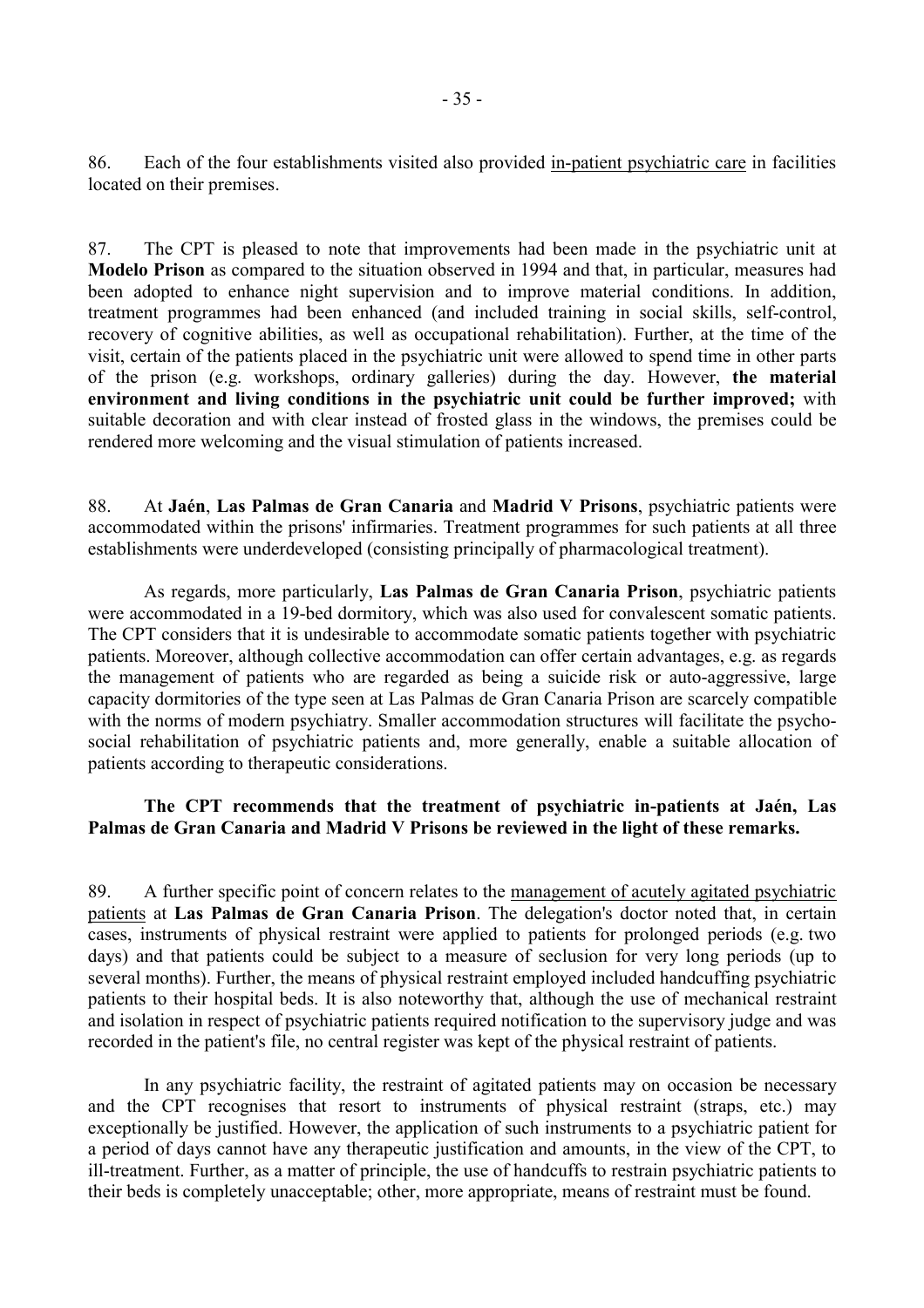86. Each of the four establishments visited also provided in-patient psychiatric care in facilities located on their premises.

87. The CPT is pleased to note that improvements had been made in the psychiatric unit at **Modelo Prison** as compared to the situation observed in 1994 and that, in particular, measures had been adopted to enhance night supervision and to improve material conditions. In addition, treatment programmes had been enhanced (and included training in social skills, self-control, recovery of cognitive abilities, as well as occupational rehabilitation). Further, at the time of the visit, certain of the patients placed in the psychiatric unit were allowed to spend time in other parts of the prison (e.g. workshops, ordinary galleries) during the day. However, **the material environment and living conditions in the psychiatric unit could be further improved;** with suitable decoration and with clear instead of frosted glass in the windows, the premises could be rendered more welcoming and the visual stimulation of patients increased.

88. At **Jaén**, **Las Palmas de Gran Canaria** and **Madrid V Prisons**, psychiatric patients were accommodated within the prisons' infirmaries. Treatment programmes for such patients at all three establishments were underdeveloped (consisting principally of pharmacological treatment).

As regards, more particularly, **Las Palmas de Gran Canaria Prison**, psychiatric patients were accommodated in a 19-bed dormitory, which was also used for convalescent somatic patients. The CPT considers that it is undesirable to accommodate somatic patients together with psychiatric patients. Moreover, although collective accommodation can offer certain advantages, e.g. as regards the management of patients who are regarded as being a suicide risk or auto-aggressive, large capacity dormitories of the type seen at Las Palmas de Gran Canaria Prison are scarcely compatible with the norms of modern psychiatry. Smaller accommodation structures will facilitate the psycho-social rehabilitation of psychiatric patients and, more generally, enable a suitable allocation of patients according to therapeutic considerations.

**The CPT recommends that the treatment of psychiatric in-patients at Jaén, Las Palmas de Gran Canaria and Madrid V Prisons be reviewed in the light of these remarks.**

89. A further specific point of concern relates to the management of acutely agitated psychiatric patients at **Las Palmas de Gran Canaria Prison**. The delegation's doctor noted that, in certain cases, instruments of physical restraint were applied to patients for prolonged periods (e.g. two days) and that patients could be subject to a measure of seclusion for very long periods (up to several months). Further, the means of physical restraint employed included handcuffing psychiatric patients to their hospital beds. It is also noteworthy that, although the use of mechanical restraint and isolation in respect of psychiatric patients required notification to the supervisory judge and was recorded in the patient's file, no central register was kept of the physical restraint of patients.

In any psychiatric facility, the restraint of agitated patients may on occasion be necessary and the CPT recognises that resort to instruments of physical restraint (straps, etc.) may exceptionally be justified. However, the application of such instruments to a psychiatric patient for a period of days cannot have any therapeutic justification and amounts, in the view of the CPT, to ill-treatment. Further, as a matter of principle, the use of handcuffs to restrain psychiatric patients to their beds is completely unacceptable; other, more appropriate, means of restraint must be found.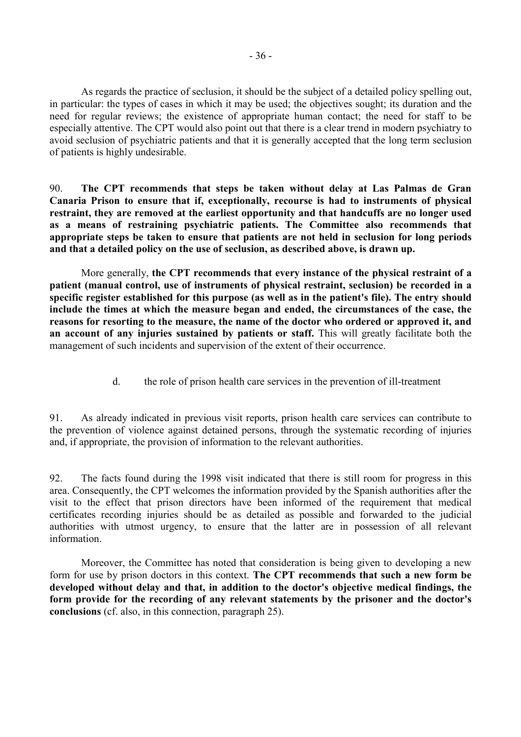As regards the practice of seclusion, it should be the subject of a detailed policy spelling out, in particular: the types of cases in which it may be used; the objectives sought; its duration and the need for regular reviews; the existence of appropriate human contact; the need for staff to be especially attentive. The CPT would also point out that there is a clear trend in modern psychiatry to avoid seclusion of psychiatric patients and that it is generally accepted that the long term seclusion of patients is highly undesirable.

90. **The CPT recommends that steps be taken without delay at Las Palmas de Gran Canaria Prison to ensure that if, exceptionally, recourse is had to instruments of physical restraint, they are removed at the earliest opportunity and that handcuffs are no longer used as a means of restraining psychiatric patients. The Committee also recommends that appropriate steps be taken to ensure that patients are not held in seclusion for long periods and that a detailed policy on the use of seclusion, as described above, is drawn up.**

More generally, **the CPT recommends that every instance of the physical restraint of a patient (manual control, use of instruments of physical restraint, seclusion) be recorded in a specific register established for this purpose (as well as in the patient's file). The entry should include the times at which the measure began and ended, the circumstances of the case, the reasons for resorting to the measure, the name of the doctor who ordered or approved it, and an account of any injuries sustained by patients or staff.** This will greatly facilitate both the management of such incidents and supervision of the extent of their occurrence.

d. the role of prison health care services in the prevention of ill-treatment

91. As already indicated in previous visit reports, prison health care services can contribute to the prevention of violence against detained persons, through the systematic recording of injuries and, if appropriate, the provision of information to the relevant authorities.

92. The facts found during the 1998 visit indicated that there is still room for progress in this area. Consequently, the CPT welcomes the information provided by the Spanish authorities after the visit to the effect that prison directors have been informed of the requirement that medical certificates recording injuries should be as detailed as possible and forwarded to the judicial authorities with utmost urgency, to ensure that the latter are in possession of all relevant information.

Moreover, the Committee has noted that consideration is being given to developing a new form for use by prison doctors in this context. **The CPT recommends that such a new form be developed without delay and that, in addition to the doctor's objective medical findings, the form provide for the recording of any relevant statements by the prisoner and the doctor's conclusions** (cf. also, in this connection, paragraph 25).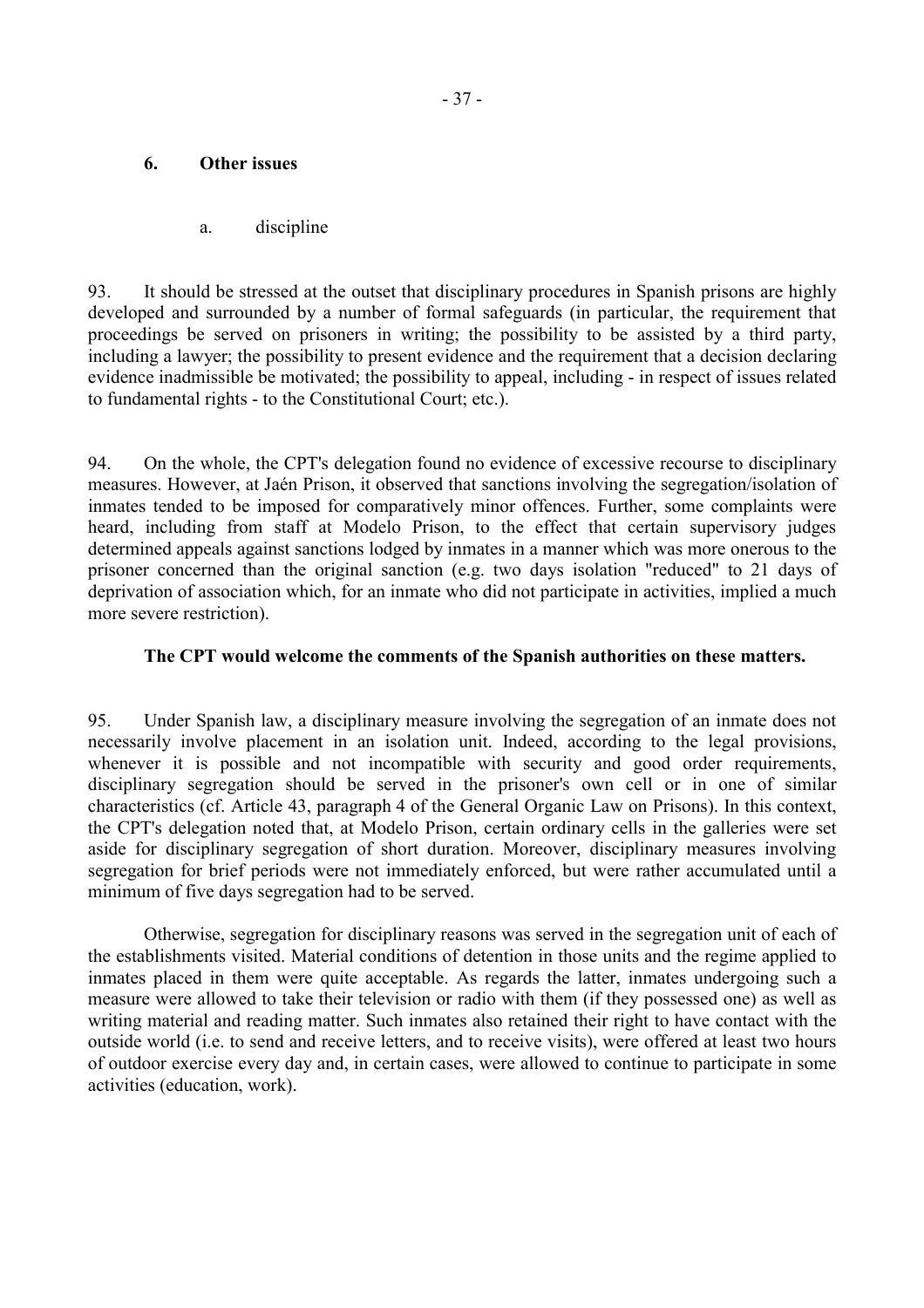## 6. Other issues

### a. discipline

93. It should be stressed at the outset that disciplinary procedures in Spanish prisons are highly developed and surrounded by a number of formal safeguards (in particular, the requirement that proceedings be served on prisoners in writing; the possibility to be assisted by a third party, including a lawyer; the possibility to present evidence and the requirement that a decision declaring evidence inadmissible be motivated; the possibility to appeal, including - in respect of issues related to fundamental rights - to the Constitutional Court; etc.).

94. On the whole, the CPT's delegation found no evidence of excessive recourse to disciplinary measures. However, at Jaén Prison, it observed that sanctions involving the segregation/isolation of inmates tended to be imposed for comparatively minor offences. Further, some complaints were heard, including from staff at Modelo Prison, to the effect that certain supervisory judges determined appeals against sanctions lodged by inmates in a manner which was more onerous to the prisoner concerned than the original sanction (e.g. two days isolation "reduced" to 21 days of deprivation of association which, for an inmate who did not participate in activities, implied a much more severe restriction).

**The CPT would welcome the comments of the Spanish authorities on these matters.**

95. Under Spanish law, a disciplinary measure involving the segregation of an inmate does not necessarily involve placement in an isolation unit. Indeed, according to the legal provisions, whenever it is possible and not incompatible with security and good order requirements, disciplinary segregation should be served in the prisoner's own cell or in one of similar characteristics (cf. Article 43, paragraph 4 of the General Organic Law on Prisons). In this context, the CPT's delegation noted that, at Modelo Prison, certain ordinary cells in the galleries were set aside for disciplinary segregation of short duration. Moreover, disciplinary measures involving segregation for brief periods were not immediately enforced, but were rather accumulated until a minimum of five days segregation had to be served.

Otherwise, segregation for disciplinary reasons was served in the segregation unit of each of the establishments visited. Material conditions of detention in those units and the regime applied to inmates placed in them were quite acceptable. As regards the latter, inmates undergoing such a measure were allowed to take their television or radio with them (if they possessed one) as well as writing material and reading matter. Such inmates also retained their right to have contact with the outside world (i.e. to send and receive letters, and to receive visits), were offered at least two hours of outdoor exercise every day and, in certain cases, were allowed to continue to participate in some activities (education, work).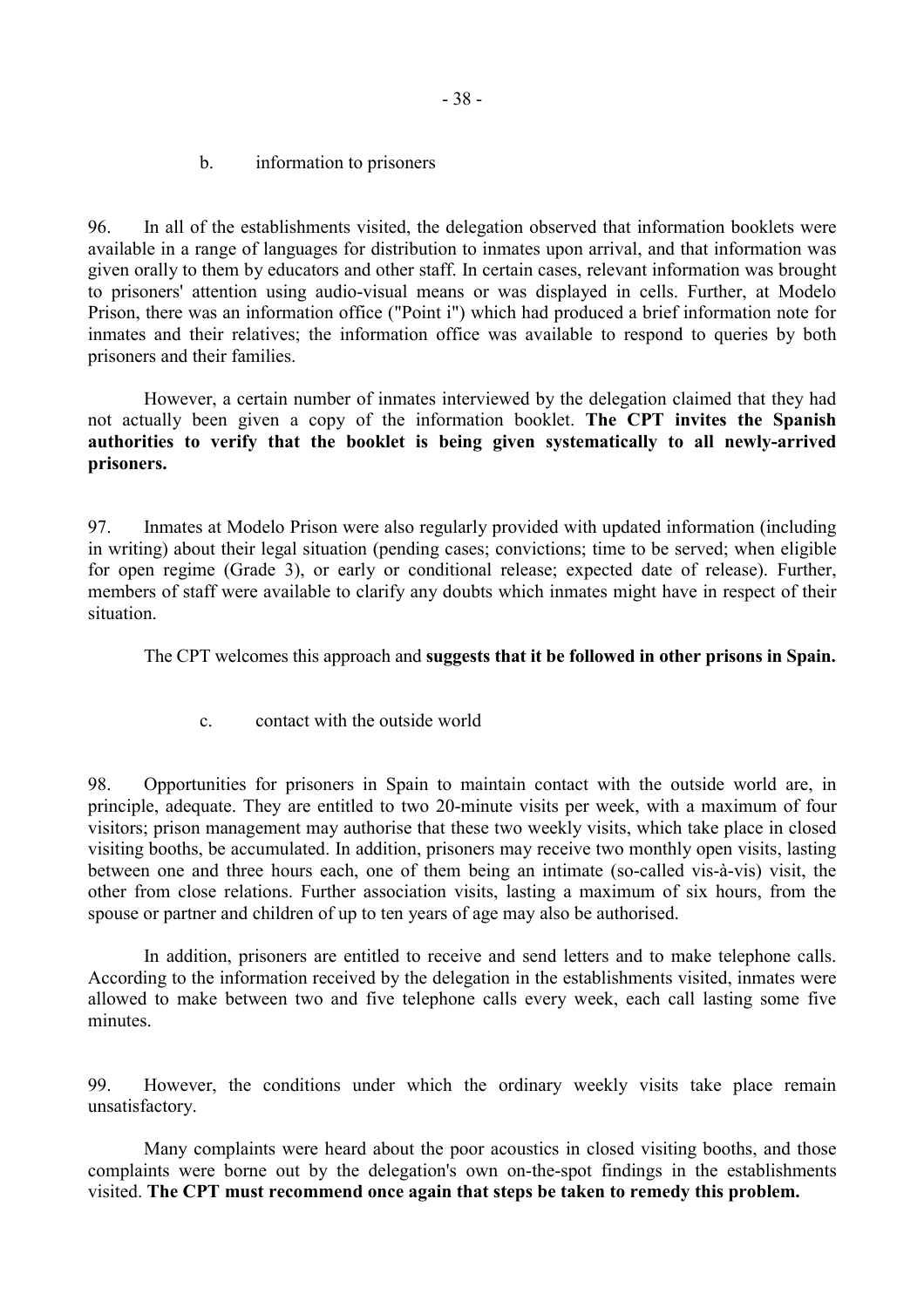b. information to prisoners

96. In all of the establishments visited, the delegation observed that information booklets were available in a range of languages for distribution to inmates upon arrival, and that information was given orally to them by educators and other staff. In certain cases, relevant information was brought to prisoners' attention using audio-visual means or was displayed in cells. Further, at Modelo Prison, there was an information office ("Point i") which had produced a brief information note for inmates and their relatives; the information office was available to respond to queries by both prisoners and their families.

However, a certain number of inmates interviewed by the delegation claimed that they had not actually been given a copy of the information booklet. **The CPT invites the Spanish authorities to verify that the booklet is being given systematically to all newly-arrived prisoners.**

97. Inmates at Modelo Prison were also regularly provided with updated information (including in writing) about their legal situation (pending cases; convictions; time to be served; when eligible for open regime (Grade 3), or early or conditional release; expected date of release). Further, members of staff were available to clarify any doubts which inmates might have in respect of their situation.

The CPT welcomes this approach and **suggests that it be followed in other prisons in Spain.**

c. contact with the outside world

98. Opportunities for prisoners in Spain to maintain contact with the outside world are, in principle, adequate. They are entitled to two 20-minute visits per week, with a maximum of four visitors; prison management may authorise that these two weekly visits, which take place in closed visiting booths, be accumulated. In addition, prisoners may receive two monthly open visits, lasting between one and three hours each, one of them being an intimate (so-called vis-à-vis) visit, the other from close relations. Further association visits, lasting a maximum of six hours, from the spouse or partner and children of up to ten years of age may also be authorised.

In addition, prisoners are entitled to receive and send letters and to make telephone calls. According to the information received by the delegation in the establishments visited, inmates were allowed to make between two and five telephone calls every week, each call lasting some five minutes.

99. However, the conditions under which the ordinary weekly visits take place remain unsatisfactory.

Many complaints were heard about the poor acoustics in closed visiting booths, and those complaints were borne out by the delegation's own on-the-spot findings in the establishments visited. **The CPT must recommend once again that steps be taken to remedy this problem.**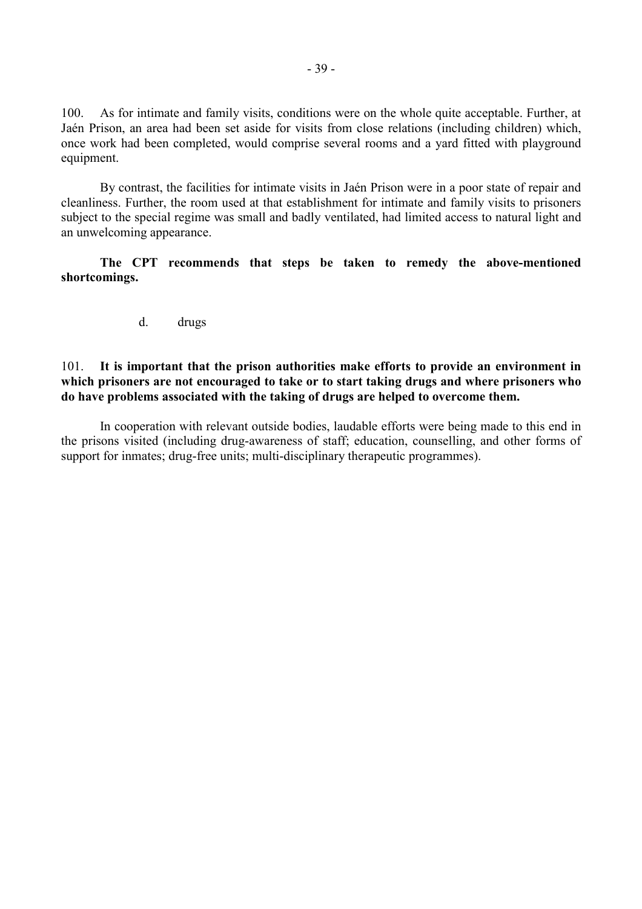100. As for intimate and family visits, conditions were on the whole quite acceptable. Further, at Jaén Prison, an area had been set aside for visits from close relations (including children) which, once work had been completed, would comprise several rooms and a yard fitted with playground equipment.

By contrast, the facilities for intimate visits in Jaén Prison were in a poor state of repair and cleanliness. Further, the room used at that establishment for intimate and family visits to prisoners subject to the special regime was small and badly ventilated, had limited access to natural light and an unwelcoming appearance.

**The CPT recommends that steps be taken to remedy the above-mentioned shortcomings.**

d. drugs

101. **It is important that the prison authorities make efforts to provide an environment in which prisoners are not encouraged to take or to start taking drugs and where prisoners who do have problems associated with the taking of drugs are helped to overcome them.**

In cooperation with relevant outside bodies, laudable efforts were being made to this end in the prisons visited (including drug-awareness of staff; education, counselling, and other forms of support for inmates; drug-free units; multi-disciplinary therapeutic programmes).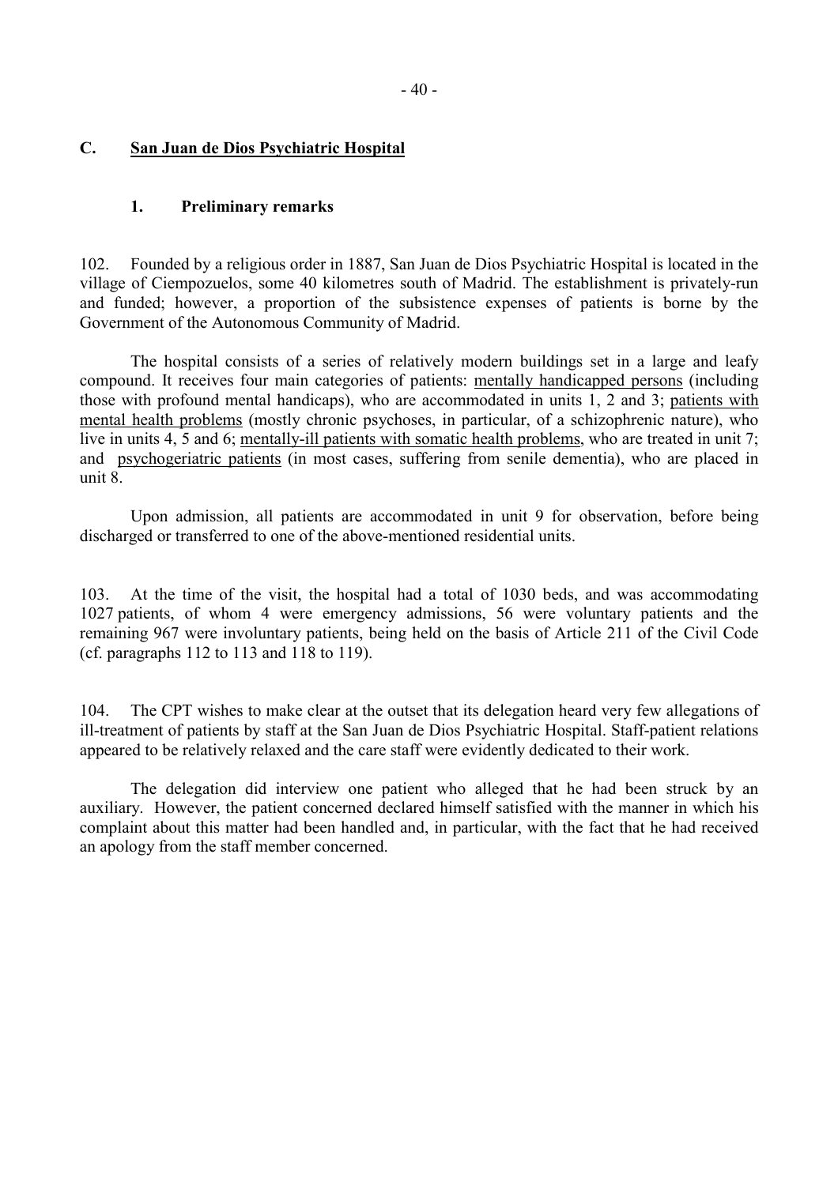## C. San Juan de Dios Psychiatric Hospital

### 1. Preliminary remarks

102. Founded by a religious order in 1887, San Juan de Dios Psychiatric Hospital is located in the village of Ciempozuelos, some 40 kilometres south of Madrid. The establishment is privately-run and funded; however, a proportion of the subsistence expenses of patients is borne by the Government of the Autonomous Community of Madrid.

The hospital consists of a series of relatively modern buildings set in a large and leafy compound. It receives four main categories of patients: mentally handicapped persons (including those with profound mental handicaps), who are accommodated in units 1, 2 and 3; patients with mental health problems (mostly chronic psychoses, in particular, of a schizophrenic nature), who live in units 4, 5 and 6; mentally-ill patients with somatic health problems, who are treated in unit 7; and psychogeriatric patients (in most cases, suffering from senile dementia), who are placed in unit 8.

Upon admission, all patients are accommodated in unit 9 for observation, before being discharged or transferred to one of the above-mentioned residential units.

103. At the time of the visit, the hospital had a total of 1030 beds, and was accommodating 1027 patients, of whom 4 were emergency admissions, 56 were voluntary patients and the remaining 967 were involuntary patients, being held on the basis of Article 211 of the Civil Code (cf. paragraphs 112 to 113 and 118 to 119).

104. The CPT wishes to make clear at the outset that its delegation heard very few allegations of ill-treatment of patients by staff at the San Juan de Dios Psychiatric Hospital. Staff-patient relations appeared to be relatively relaxed and the care staff were evidently dedicated to their work.

The delegation did interview one patient who alleged that he had been struck by an auxiliary. However, the patient concerned declared himself satisfied with the manner in which his complaint about this matter had been handled and, in particular, with the fact that he had received an apology from the staff member concerned.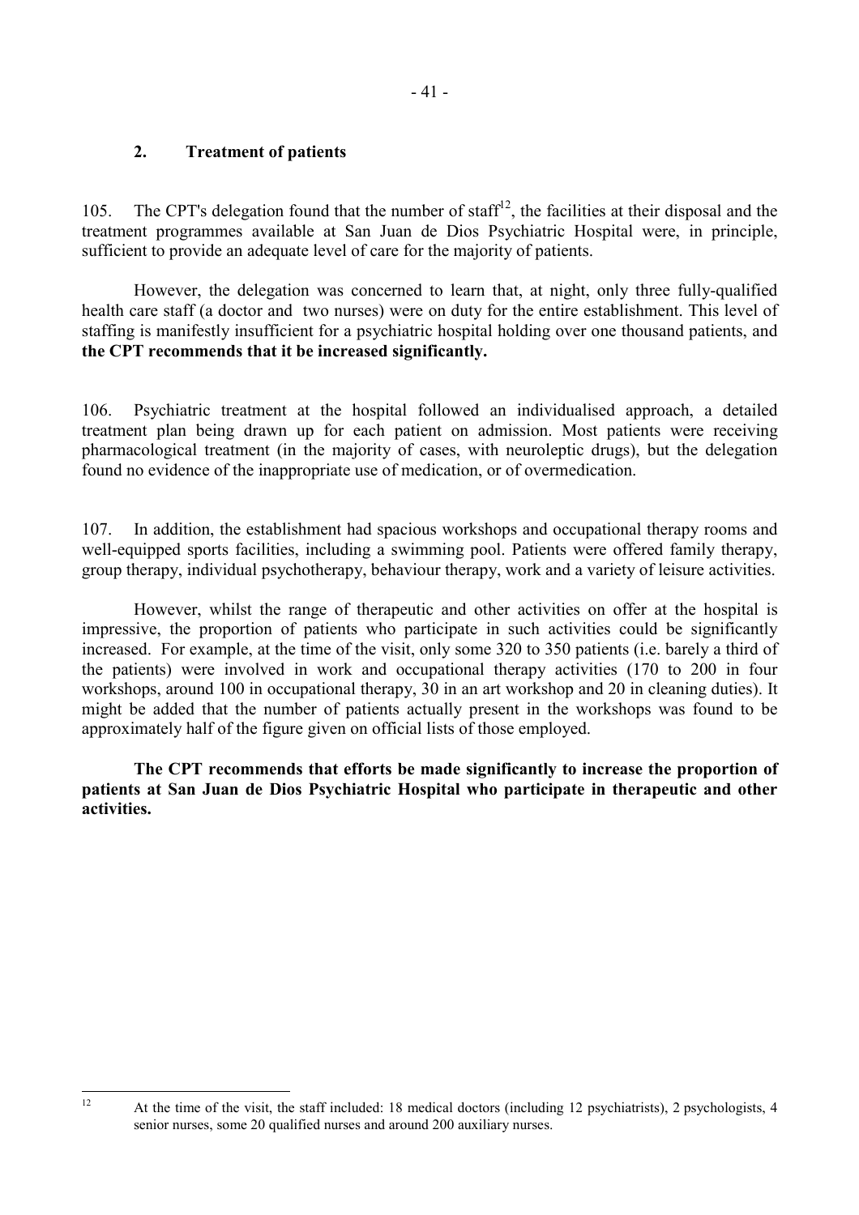## 2. Treatment of patients

105. The CPT's delegation found that the number of staff[12], the facilities at their disposal and the treatment programmes available at San Juan de Dios Psychiatric Hospital were, in principle, sufficient to provide an adequate level of care for the majority of patients.

However, the delegation was concerned to learn that, at night, only three fully-qualified health care staff (a doctor and two nurses) were on duty for the entire establishment. This level of staffing is manifestly insufficient for a psychiatric hospital holding over one thousand patients, and **the CPT recommends that it be increased significantly.**

106. Psychiatric treatment at the hospital followed an individualised approach, a detailed treatment plan being drawn up for each patient on admission. Most patients were receiving pharmacological treatment (in the majority of cases, with neuroleptic drugs), but the delegation found no evidence of the inappropriate use of medication, or of overmedication.

107. In addition, the establishment had spacious workshops and occupational therapy rooms and well-equipped sports facilities, including a swimming pool. Patients were offered family therapy, group therapy, individual psychotherapy, behaviour therapy, work and a variety of leisure activities.

However, whilst the range of therapeutic and other activities on offer at the hospital is impressive, the proportion of patients who participate in such activities could be significantly increased. For example, at the time of the visit, only some 320 to 350 patients (i.e. barely a third of the patients) were involved in work and occupational therapy activities (170 to 200 in four workshops, around 100 in occupational therapy, 30 in an art workshop and 20 in cleaning duties). It might be added that the number of patients actually present in the workshops was found to be approximately half of the figure given on official lists of those employed.

**The CPT recommends that efforts be made significantly to increase the proportion of patients at San Juan de Dios Psychiatric Hospital who participate in therapeutic and other activities.**

---

[12] At the time of the visit, the staff included: 18 medical doctors (including 12 psychiatrists), 2 psychologists, 4 senior nurses, some 20 qualified nurses and around 200 auxiliary nurses.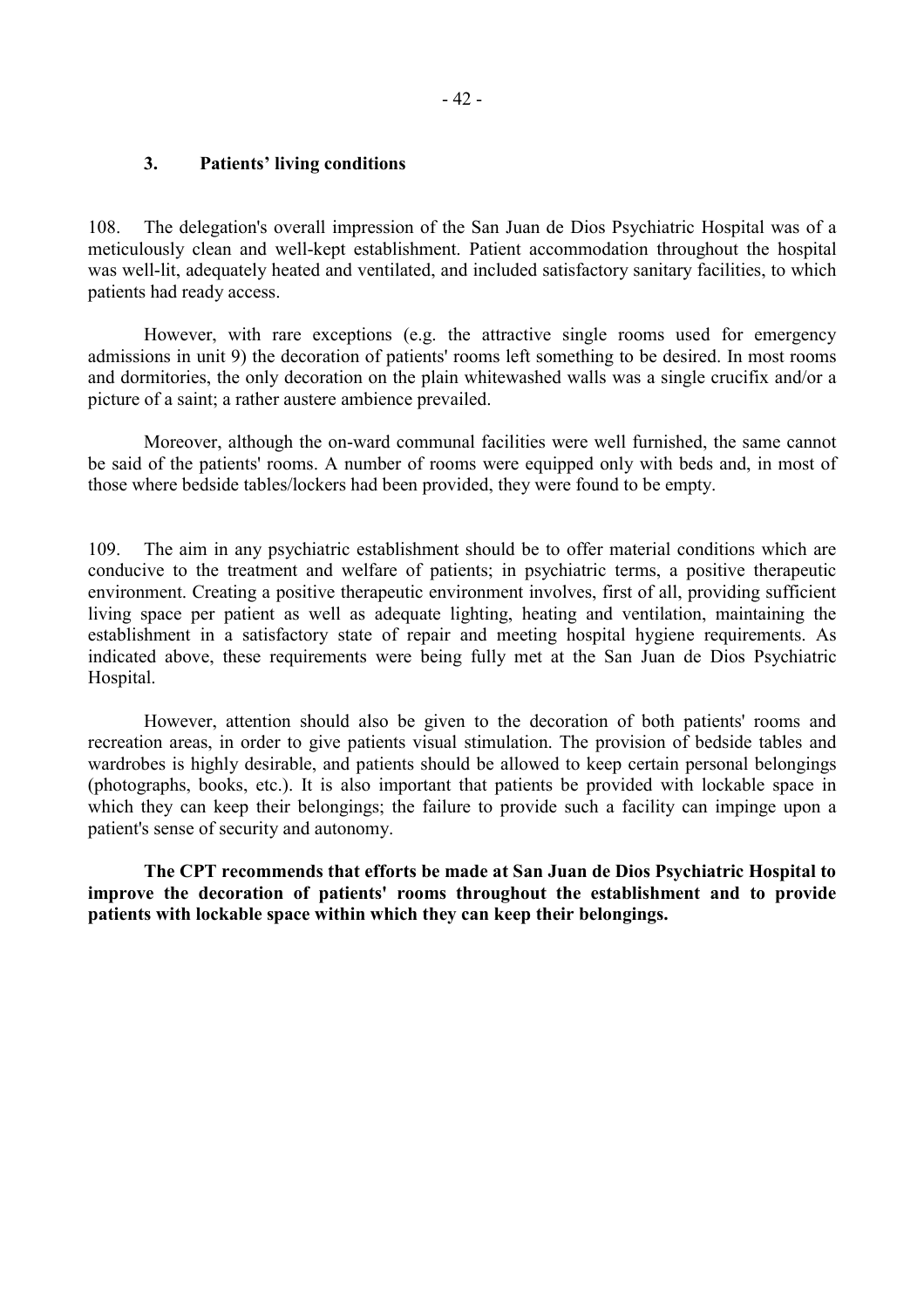### 3. Patients' living conditions

108. The delegation's overall impression of the San Juan de Dios Psychiatric Hospital was of a meticulously clean and well-kept establishment. Patient accommodation throughout the hospital was well-lit, adequately heated and ventilated, and included satisfactory sanitary facilities, to which patients had ready access.

However, with rare exceptions (e.g. the attractive single rooms used for emergency admissions in unit 9) the decoration of patients' rooms left something to be desired. In most rooms and dormitories, the only decoration on the plain whitewashed walls was a single crucifix and/or a picture of a saint; a rather austere ambience prevailed.

Moreover, although the on-ward communal facilities were well furnished, the same cannot be said of the patients' rooms. A number of rooms were equipped only with beds and, in most of those where bedside tables/lockers had been provided, they were found to be empty.

109. The aim in any psychiatric establishment should be to offer material conditions which are conducive to the treatment and welfare of patients; in psychiatric terms, a positive therapeutic environment. Creating a positive therapeutic environment involves, first of all, providing sufficient living space per patient as well as adequate lighting, heating and ventilation, maintaining the establishment in a satisfactory state of repair and meeting hospital hygiene requirements. As indicated above, these requirements were being fully met at the San Juan de Dios Psychiatric Hospital.

However, attention should also be given to the decoration of both patients' rooms and recreation areas, in order to give patients visual stimulation. The provision of bedside tables and wardrobes is highly desirable, and patients should be allowed to keep certain personal belongings (photographs, books, etc.). It is also important that patients be provided with lockable space in which they can keep their belongings; the failure to provide such a facility can impinge upon a patient's sense of security and autonomy.

**The CPT recommends that efforts be made at San Juan de Dios Psychiatric Hospital to improve the decoration of patients' rooms throughout the establishment and to provide patients with lockable space within which they can keep their belongings.**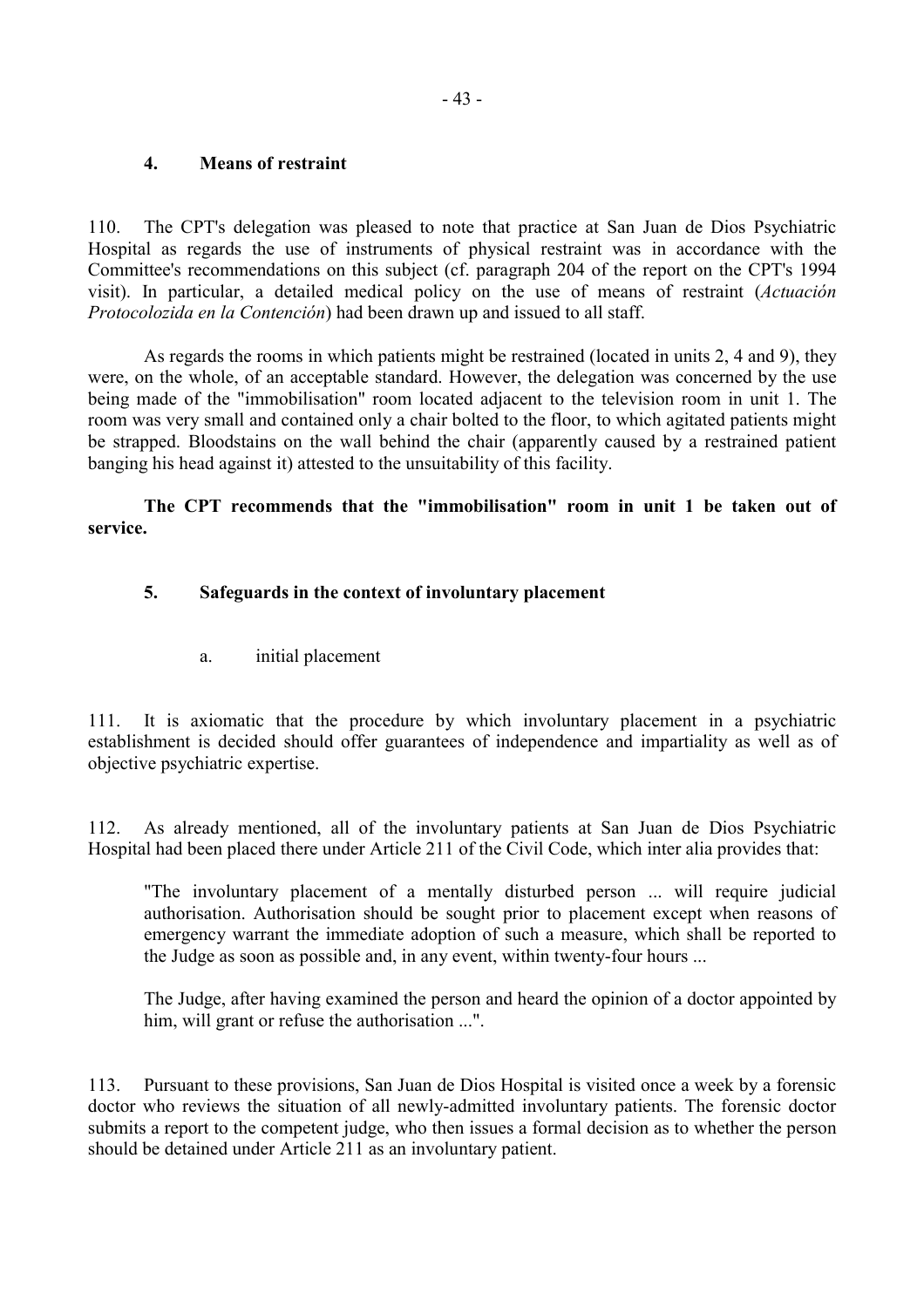### 4. Means of restraint

110. The CPT's delegation was pleased to note that practice at San Juan de Dios Psychiatric Hospital as regards the use of instruments of physical restraint was in accordance with the Committee's recommendations on this subject (cf. paragraph 204 of the report on the CPT's 1994 visit). In particular, a detailed medical policy on the use of means of restraint (*Actuación Protocolozida en la Contención*) had been drawn up and issued to all staff.

As regards the rooms in which patients might be restrained (located in units 2, 4 and 9), they were, on the whole, of an acceptable standard. However, the delegation was concerned by the use being made of the "immobilisation" room located adjacent to the television room in unit 1. The room was very small and contained only a chair bolted to the floor, to which agitated patients might be strapped. Bloodstains on the wall behind the chair (apparently caused by a restrained patient banging his head against it) attested to the unsuitability of this facility.

**The CPT recommends that the "immobilisation" room in unit 1 be taken out of service.**

### 5. Safeguards in the context of involuntary placement

#### a. initial placement

111. It is axiomatic that the procedure by which involuntary placement in a psychiatric establishment is decided should offer guarantees of independence and impartiality as well as of objective psychiatric expertise.

112. As already mentioned, all of the involuntary patients at San Juan de Dios Psychiatric Hospital had been placed there under Article 211 of the Civil Code, which inter alia provides that:

> "The involuntary placement of a mentally disturbed person ... will require judicial authorisation. Authorisation should be sought prior to placement except when reasons of emergency warrant the immediate adoption of such a measure, which shall be reported to the Judge as soon as possible and, in any event, within twenty-four hours ...
>
> The Judge, after having examined the person and heard the opinion of a doctor appointed by him, will grant or refuse the authorisation ...".

113. Pursuant to these provisions, San Juan de Dios Hospital is visited once a week by a forensic doctor who reviews the situation of all newly-admitted involuntary patients. The forensic doctor submits a report to the competent judge, who then issues a formal decision as to whether the person should be detained under Article 211 as an involuntary patient.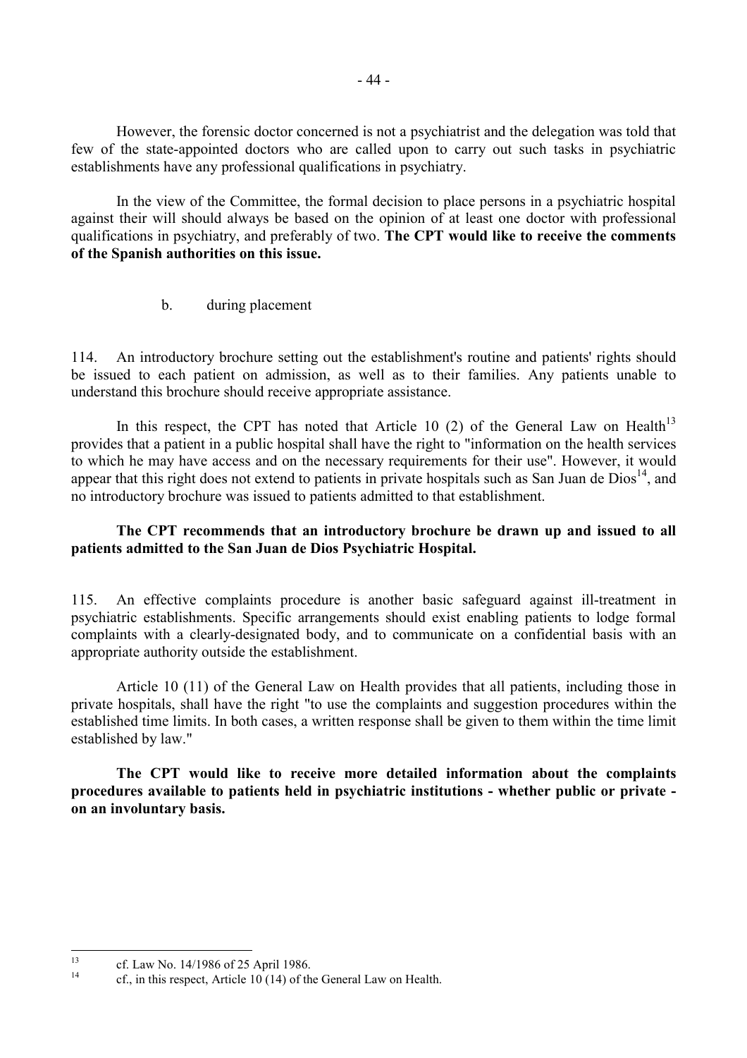However, the forensic doctor concerned is not a psychiatrist and the delegation was told that few of the state-appointed doctors who are called upon to carry out such tasks in psychiatric establishments have any professional qualifications in psychiatry.

In the view of the Committee, the formal decision to place persons in a psychiatric hospital against their will should always be based on the opinion of at least one doctor with professional qualifications in psychiatry, and preferably of two. **The CPT would like to receive the comments of the Spanish authorities on this issue.**

b. during placement

114. An introductory brochure setting out the establishment's routine and patients' rights should be issued to each patient on admission, as well as to their families. Any patients unable to understand this brochure should receive appropriate assistance.

In this respect, the CPT has noted that Article 10 (2) of the General Law on Health[13] provides that a patient in a public hospital shall have the right to "information on the health services to which he may have access and on the necessary requirements for their use". However, it would appear that this right does not extend to patients in private hospitals such as San Juan de Dios[14], and no introductory brochure was issued to patients admitted to that establishment.

**The CPT recommends that an introductory brochure be drawn up and issued to all patients admitted to the San Juan de Dios Psychiatric Hospital.**

115. An effective complaints procedure is another basic safeguard against ill-treatment in psychiatric establishments. Specific arrangements should exist enabling patients to lodge formal complaints with a clearly-designated body, and to communicate on a confidential basis with an appropriate authority outside the establishment.

Article 10 (11) of the General Law on Health provides that all patients, including those in private hospitals, shall have the right "to use the complaints and suggestion procedures within the established time limits. In both cases, a written response shall be given to them within the time limit established by law."

**The CPT would like to receive more detailed information about the complaints procedures available to patients held in psychiatric institutions - whether public or private - on an involuntary basis.**

---

[13] cf. Law No. 14/1986 of 25 April 1986.

[14] cf., in this respect, Article 10 (14) of the General Law on Health.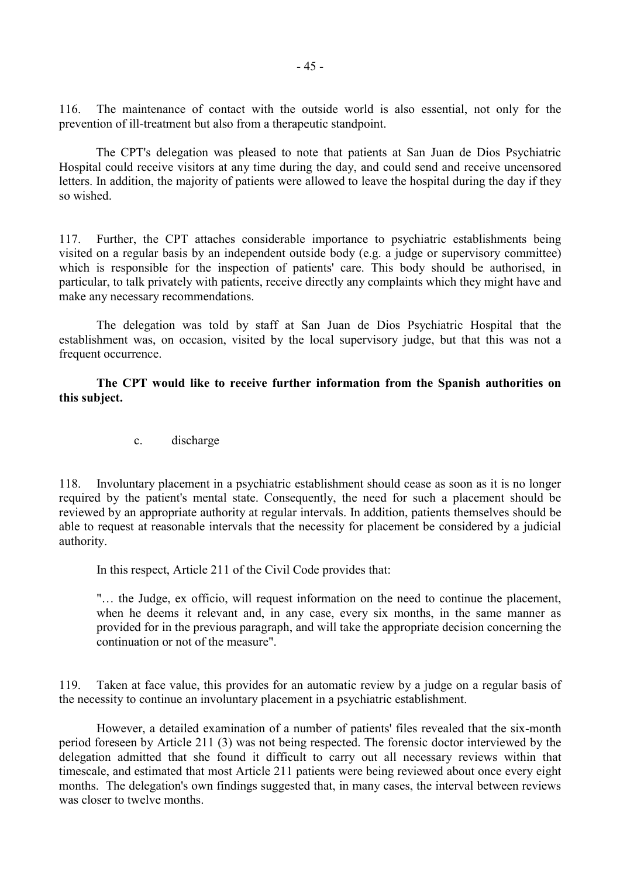116. The maintenance of contact with the outside world is also essential, not only for the prevention of ill-treatment but also from a therapeutic standpoint.

The CPT's delegation was pleased to note that patients at San Juan de Dios Psychiatric Hospital could receive visitors at any time during the day, and could send and receive uncensored letters. In addition, the majority of patients were allowed to leave the hospital during the day if they so wished.

117. Further, the CPT attaches considerable importance to psychiatric establishments being visited on a regular basis by an independent outside body (e.g. a judge or supervisory committee) which is responsible for the inspection of patients' care. This body should be authorised, in particular, to talk privately with patients, receive directly any complaints which they might have and make any necessary recommendations.

The delegation was told by staff at San Juan de Dios Psychiatric Hospital that the establishment was, on occasion, visited by the local supervisory judge, but that this was not a frequent occurrence.

**The CPT would like to receive further information from the Spanish authorities on this subject.**

c. discharge

118. Involuntary placement in a psychiatric establishment should cease as soon as it is no longer required by the patient's mental state. Consequently, the need for such a placement should be reviewed by an appropriate authority at regular intervals. In addition, patients themselves should be able to request at reasonable intervals that the necessity for placement be considered by a judicial authority.

In this respect, Article 211 of the Civil Code provides that:

"… the Judge, ex officio, will request information on the need to continue the placement, when he deems it relevant and, in any case, every six months, in the same manner as provided for in the previous paragraph, and will take the appropriate decision concerning the continuation or not of the measure".

119. Taken at face value, this provides for an automatic review by a judge on a regular basis of the necessity to continue an involuntary placement in a psychiatric establishment.

However, a detailed examination of a number of patients' files revealed that the six-month period foreseen by Article 211 (3) was not being respected. The forensic doctor interviewed by the delegation admitted that she found it difficult to carry out all necessary reviews within that timescale, and estimated that most Article 211 patients were being reviewed about once every eight months. The delegation's own findings suggested that, in many cases, the interval between reviews was closer to twelve months.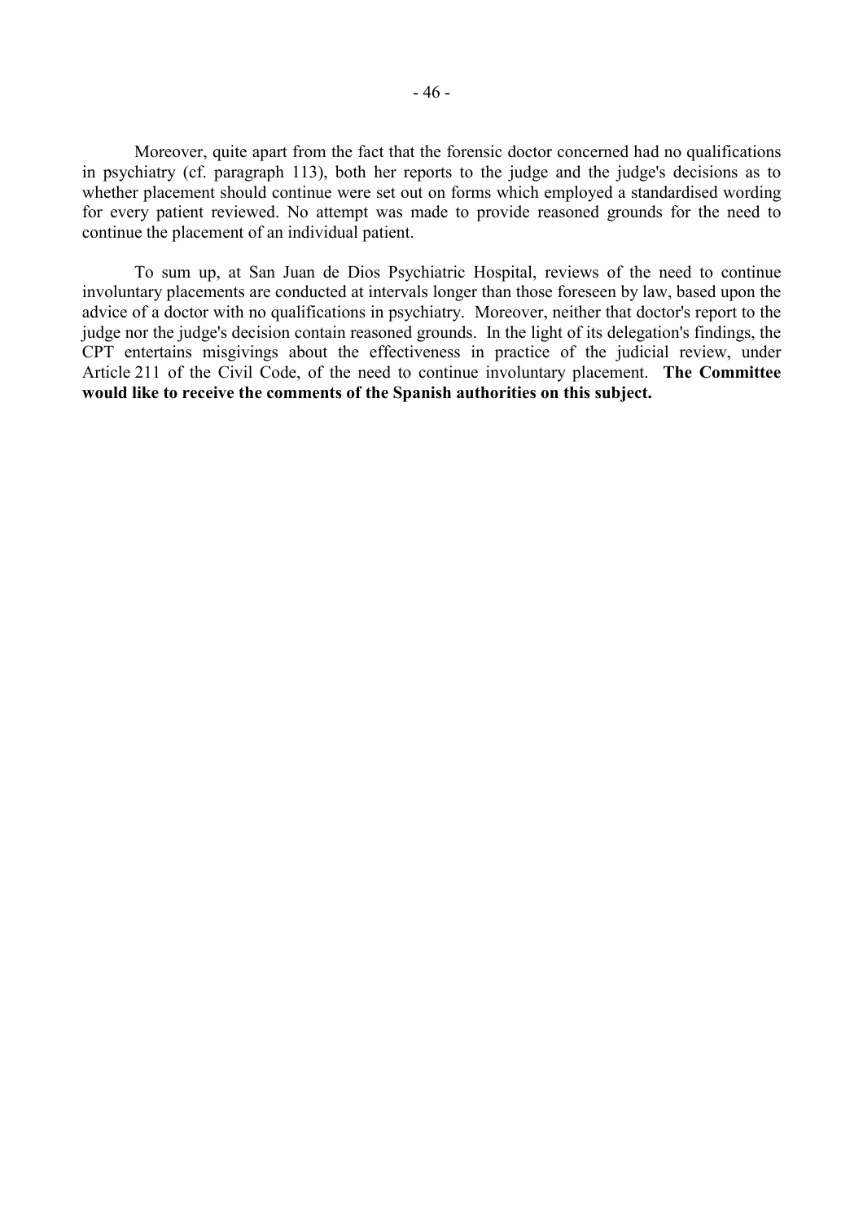Moreover, quite apart from the fact that the forensic doctor concerned had no qualifications in psychiatry (cf. paragraph 113), both her reports to the judge and the judge's decisions as to whether placement should continue were set out on forms which employed a standardised wording for every patient reviewed. No attempt was made to provide reasoned grounds for the need to continue the placement of an individual patient.

To sum up, at San Juan de Dios Psychiatric Hospital, reviews of the need to continue involuntary placements are conducted at intervals longer than those foreseen by law, based upon the advice of a doctor with no qualifications in psychiatry. Moreover, neither that doctor's report to the judge nor the judge's decision contain reasoned grounds. In the light of its delegation's findings, the CPT entertains misgivings about the effectiveness in practice of the judicial review, under Article 211 of the Civil Code, of the need to continue involuntary placement. **The Committee would like to receive the comments of the Spanish authorities on this subject.**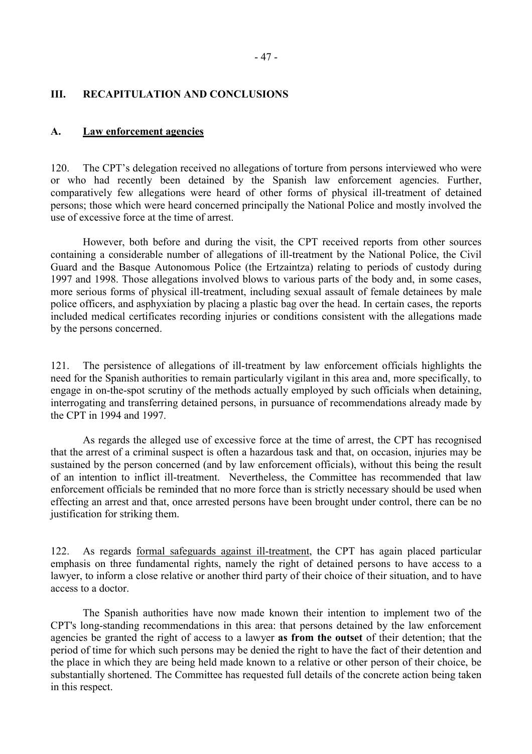## III. RECAPITULATION AND CONCLUSIONS

### A. Law enforcement agencies

120. The CPT's delegation received no allegations of torture from persons interviewed who were or who had recently been detained by the Spanish law enforcement agencies. Further, comparatively few allegations were heard of other forms of physical ill-treatment of detained persons; those which were heard concerned principally the National Police and mostly involved the use of excessive force at the time of arrest.

However, both before and during the visit, the CPT received reports from other sources containing a considerable number of allegations of ill-treatment by the National Police, the Civil Guard and the Basque Autonomous Police (the Ertzaintza) relating to periods of custody during 1997 and 1998. Those allegations involved blows to various parts of the body and, in some cases, more serious forms of physical ill-treatment, including sexual assault of female detainees by male police officers, and asphyxiation by placing a plastic bag over the head. In certain cases, the reports included medical certificates recording injuries or conditions consistent with the allegations made by the persons concerned.

121. The persistence of allegations of ill-treatment by law enforcement officials highlights the need for the Spanish authorities to remain particularly vigilant in this area and, more specifically, to engage in on-the-spot scrutiny of the methods actually employed by such officials when detaining, interrogating and transferring detained persons, in pursuance of recommendations already made by the CPT in 1994 and 1997.

As regards the alleged use of excessive force at the time of arrest, the CPT has recognised that the arrest of a criminal suspect is often a hazardous task and that, on occasion, injuries may be sustained by the person concerned (and by law enforcement officials), without this being the result of an intention to inflict ill-treatment. Nevertheless, the Committee has recommended that law enforcement officials be reminded that no more force than is strictly necessary should be used when effecting an arrest and that, once arrested persons have been brought under control, there can be no justification for striking them.

122. As regards formal safeguards against ill-treatment, the CPT has again placed particular emphasis on three fundamental rights, namely the right of detained persons to have access to a lawyer, to inform a close relative or another third party of their choice of their situation, and to have access to a doctor.

The Spanish authorities have now made known their intention to implement two of the CPT's long-standing recommendations in this area: that persons detained by the law enforcement agencies be granted the right of access to a lawyer **as from the outset** of their detention; that the period of time for which such persons may be denied the right to have the fact of their detention and the place in which they are being held made known to a relative or other person of their choice, be substantially shortened. The Committee has requested full details of the concrete action being taken in this respect.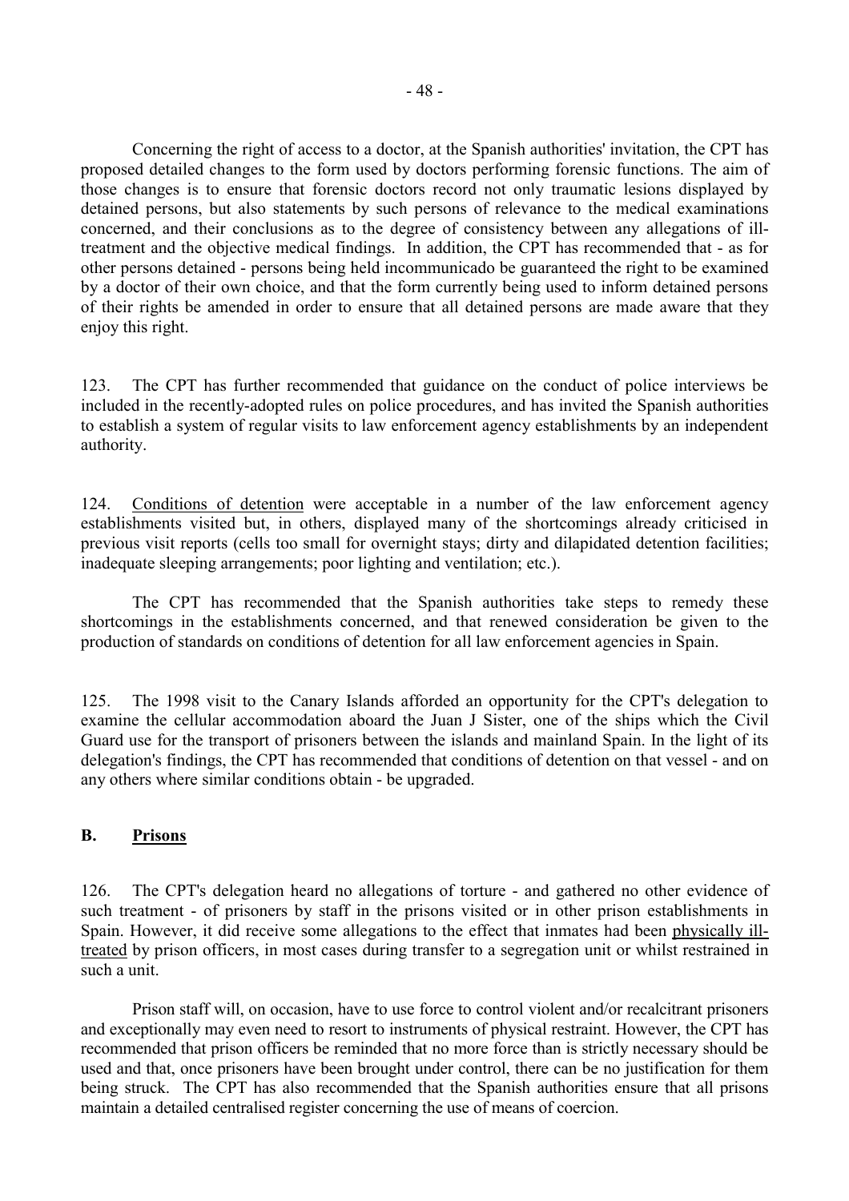Concerning the right of access to a doctor, at the Spanish authorities' invitation, the CPT has proposed detailed changes to the form used by doctors performing forensic functions. The aim of those changes is to ensure that forensic doctors record not only traumatic lesions displayed by detained persons, but also statements by such persons of relevance to the medical examinations concerned, and their conclusions as to the degree of consistency between any allegations of ill-treatment and the objective medical findings. In addition, the CPT has recommended that - as for other persons detained - persons being held incommunicado be guaranteed the right to be examined by a doctor of their own choice, and that the form currently being used to inform detained persons of their rights be amended in order to ensure that all detained persons are made aware that they enjoy this right.

123. The CPT has further recommended that guidance on the conduct of police interviews be included in the recently-adopted rules on police procedures, and has invited the Spanish authorities to establish a system of regular visits to law enforcement agency establishments by an independent authority.

124. Conditions of detention were acceptable in a number of the law enforcement agency establishments visited but, in others, displayed many of the shortcomings already criticised in previous visit reports (cells too small for overnight stays; dirty and dilapidated detention facilities; inadequate sleeping arrangements; poor lighting and ventilation; etc.).

The CPT has recommended that the Spanish authorities take steps to remedy these shortcomings in the establishments concerned, and that renewed consideration be given to the production of standards on conditions of detention for all law enforcement agencies in Spain.

125. The 1998 visit to the Canary Islands afforded an opportunity for the CPT's delegation to examine the cellular accommodation aboard the Juan J Sister, one of the ships which the Civil Guard use for the transport of prisoners between the islands and mainland Spain. In the light of its delegation's findings, the CPT has recommended that conditions of detention on that vessel - and on any others where similar conditions obtain - be upgraded.

## B. Prisons

126. The CPT's delegation heard no allegations of torture - and gathered no other evidence of such treatment - of prisoners by staff in the prisons visited or in other prison establishments in Spain. However, it did receive some allegations to the effect that inmates had been physically ill-treated by prison officers, in most cases during transfer to a segregation unit or whilst restrained in such a unit.

Prison staff will, on occasion, have to use force to control violent and/or recalcitrant prisoners and exceptionally may even need to resort to instruments of physical restraint. However, the CPT has recommended that prison officers be reminded that no more force than is strictly necessary should be used and that, once prisoners have been brought under control, there can be no justification for them being struck. The CPT has also recommended that the Spanish authorities ensure that all prisons maintain a detailed centralised register concerning the use of means of coercion.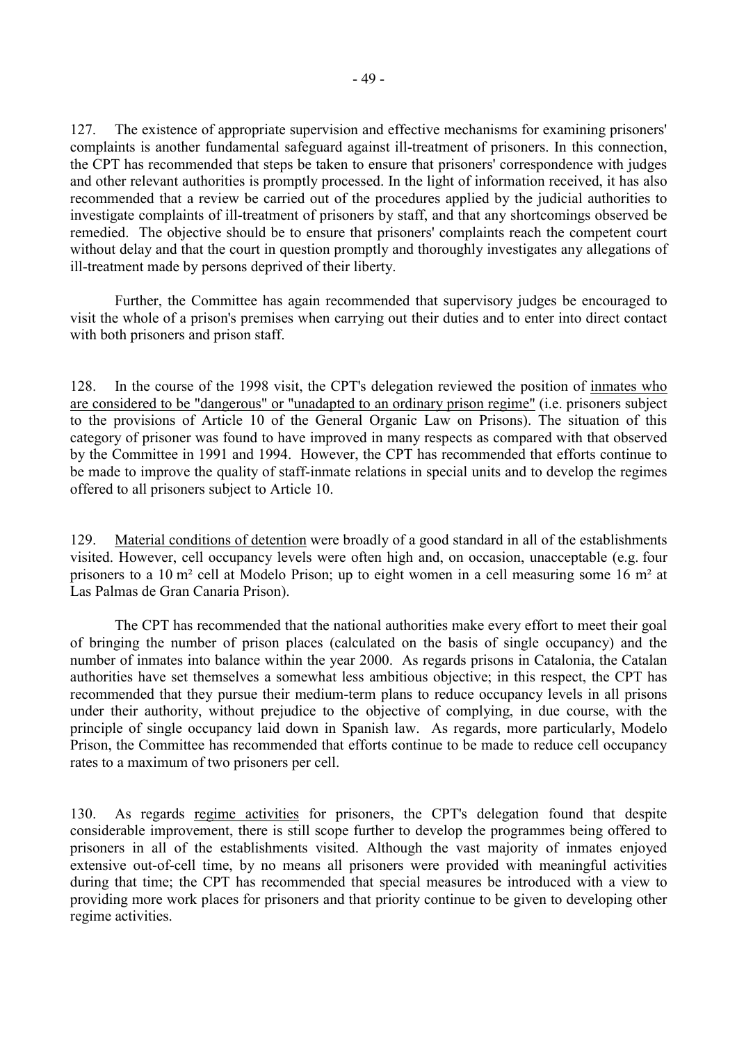127. The existence of appropriate supervision and effective mechanisms for examining prisoners' complaints is another fundamental safeguard against ill-treatment of prisoners. In this connection, the CPT has recommended that steps be taken to ensure that prisoners' correspondence with judges and other relevant authorities is promptly processed. In the light of information received, it has also recommended that a review be carried out of the procedures applied by the judicial authorities to investigate complaints of ill-treatment of prisoners by staff, and that any shortcomings observed be remedied. The objective should be to ensure that prisoners' complaints reach the competent court without delay and that the court in question promptly and thoroughly investigates any allegations of ill-treatment made by persons deprived of their liberty.

Further, the Committee has again recommended that supervisory judges be encouraged to visit the whole of a prison's premises when carrying out their duties and to enter into direct contact with both prisoners and prison staff.

128. In the course of the 1998 visit, the CPT's delegation reviewed the position of inmates who are considered to be "dangerous" or "unadapted to an ordinary prison regime" (i.e. prisoners subject to the provisions of Article 10 of the General Organic Law on Prisons). The situation of this category of prisoner was found to have improved in many respects as compared with that observed by the Committee in 1991 and 1994. However, the CPT has recommended that efforts continue to be made to improve the quality of staff-inmate relations in special units and to develop the regimes offered to all prisoners subject to Article 10.

129. Material conditions of detention were broadly of a good standard in all of the establishments visited. However, cell occupancy levels were often high and, on occasion, unacceptable (e.g. four prisoners to a 10 m² cell at Modelo Prison; up to eight women in a cell measuring some 16 m² at Las Palmas de Gran Canaria Prison).

The CPT has recommended that the national authorities make every effort to meet their goal of bringing the number of prison places (calculated on the basis of single occupancy) and the number of inmates into balance within the year 2000. As regards prisons in Catalonia, the Catalan authorities have set themselves a somewhat less ambitious objective; in this respect, the CPT has recommended that they pursue their medium-term plans to reduce occupancy levels in all prisons under their authority, without prejudice to the objective of complying, in due course, with the principle of single occupancy laid down in Spanish law. As regards, more particularly, Modelo Prison, the Committee has recommended that efforts continue to be made to reduce cell occupancy rates to a maximum of two prisoners per cell.

130. As regards regime activities for prisoners, the CPT's delegation found that despite considerable improvement, there is still scope further to develop the programmes being offered to prisoners in all of the establishments visited. Although the vast majority of inmates enjoyed extensive out-of-cell time, by no means all prisoners were provided with meaningful activities during that time; the CPT has recommended that special measures be introduced with a view to providing more work places for prisoners and that priority continue to be given to developing other regime activities.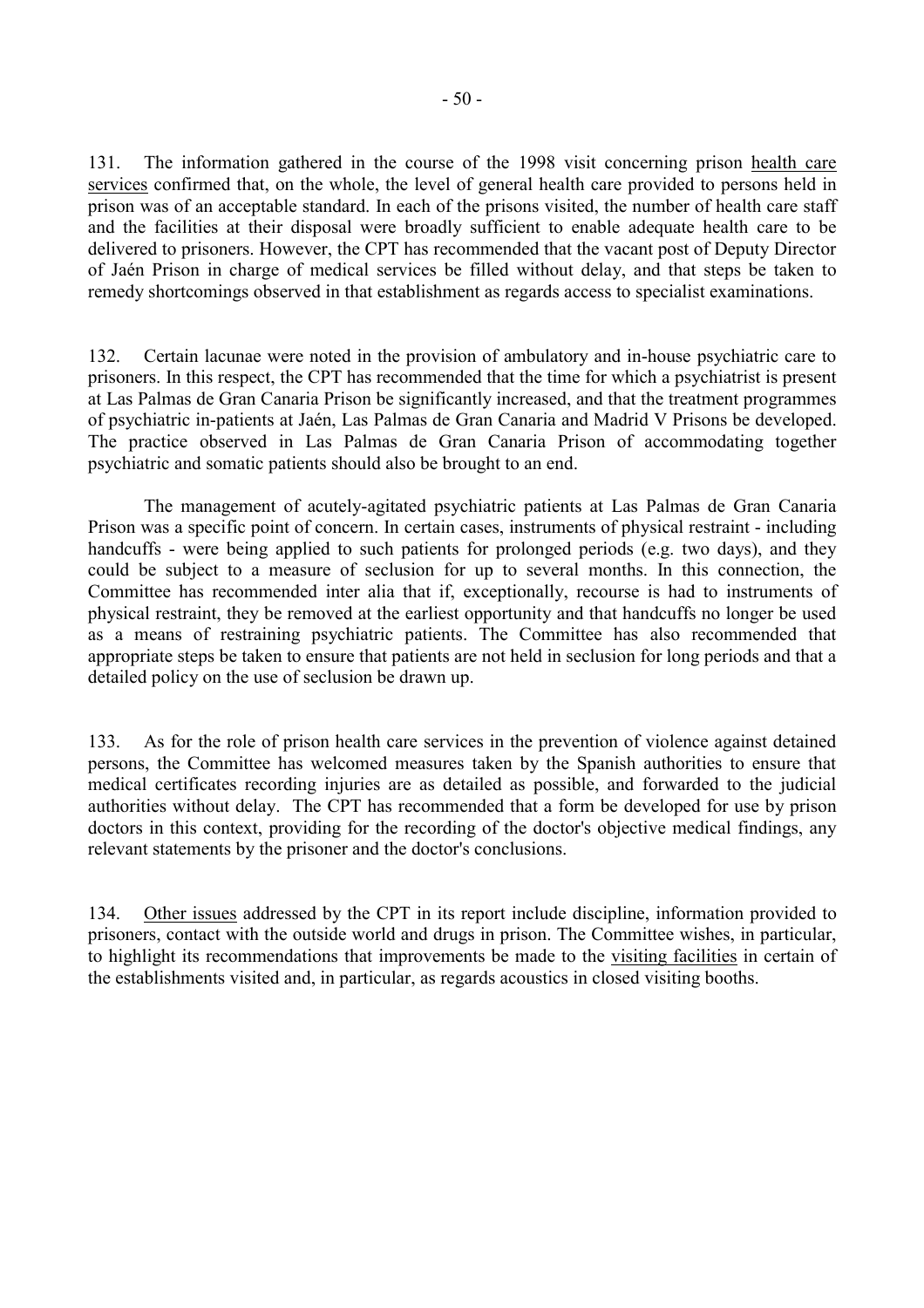131. The information gathered in the course of the 1998 visit concerning prison health care services confirmed that, on the whole, the level of general health care provided to persons held in prison was of an acceptable standard. In each of the prisons visited, the number of health care staff and the facilities at their disposal were broadly sufficient to enable adequate health care to be delivered to prisoners. However, the CPT has recommended that the vacant post of Deputy Director of Jaén Prison in charge of medical services be filled without delay, and that steps be taken to remedy shortcomings observed in that establishment as regards access to specialist examinations.

132. Certain lacunae were noted in the provision of ambulatory and in-house psychiatric care to prisoners. In this respect, the CPT has recommended that the time for which a psychiatrist is present at Las Palmas de Gran Canaria Prison be significantly increased, and that the treatment programmes of psychiatric in-patients at Jaén, Las Palmas de Gran Canaria and Madrid V Prisons be developed. The practice observed in Las Palmas de Gran Canaria Prison of accommodating together psychiatric and somatic patients should also be brought to an end.

The management of acutely-agitated psychiatric patients at Las Palmas de Gran Canaria Prison was a specific point of concern. In certain cases, instruments of physical restraint - including handcuffs - were being applied to such patients for prolonged periods (e.g. two days), and they could be subject to a measure of seclusion for up to several months. In this connection, the Committee has recommended inter alia that if, exceptionally, recourse is had to instruments of physical restraint, they be removed at the earliest opportunity and that handcuffs no longer be used as a means of restraining psychiatric patients. The Committee has also recommended that appropriate steps be taken to ensure that patients are not held in seclusion for long periods and that a detailed policy on the use of seclusion be drawn up.

133. As for the role of prison health care services in the prevention of violence against detained persons, the Committee has welcomed measures taken by the Spanish authorities to ensure that medical certificates recording injuries are as detailed as possible, and forwarded to the judicial authorities without delay. The CPT has recommended that a form be developed for use by prison doctors in this context, providing for the recording of the doctor's objective medical findings, any relevant statements by the prisoner and the doctor's conclusions.

134. Other issues addressed by the CPT in its report include discipline, information provided to prisoners, contact with the outside world and drugs in prison. The Committee wishes, in particular, to highlight its recommendations that improvements be made to the visiting facilities in certain of the establishments visited and, in particular, as regards acoustics in closed visiting booths.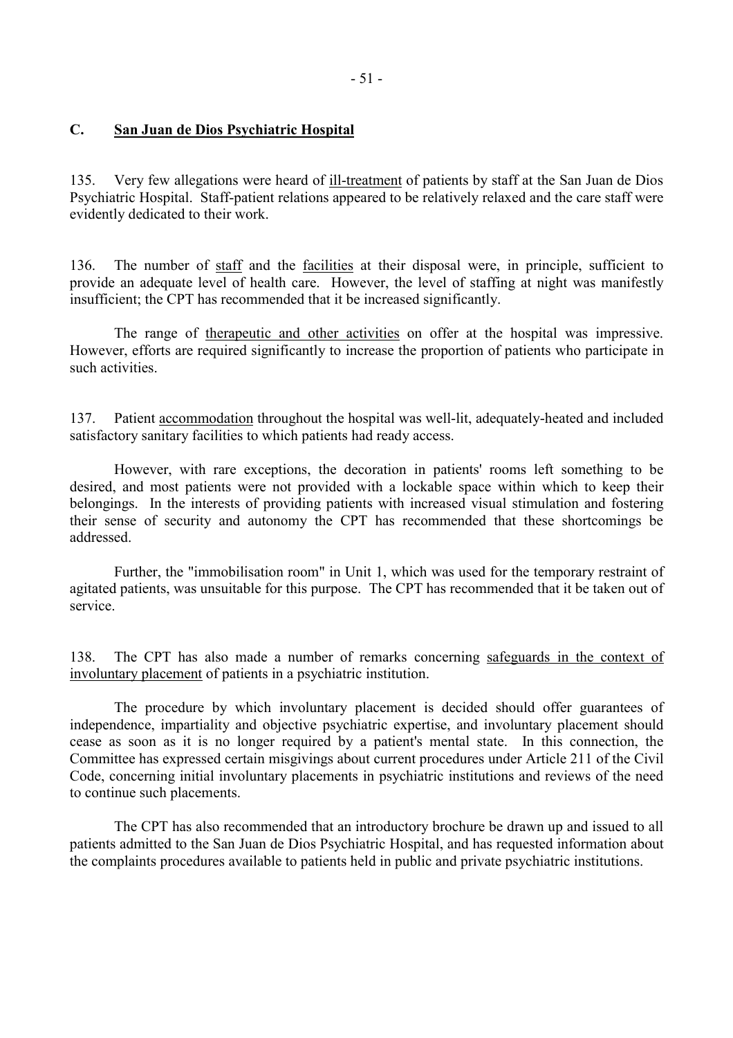## C. San Juan de Dios Psychiatric Hospital

135. Very few allegations were heard of ill-treatment of patients by staff at the San Juan de Dios Psychiatric Hospital. Staff-patient relations appeared to be relatively relaxed and the care staff were evidently dedicated to their work.

136. The number of staff and the facilities at their disposal were, in principle, sufficient to provide an adequate level of health care. However, the level of staffing at night was manifestly insufficient; the CPT has recommended that it be increased significantly.

The range of therapeutic and other activities on offer at the hospital was impressive. However, efforts are required significantly to increase the proportion of patients who participate in such activities.

137. Patient accommodation throughout the hospital was well-lit, adequately-heated and included satisfactory sanitary facilities to which patients had ready access.

However, with rare exceptions, the decoration in patients' rooms left something to be desired, and most patients were not provided with a lockable space within which to keep their belongings. In the interests of providing patients with increased visual stimulation and fostering their sense of security and autonomy the CPT has recommended that these shortcomings be addressed.

Further, the "immobilisation room" in Unit 1, which was used for the temporary restraint of agitated patients, was unsuitable for this purpose. The CPT has recommended that it be taken out of service.

138. The CPT has also made a number of remarks concerning safeguards in the context of involuntary placement of patients in a psychiatric institution.

The procedure by which involuntary placement is decided should offer guarantees of independence, impartiality and objective psychiatric expertise, and involuntary placement should cease as soon as it is no longer required by a patient's mental state. In this connection, the Committee has expressed certain misgivings about current procedures under Article 211 of the Civil Code, concerning initial involuntary placements in psychiatric institutions and reviews of the need to continue such placements.

The CPT has also recommended that an introductory brochure be drawn up and issued to all patients admitted to the San Juan de Dios Psychiatric Hospital, and has requested information about the complaints procedures available to patients held in public and private psychiatric institutions.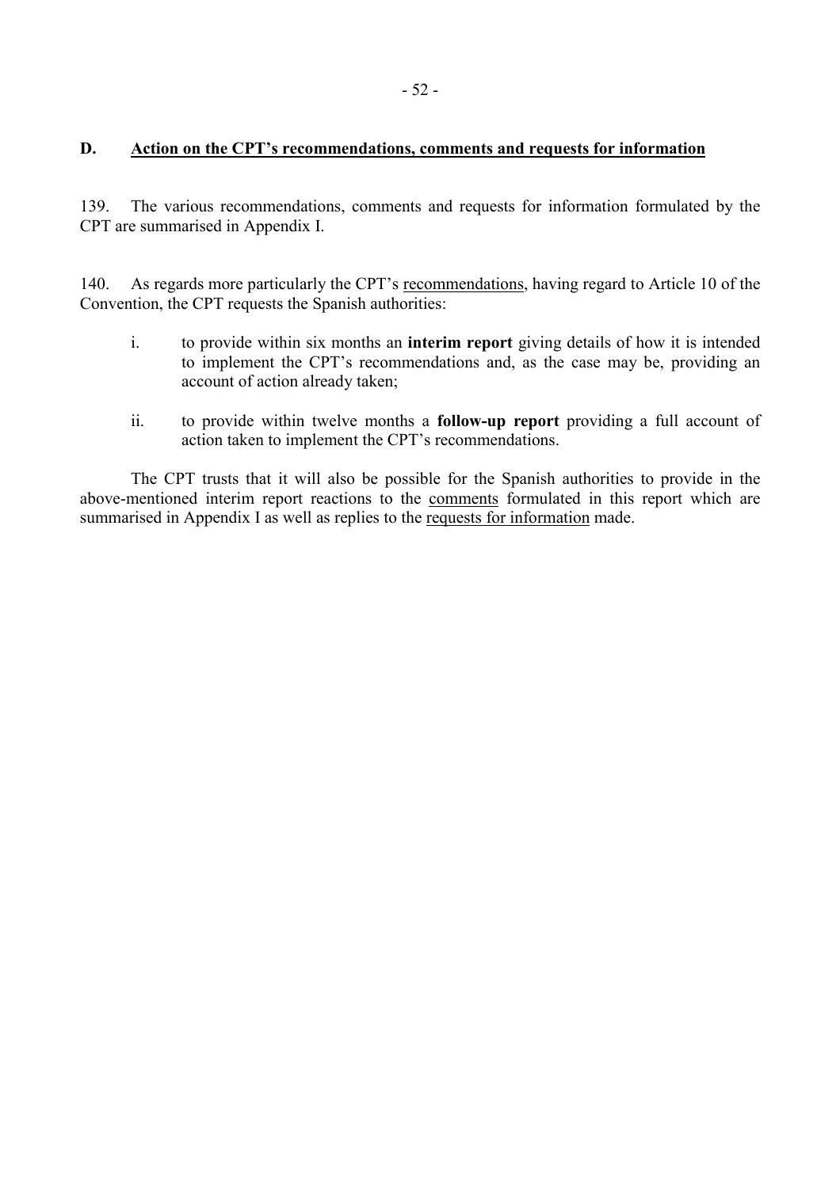## D. Action on the CPT's recommendations, comments and requests for information

139. The various recommendations, comments and requests for information formulated by the CPT are summarised in Appendix I.

140. As regards more particularly the CPT's recommendations, having regard to Article 10 of the Convention, the CPT requests the Spanish authorities:

i. to provide within six months an **interim report** giving details of how it is intended to implement the CPT's recommendations and, as the case may be, providing an account of action already taken;

ii. to provide within twelve months a **follow-up report** providing a full account of action taken to implement the CPT's recommendations.

The CPT trusts that it will also be possible for the Spanish authorities to provide in the above-mentioned interim report reactions to the comments formulated in this report which are summarised in Appendix I as well as replies to the requests for information made.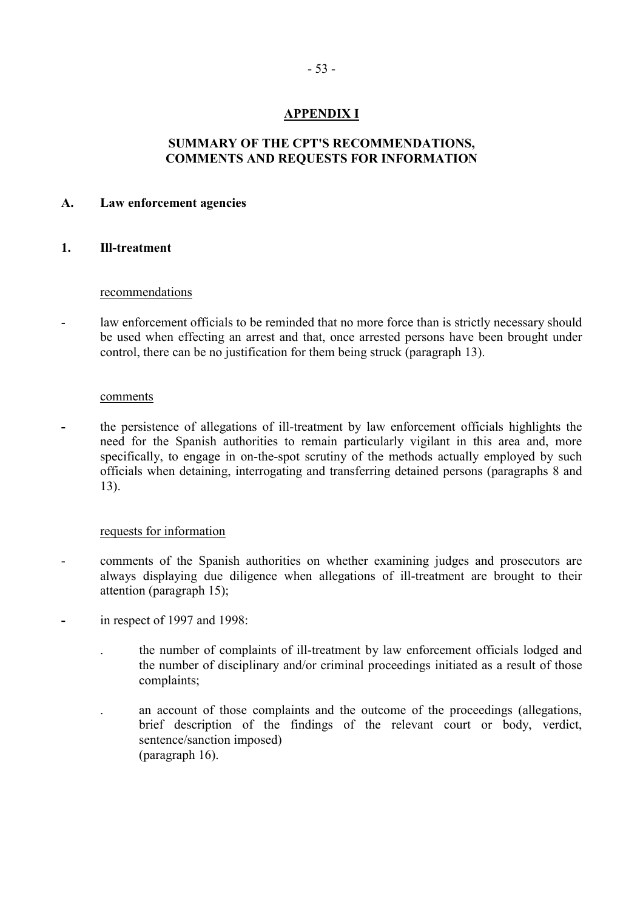# APPENDIX I

## SUMMARY OF THE CPT'S RECOMMENDATIONS, COMMENTS AND REQUESTS FOR INFORMATION

### A. Law enforcement agencies

#### 1. Ill-treatment

recommendations

- law enforcement officials to be reminded that no more force than is strictly necessary should be used when effecting an arrest and that, once arrested persons have been brought under control, there can be no justification for them being struck (paragraph 13).

comments

- the persistence of allegations of ill-treatment by law enforcement officials highlights the need for the Spanish authorities to remain particularly vigilant in this area and, more specifically, to engage in on-the-spot scrutiny of the methods actually employed by such officials when detaining, interrogating and transferring detained persons (paragraphs 8 and 13).

requests for information

- comments of the Spanish authorities on whether examining judges and prosecutors are always displaying due diligence when allegations of ill-treatment are brought to their attention (paragraph 15);

- in respect of 1997 and 1998:

  . the number of complaints of ill-treatment by law enforcement officials lodged and the number of disciplinary and/or criminal proceedings initiated as a result of those complaints;

  . an account of those complaints and the outcome of the proceedings (allegations, brief description of the findings of the relevant court or body, verdict, sentence/sanction imposed) (paragraph 16).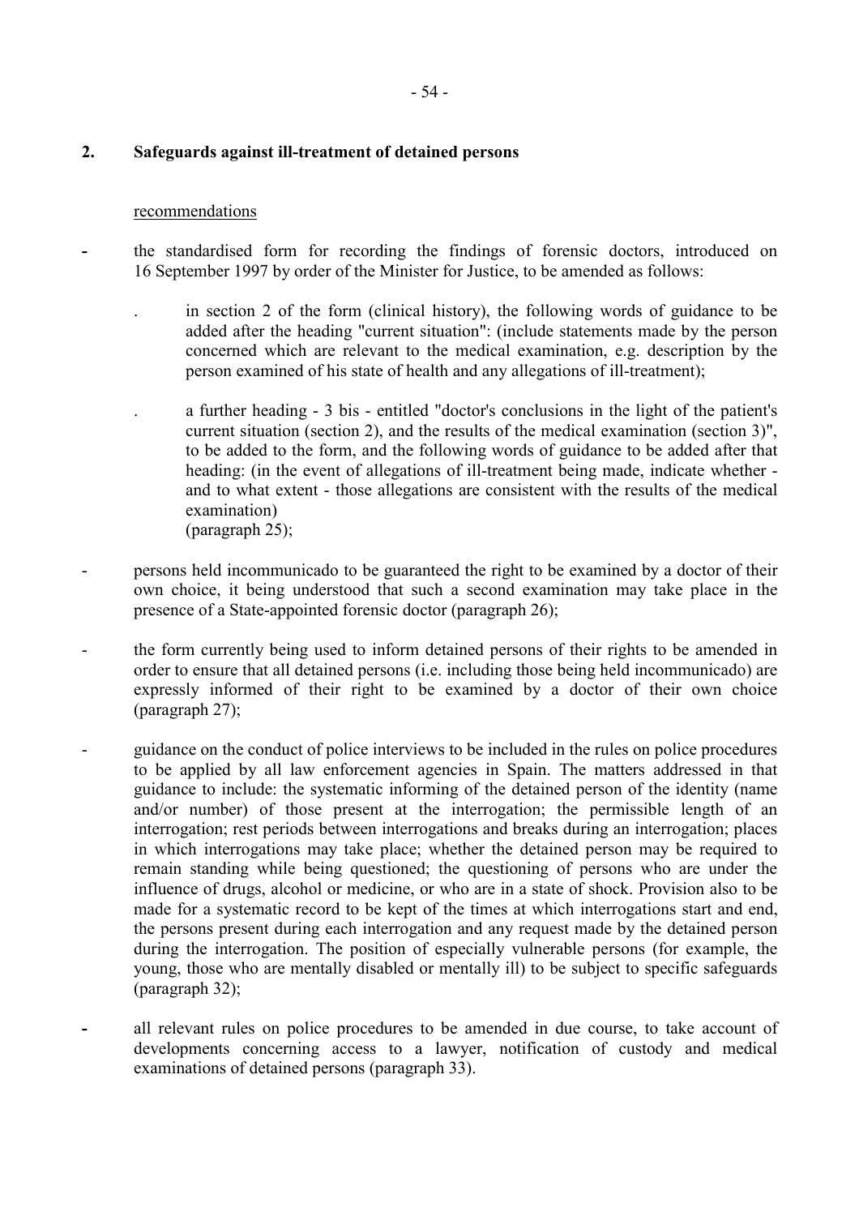## 2. Safeguards against ill-treatment of detained persons

recommendations

- the standardised form for recording the findings of forensic doctors, introduced on 16 September 1997 by order of the Minister for Justice, to be amended as follows:

  . in section 2 of the form (clinical history), the following words of guidance to be added after the heading "current situation": (include statements made by the person concerned which are relevant to the medical examination, e.g. description by the person examined of his state of health and any allegations of ill-treatment);

  . a further heading - 3 bis - entitled "doctor's conclusions in the light of the patient's current situation (section 2), and the results of the medical examination (section 3)", to be added to the form, and the following words of guidance to be added after that heading: (in the event of allegations of ill-treatment being made, indicate whether - and to what extent - those allegations are consistent with the results of the medical examination)
  (paragraph 25);

- persons held incommunicado to be guaranteed the right to be examined by a doctor of their own choice, it being understood that such a second examination may take place in the presence of a State-appointed forensic doctor (paragraph 26);

- the form currently being used to inform detained persons of their rights to be amended in order to ensure that all detained persons (i.e. including those being held incommunicado) are expressly informed of their right to be examined by a doctor of their own choice (paragraph 27);

- guidance on the conduct of police interviews to be included in the rules on police procedures to be applied by all law enforcement agencies in Spain. The matters addressed in that guidance to include: the systematic informing of the detained person of the identity (name and/or number) of those present at the interrogation; the permissible length of an interrogation; rest periods between interrogations and breaks during an interrogation; places in which interrogations may take place; whether the detained person may be required to remain standing while being questioned; the questioning of persons who are under the influence of drugs, alcohol or medicine, or who are in a state of shock. Provision also to be made for a systematic record to be kept of the times at which interrogations start and end, the persons present during each interrogation and any request made by the detained person during the interrogation. The position of especially vulnerable persons (for example, the young, those who are mentally disabled or mentally ill) to be subject to specific safeguards (paragraph 32);

- all relevant rules on police procedures to be amended in due course, to take account of developments concerning access to a lawyer, notification of custody and medical examinations of detained persons (paragraph 33).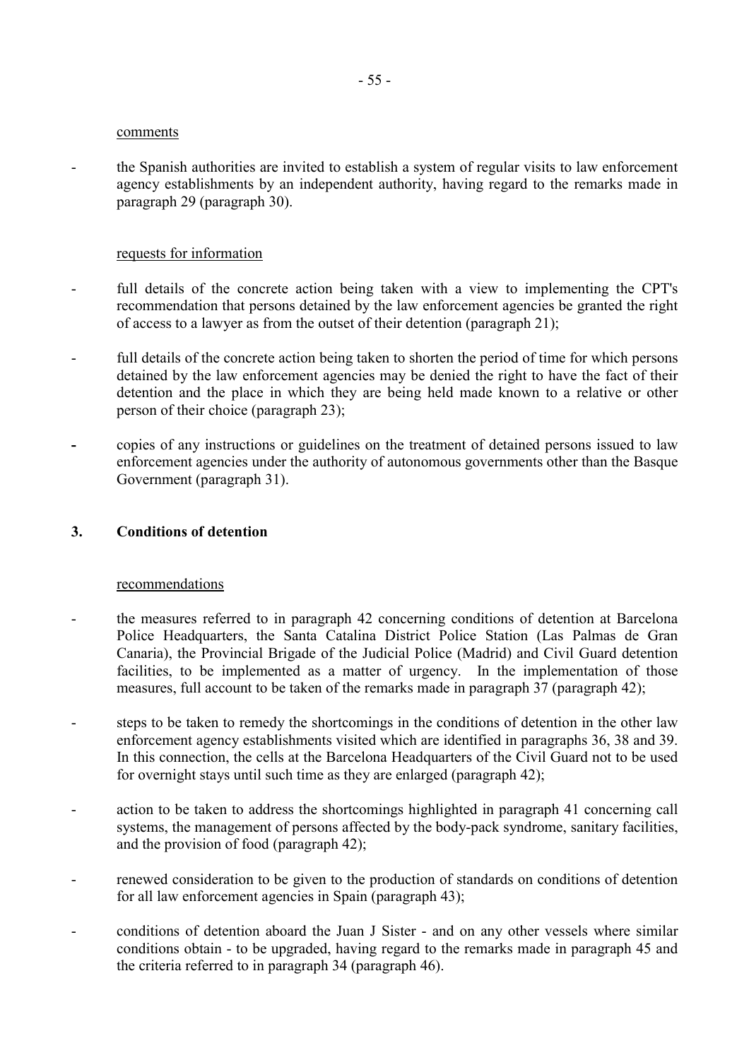comments

- the Spanish authorities are invited to establish a system of regular visits to law enforcement agency establishments by an independent authority, having regard to the remarks made in paragraph 29 (paragraph 30).

requests for information

- full details of the concrete action being taken with a view to implementing the CPT's recommendation that persons detained by the law enforcement agencies be granted the right of access to a lawyer as from the outset of their detention (paragraph 21);
- full details of the concrete action being taken to shorten the period of time for which persons detained by the law enforcement agencies may be denied the right to have the fact of their detention and the place in which they are being held made known to a relative or other person of their choice (paragraph 23);
- copies of any instructions or guidelines on the treatment of detained persons issued to law enforcement agencies under the authority of autonomous governments other than the Basque Government (paragraph 31).

## 3. Conditions of detention

recommendations

- the measures referred to in paragraph 42 concerning conditions of detention at Barcelona Police Headquarters, the Santa Catalina District Police Station (Las Palmas de Gran Canaria), the Provincial Brigade of the Judicial Police (Madrid) and Civil Guard detention facilities, to be implemented as a matter of urgency. In the implementation of those measures, full account to be taken of the remarks made in paragraph 37 (paragraph 42);
- steps to be taken to remedy the shortcomings in the conditions of detention in the other law enforcement agency establishments visited which are identified in paragraphs 36, 38 and 39. In this connection, the cells at the Barcelona Headquarters of the Civil Guard not to be used for overnight stays until such time as they are enlarged (paragraph 42);
- action to be taken to address the shortcomings highlighted in paragraph 41 concerning call systems, the management of persons affected by the body-pack syndrome, sanitary facilities, and the provision of food (paragraph 42);
- renewed consideration to be given to the production of standards on conditions of detention for all law enforcement agencies in Spain (paragraph 43);
- conditions of detention aboard the Juan J Sister - and on any other vessels where similar conditions obtain - to be upgraded, having regard to the remarks made in paragraph 45 and the criteria referred to in paragraph 34 (paragraph 46).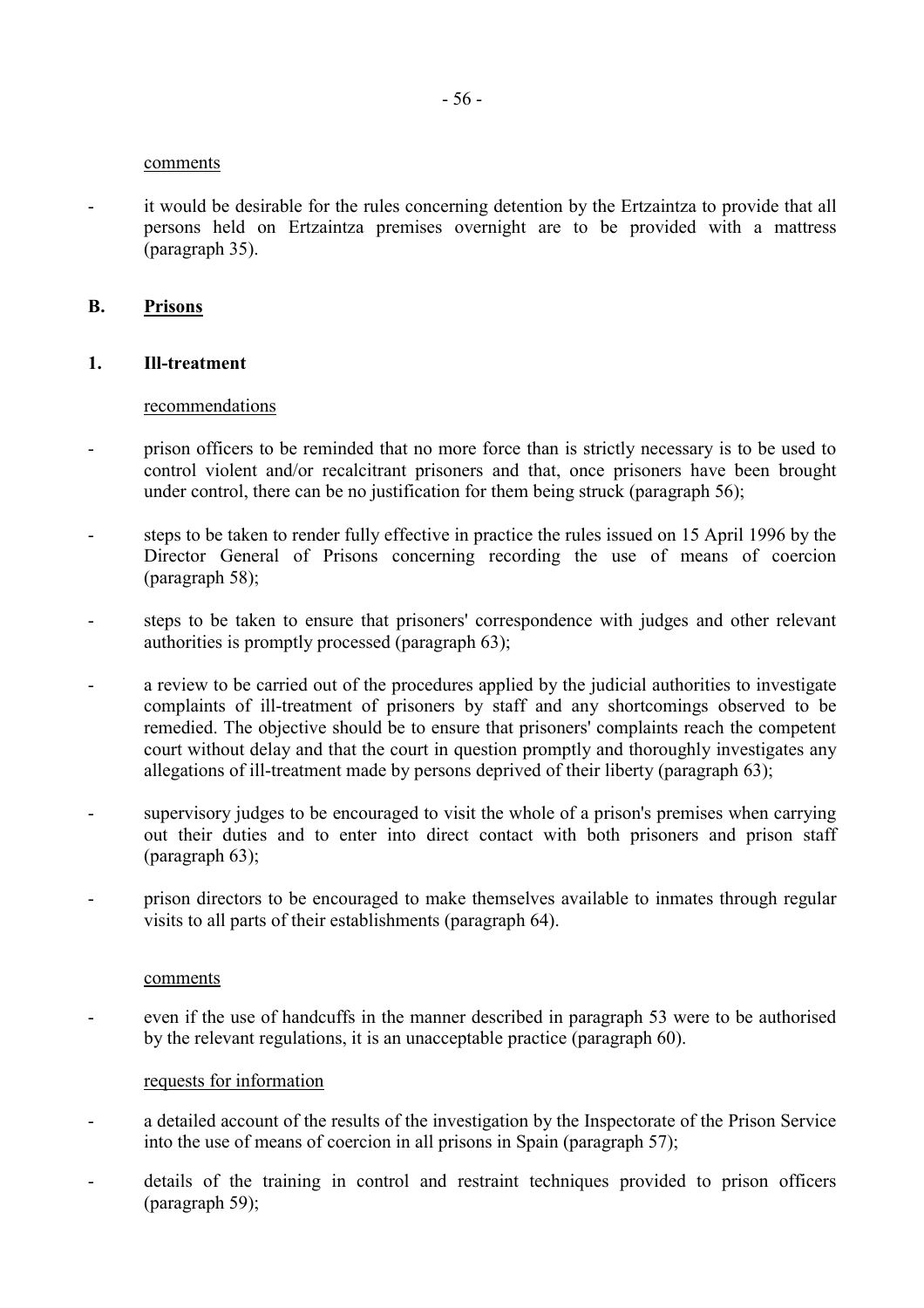comments

- it would be desirable for the rules concerning detention by the Ertzaintza to provide that all persons held on Ertzaintza premises overnight are to be provided with a mattress (paragraph 35).

## B. Prisons

### 1. Ill-treatment

recommendations

- prison officers to be reminded that no more force than is strictly necessary is to be used to control violent and/or recalcitrant prisoners and that, once prisoners have been brought under control, there can be no justification for them being struck (paragraph 56);

- steps to be taken to render fully effective in practice the rules issued on 15 April 1996 by the Director General of Prisons concerning recording the use of means of coercion (paragraph 58);

- steps to be taken to ensure that prisoners' correspondence with judges and other relevant authorities is promptly processed (paragraph 63);

- a review to be carried out of the procedures applied by the judicial authorities to investigate complaints of ill-treatment of prisoners by staff and any shortcomings observed to be remedied. The objective should be to ensure that prisoners' complaints reach the competent court without delay and that the court in question promptly and thoroughly investigates any allegations of ill-treatment made by persons deprived of their liberty (paragraph 63);

- supervisory judges to be encouraged to visit the whole of a prison's premises when carrying out their duties and to enter into direct contact with both prisoners and prison staff (paragraph 63);

- prison directors to be encouraged to make themselves available to inmates through regular visits to all parts of their establishments (paragraph 64).

comments

- even if the use of handcuffs in the manner described in paragraph 53 were to be authorised by the relevant regulations, it is an unacceptable practice (paragraph 60).

requests for information

- a detailed account of the results of the investigation by the Inspectorate of the Prison Service into the use of means of coercion in all prisons in Spain (paragraph 57);

- details of the training in control and restraint techniques provided to prison officers (paragraph 59);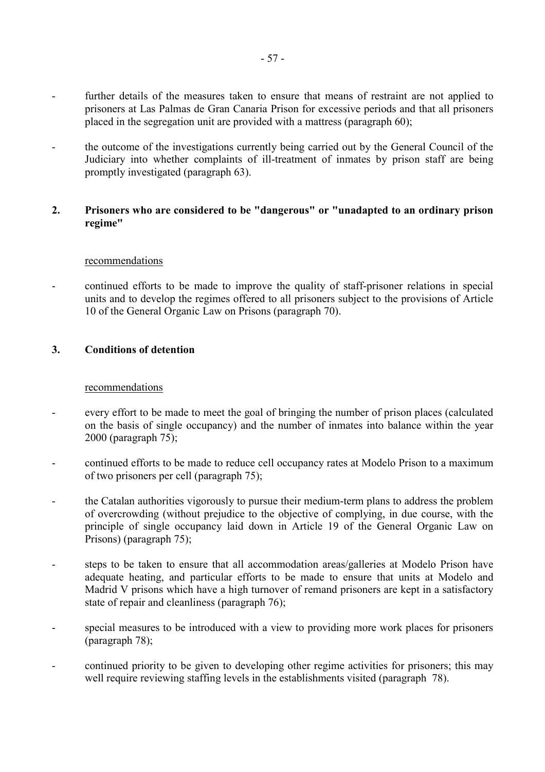- further details of the measures taken to ensure that means of restraint are not applied to prisoners at Las Palmas de Gran Canaria Prison for excessive periods and that all prisoners placed in the segregation unit are provided with a mattress (paragraph 60);

- the outcome of the investigations currently being carried out by the General Council of the Judiciary into whether complaints of ill-treatment of inmates by prison staff are being promptly investigated (paragraph 63).

## 2. Prisoners who are considered to be "dangerous" or "unadapted to an ordinary prison regime"

recommendations

- continued efforts to be made to improve the quality of staff-prisoner relations in special units and to develop the regimes offered to all prisoners subject to the provisions of Article 10 of the General Organic Law on Prisons (paragraph 70).

## 3. Conditions of detention

recommendations

- every effort to be made to meet the goal of bringing the number of prison places (calculated on the basis of single occupancy) and the number of inmates into balance within the year 2000 (paragraph 75);

- continued efforts to be made to reduce cell occupancy rates at Modelo Prison to a maximum of two prisoners per cell (paragraph 75);

- the Catalan authorities vigorously to pursue their medium-term plans to address the problem of overcrowding (without prejudice to the objective of complying, in due course, with the principle of single occupancy laid down in Article 19 of the General Organic Law on Prisons) (paragraph 75);

- steps to be taken to ensure that all accommodation areas/galleries at Modelo Prison have adequate heating, and particular efforts to be made to ensure that units at Modelo and Madrid V prisons which have a high turnover of remand prisoners are kept in a satisfactory state of repair and cleanliness (paragraph 76);

- special measures to be introduced with a view to providing more work places for prisoners (paragraph 78);

- continued priority to be given to developing other regime activities for prisoners; this may well require reviewing staffing levels in the establishments visited (paragraph 78).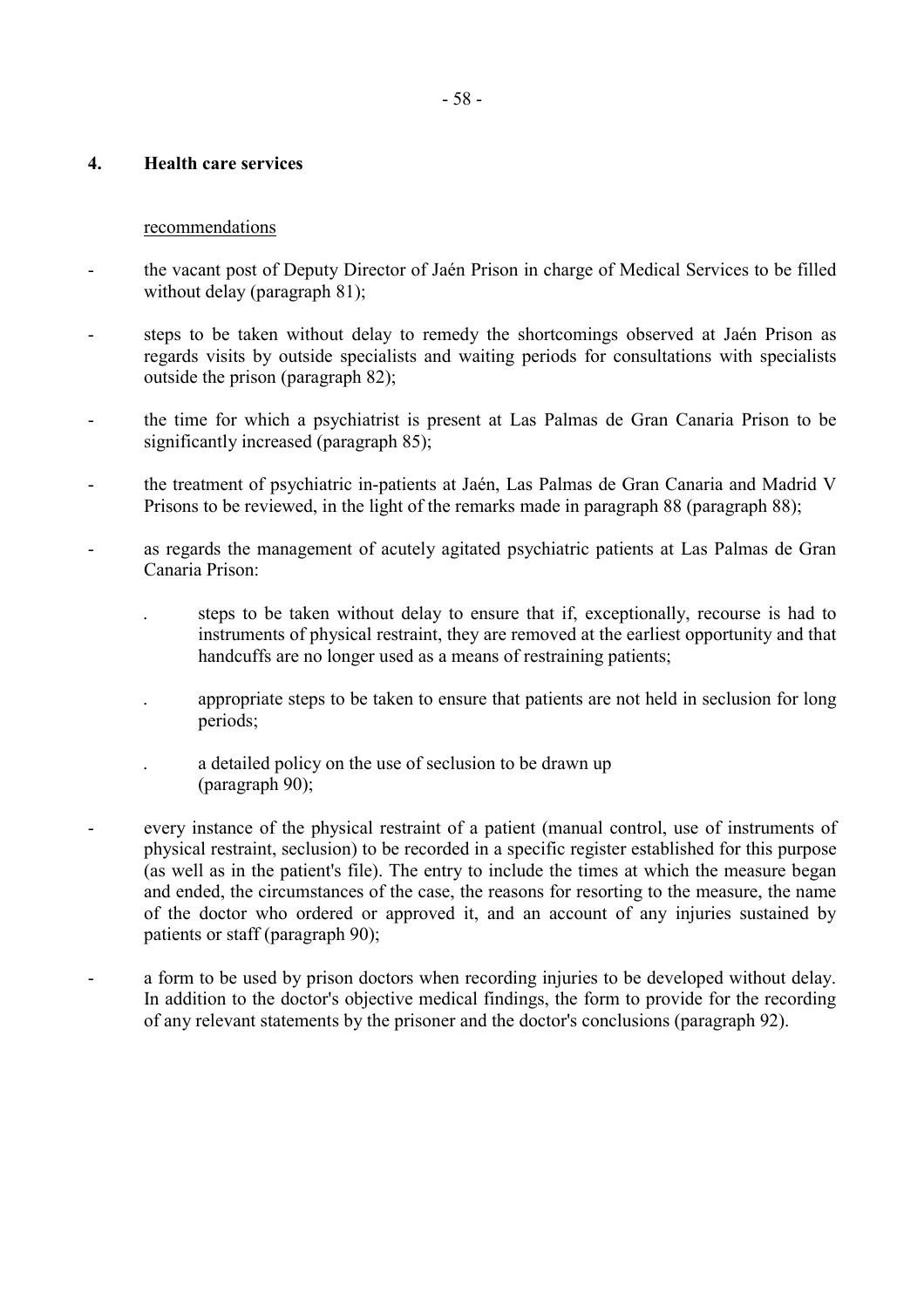## 4. Health care services

recommendations

- the vacant post of Deputy Director of Jaén Prison in charge of Medical Services to be filled without delay (paragraph 81);

- steps to be taken without delay to remedy the shortcomings observed at Jaén Prison as regards visits by outside specialists and waiting periods for consultations with specialists outside the prison (paragraph 82);

- the time for which a psychiatrist is present at Las Palmas de Gran Canaria Prison to be significantly increased (paragraph 85);

- the treatment of psychiatric in-patients at Jaén, Las Palmas de Gran Canaria and Madrid V Prisons to be reviewed, in the light of the remarks made in paragraph 88 (paragraph 88);

- as regards the management of acutely agitated psychiatric patients at Las Palmas de Gran Canaria Prison:

  . steps to be taken without delay to ensure that if, exceptionally, recourse is had to instruments of physical restraint, they are removed at the earliest opportunity and that handcuffs are no longer used as a means of restraining patients;

  . appropriate steps to be taken to ensure that patients are not held in seclusion for long periods;

  . a detailed policy on the use of seclusion to be drawn up (paragraph 90);

- every instance of the physical restraint of a patient (manual control, use of instruments of physical restraint, seclusion) to be recorded in a specific register established for this purpose (as well as in the patient's file). The entry to include the times at which the measure began and ended, the circumstances of the case, the reasons for resorting to the measure, the name of the doctor who ordered or approved it, and an account of any injuries sustained by patients or staff (paragraph 90);

- a form to be used by prison doctors when recording injuries to be developed without delay. In addition to the doctor's objective medical findings, the form to provide for the recording of any relevant statements by the prisoner and the doctor's conclusions (paragraph 92).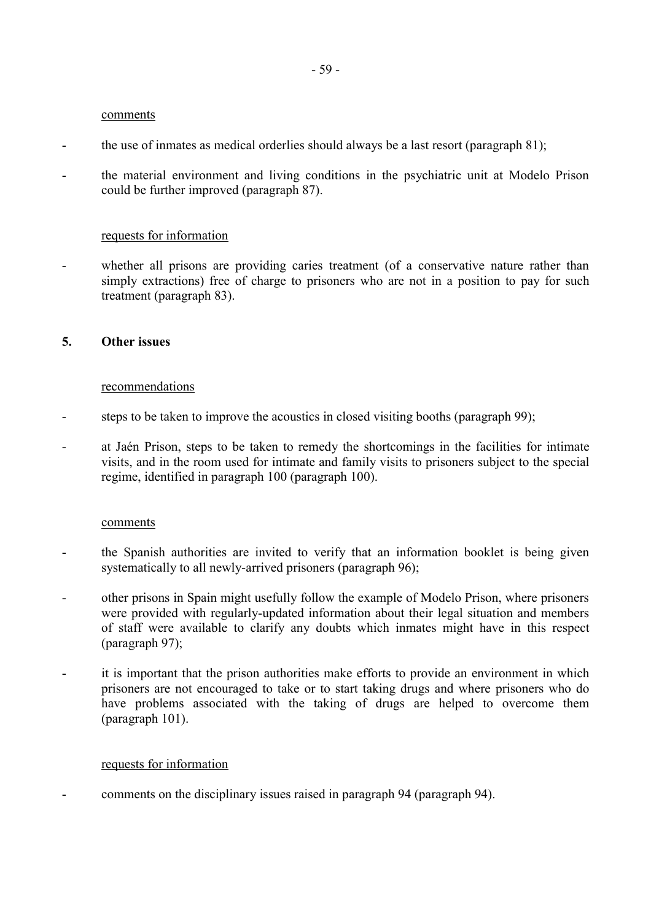comments

- the use of inmates as medical orderlies should always be a last resort (paragraph 81);
- the material environment and living conditions in the psychiatric unit at Modelo Prison could be further improved (paragraph 87).

requests for information

- whether all prisons are providing caries treatment (of a conservative nature rather than simply extractions) free of charge to prisoners who are not in a position to pay for such treatment (paragraph 83).

## 5. Other issues

recommendations

- steps to be taken to improve the acoustics in closed visiting booths (paragraph 99);
- at Jaén Prison, steps to be taken to remedy the shortcomings in the facilities for intimate visits, and in the room used for intimate and family visits to prisoners subject to the special regime, identified in paragraph 100 (paragraph 100).

comments

- the Spanish authorities are invited to verify that an information booklet is being given systematically to all newly-arrived prisoners (paragraph 96);
- other prisons in Spain might usefully follow the example of Modelo Prison, where prisoners were provided with regularly-updated information about their legal situation and members of staff were available to clarify any doubts which inmates might have in this respect (paragraph 97);
- it is important that the prison authorities make efforts to provide an environment in which prisoners are not encouraged to take or to start taking drugs and where prisoners who do have problems associated with the taking of drugs are helped to overcome them (paragraph 101).

requests for information

- comments on the disciplinary issues raised in paragraph 94 (paragraph 94).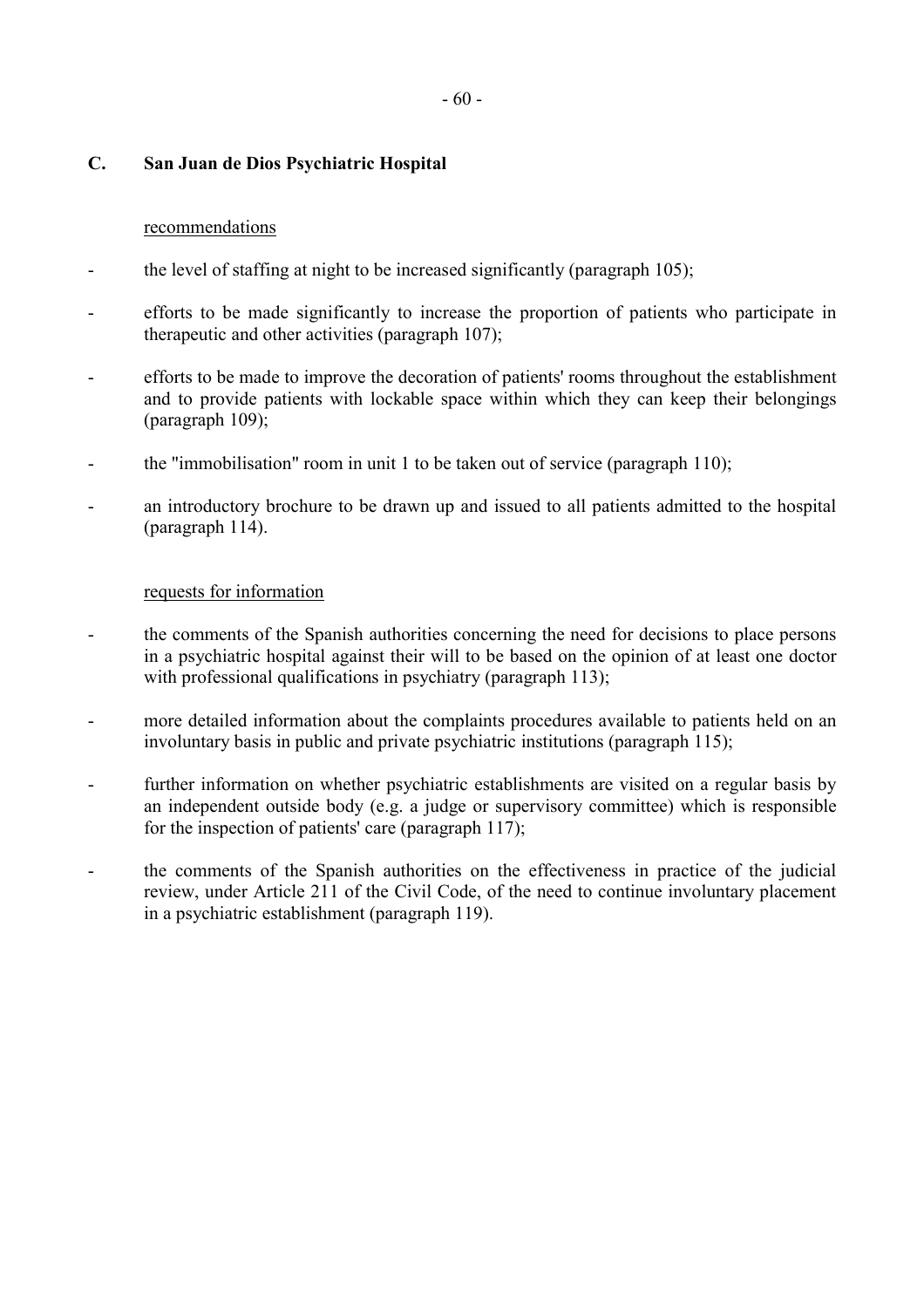## C. San Juan de Dios Psychiatric Hospital

recommendations

- the level of staffing at night to be increased significantly (paragraph 105);
- efforts to be made significantly to increase the proportion of patients who participate in therapeutic and other activities (paragraph 107);
- efforts to be made to improve the decoration of patients' rooms throughout the establishment and to provide patients with lockable space within which they can keep their belongings (paragraph 109);
- the "immobilisation" room in unit 1 to be taken out of service (paragraph 110);
- an introductory brochure to be drawn up and issued to all patients admitted to the hospital (paragraph 114).

requests for information

- the comments of the Spanish authorities concerning the need for decisions to place persons in a psychiatric hospital against their will to be based on the opinion of at least one doctor with professional qualifications in psychiatry (paragraph 113);
- more detailed information about the complaints procedures available to patients held on an involuntary basis in public and private psychiatric institutions (paragraph 115);
- further information on whether psychiatric establishments are visited on a regular basis by an independent outside body (e.g. a judge or supervisory committee) which is responsible for the inspection of patients' care (paragraph 117);
- the comments of the Spanish authorities on the effectiveness in practice of the judicial review, under Article 211 of the Civil Code, of the need to continue involuntary placement in a psychiatric establishment (paragraph 119).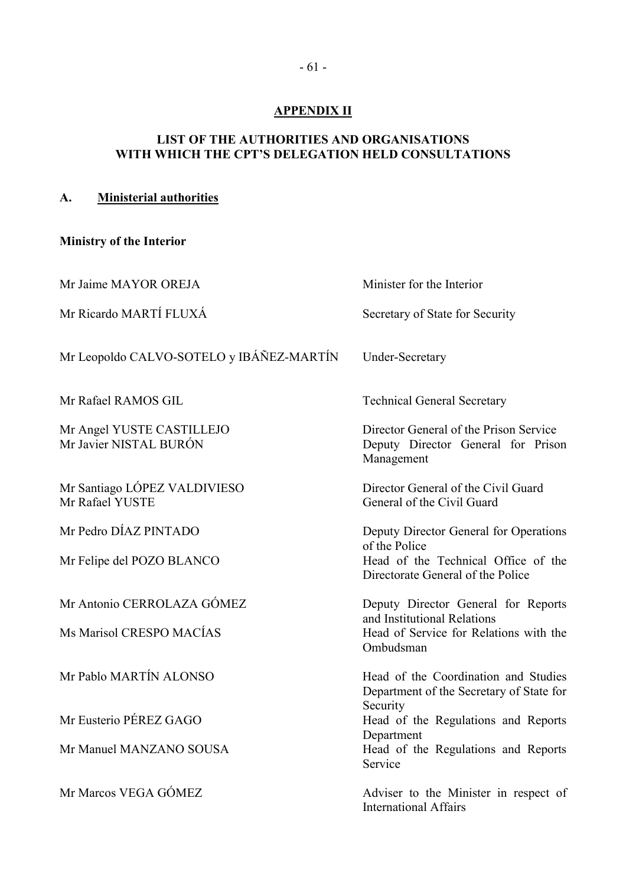## APPENDIX II

## LIST OF THE AUTHORITIES AND ORGANISATIONS WITH WHICH THE CPT'S DELEGATION HELD CONSULTATIONS

### A. Ministerial authorities

**Ministry of the Interior**

| | |
|---|---|
| Mr Jaime MAYOR OREJA | Minister for the Interior |
| Mr Ricardo MARTÍ FLUXÁ | Secretary of State for Security |
| Mr Leopoldo CALVO-SOTELO y IBÁÑEZ-MARTÍN | Under-Secretary |
| Mr Rafael RAMOS GIL | Technical General Secretary |
| Mr Angel YUSTE CASTILLEJO | Director General of the Prison Service |
| Mr Javier NISTAL BURÓN | Deputy Director General for Prison Management |
| Mr Santiago LÓPEZ VALDIVIESO | Director General of the Civil Guard |
| Mr Rafael YUSTE | General of the Civil Guard |
| Mr Pedro DÍAZ PINTADO | Deputy Director General for Operations of the Police |
| Mr Felipe del POZO BLANCO | Head of the Technical Office of the Directorate General of the Police |
| Mr Antonio CERROLAZA GÓMEZ | Deputy Director General for Reports and Institutional Relations |
| Ms Marisol CRESPO MACÍAS | Head of Service for Relations with the Ombudsman |
| Mr Pablo MARTÍN ALONSO | Head of the Coordination and Studies Department of the Secretary of State for Security |
| Mr Eusterio PÉREZ GAGO | Head of the Regulations and Reports Department |
| Mr Manuel MANZANO SOUSA | Head of the Regulations and Reports Service |
| Mr Marcos VEGA GÓMEZ | Adviser to the Minister in respect of International Affairs |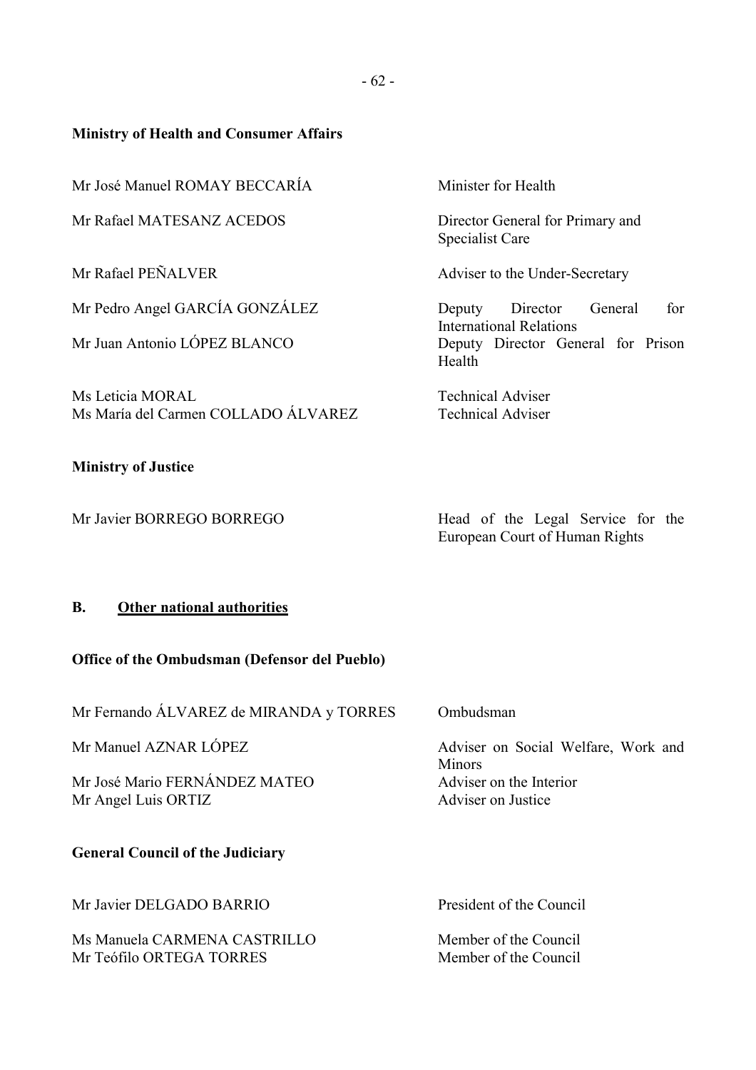**Ministry of Health and Consumer Affairs**

| | |
|---|---|
| Mr José Manuel ROMAY BECCARÍA | Minister for Health |
| Mr Rafael MATESANZ ACEDOS | Director General for Primary and Specialist Care |
| Mr Rafael PEÑALVER | Adviser to the Under-Secretary |
| Mr Pedro Angel GARCÍA GONZÁLEZ | Deputy Director General for International Relations |
| Mr Juan Antonio LÓPEZ BLANCO | Deputy Director General for Prison Health |
| Ms Leticia MORAL | Technical Adviser |
| Ms María del Carmen COLLADO ÁLVAREZ | Technical Adviser |

**Ministry of Justice**

| | |
|---|---|
| Mr Javier BORREGO BORREGO | Head of the Legal Service for the European Court of Human Rights |

## B. Other national authorities

**Office of the Ombudsman (Defensor del Pueblo)**

| | |
|---|---|
| Mr Fernando ÁLVAREZ de MIRANDA y TORRES | Ombudsman |
| Mr Manuel AZNAR LÓPEZ | Adviser on Social Welfare, Work and Minors |
| Mr José Mario FERNÁNDEZ MATEO | Adviser on the Interior |
| Mr Angel Luis ORTIZ | Adviser on Justice |

**General Council of the Judiciary**

| | |
|---|---|
| Mr Javier DELGADO BARRIO | President of the Council |
| Ms Manuela CARMENA CASTRILLO | Member of the Council |
| Mr Teófilo ORTEGA TORRES | Member of the Council |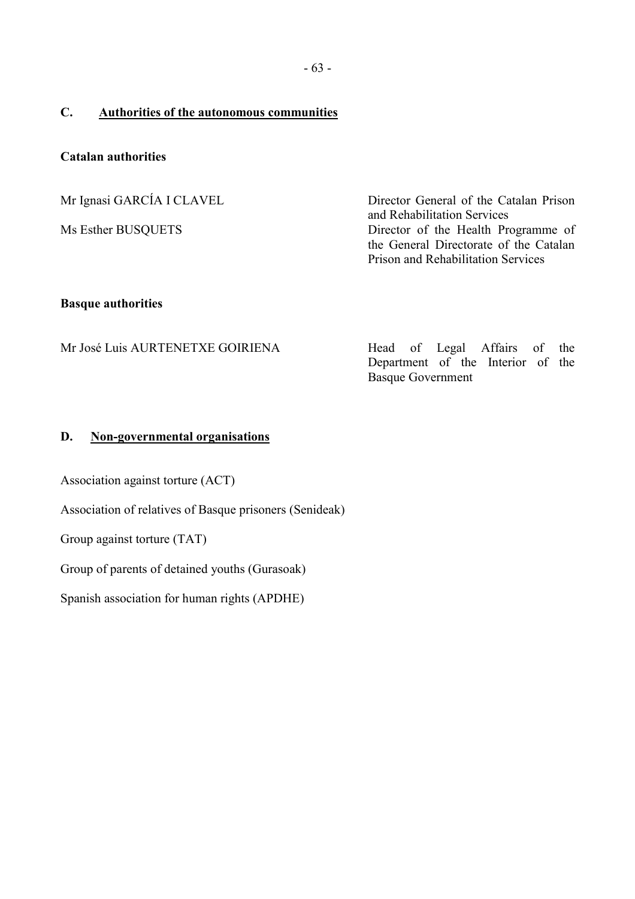## C. Authorities of the autonomous communities

**Catalan authorities**

| | |
|---|---|
| Mr Ignasi GARCÍA I CLAVEL | Director General of the Catalan Prison and Rehabilitation Services |
| Ms Esther BUSQUETS | Director of the Health Programme of the General Directorate of the Catalan Prison and Rehabilitation Services |

**Basque authorities**

| | |
|---|---|
| Mr José Luis AURTENETXE GOIRIENA | Head of Legal Affairs of the Department of the Interior of the Basque Government |

## D. Non-governmental organisations

Association against torture (ACT)

Association of relatives of Basque prisoners (Senideak)

Group against torture (TAT)

Group of parents of detained youths (Gurasoak)

Spanish association for human rights (APDHE)